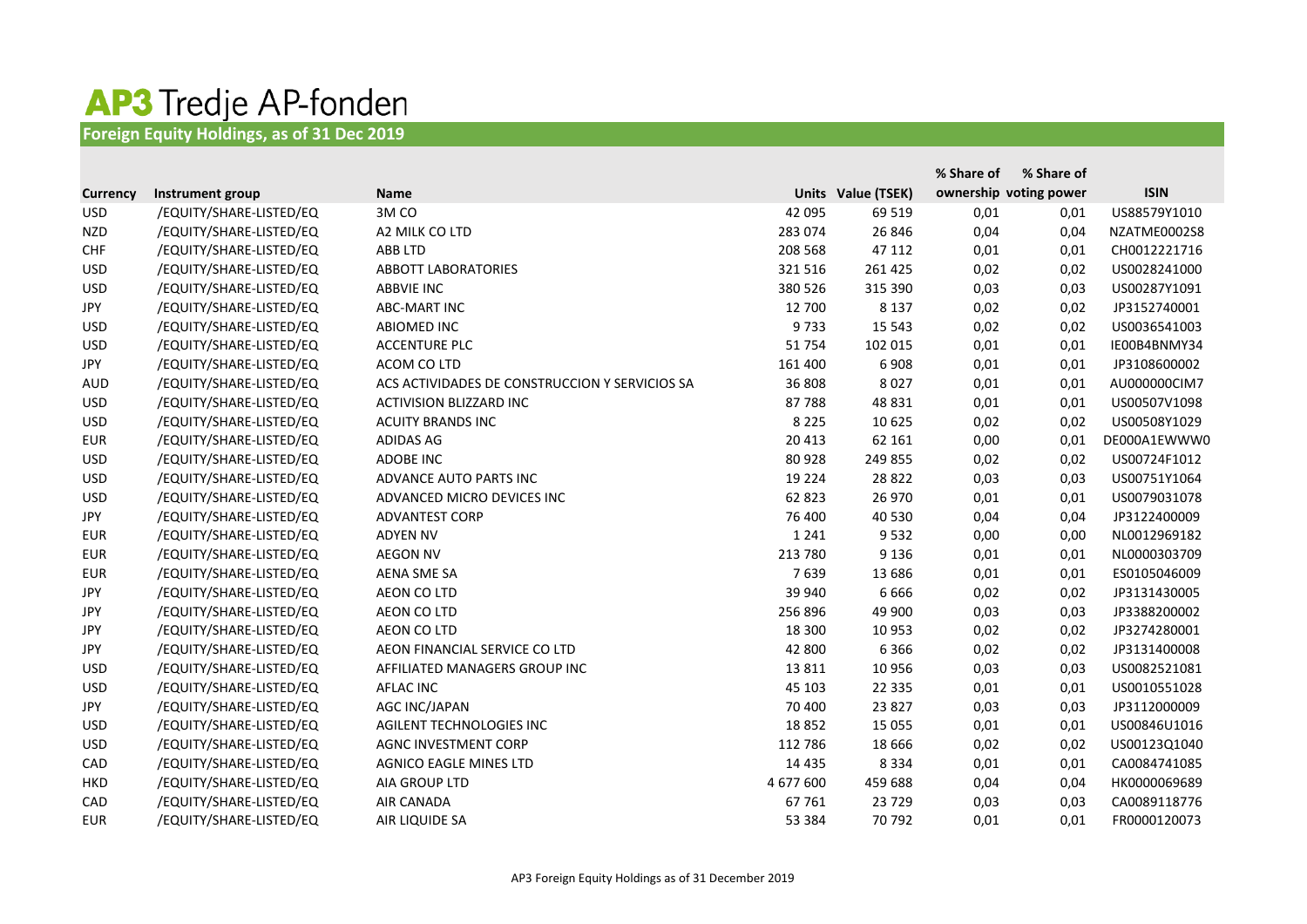# AP3 Tredje AP-fonden

## Foreign Equity Holdings, as of 31 Dec 2019

| Currency | Instrument group | Name | Units | Value (TSEK) | % Share of ownership | % Share of voting power | ISIN |
|---|---|---|---|---|---|---|---|
| USD | /EQUITY/SHARE-LISTED/EQ | 3M CO | 42 095 | 69 519 | 0,01 | 0,01 | US88579Y1010 |
| NZD | /EQUITY/SHARE-LISTED/EQ | A2 MILK CO LTD | 283 074 | 26 846 | 0,04 | 0,04 | NZATME0002S8 |
| CHF | /EQUITY/SHARE-LISTED/EQ | ABB LTD | 208 568 | 47 112 | 0,01 | 0,01 | CH0012221716 |
| USD | /EQUITY/SHARE-LISTED/EQ | ABBOTT LABORATORIES | 321 516 | 261 425 | 0,02 | 0,02 | US0028241000 |
| USD | /EQUITY/SHARE-LISTED/EQ | ABBVIE INC | 380 526 | 315 390 | 0,03 | 0,03 | US00287Y1091 |
| JPY | /EQUITY/SHARE-LISTED/EQ | ABC-MART INC | 12 700 | 8 137 | 0,02 | 0,02 | JP3152740001 |
| USD | /EQUITY/SHARE-LISTED/EQ | ABIOMED INC | 9 733 | 15 543 | 0,02 | 0,02 | US0036541003 |
| USD | /EQUITY/SHARE-LISTED/EQ | ACCENTURE PLC | 51 754 | 102 015 | 0,01 | 0,01 | IE00B4BNMY34 |
| JPY | /EQUITY/SHARE-LISTED/EQ | ACOM CO LTD | 161 400 | 6 908 | 0,01 | 0,01 | JP3108600002 |
| AUD | /EQUITY/SHARE-LISTED/EQ | ACS ACTIVIDADES DE CONSTRUCCION Y SERVICIOS SA | 36 808 | 8 027 | 0,01 | 0,01 | AU000000CIM7 |
| USD | /EQUITY/SHARE-LISTED/EQ | ACTIVISION BLIZZARD INC | 87 788 | 48 831 | 0,01 | 0,01 | US00507V1098 |
| USD | /EQUITY/SHARE-LISTED/EQ | ACUITY BRANDS INC | 8 225 | 10 625 | 0,02 | 0,02 | US00508Y1029 |
| EUR | /EQUITY/SHARE-LISTED/EQ | ADIDAS AG | 20 413 | 62 161 | 0,00 | 0,01 | DE000A1EWWW0 |
| USD | /EQUITY/SHARE-LISTED/EQ | ADOBE INC | 80 928 | 249 855 | 0,02 | 0,02 | US00724F1012 |
| USD | /EQUITY/SHARE-LISTED/EQ | ADVANCE AUTO PARTS INC | 19 224 | 28 822 | 0,03 | 0,03 | US00751Y1064 |
| USD | /EQUITY/SHARE-LISTED/EQ | ADVANCED MICRO DEVICES INC | 62 823 | 26 970 | 0,01 | 0,01 | US0079031078 |
| JPY | /EQUITY/SHARE-LISTED/EQ | ADVANTEST CORP | 76 400 | 40 530 | 0,04 | 0,04 | JP3122400009 |
| EUR | /EQUITY/SHARE-LISTED/EQ | ADYEN NV | 1 241 | 9 532 | 0,00 | 0,00 | NL0012969182 |
| EUR | /EQUITY/SHARE-LISTED/EQ | AEGON NV | 213 780 | 9 136 | 0,01 | 0,01 | NL0000303709 |
| EUR | /EQUITY/SHARE-LISTED/EQ | AENA SME SA | 7 639 | 13 686 | 0,01 | 0,01 | ES0105046009 |
| JPY | /EQUITY/SHARE-LISTED/EQ | AEON CO LTD | 39 940 | 6 666 | 0,02 | 0,02 | JP3131430005 |
| JPY | /EQUITY/SHARE-LISTED/EQ | AEON CO LTD | 256 896 | 49 900 | 0,03 | 0,03 | JP3388200002 |
| JPY | /EQUITY/SHARE-LISTED/EQ | AEON CO LTD | 18 300 | 10 953 | 0,02 | 0,02 | JP3274280001 |
| JPY | /EQUITY/SHARE-LISTED/EQ | AEON FINANCIAL SERVICE CO LTD | 42 800 | 6 366 | 0,02 | 0,02 | JP3131400008 |
| USD | /EQUITY/SHARE-LISTED/EQ | AFFILIATED MANAGERS GROUP INC | 13 811 | 10 956 | 0,03 | 0,03 | US0082521081 |
| USD | /EQUITY/SHARE-LISTED/EQ | AFLAC INC | 45 103 | 22 335 | 0,01 | 0,01 | US0010551028 |
| JPY | /EQUITY/SHARE-LISTED/EQ | AGC INC/JAPAN | 70 400 | 23 827 | 0,03 | 0,03 | JP3112000009 |
| USD | /EQUITY/SHARE-LISTED/EQ | AGILENT TECHNOLOGIES INC | 18 852 | 15 055 | 0,01 | 0,01 | US00846U1016 |
| USD | /EQUITY/SHARE-LISTED/EQ | AGNC INVESTMENT CORP | 112 786 | 18 666 | 0,02 | 0,02 | US00123Q1040 |
| CAD | /EQUITY/SHARE-LISTED/EQ | AGNICO EAGLE MINES LTD | 14 435 | 8 334 | 0,01 | 0,01 | CA0084741085 |
| HKD | /EQUITY/SHARE-LISTED/EQ | AIA GROUP LTD | 4 677 600 | 459 688 | 0,04 | 0,04 | HK0000069689 |
| CAD | /EQUITY/SHARE-LISTED/EQ | AIR CANADA | 67 761 | 23 729 | 0,03 | 0,03 | CA0089118776 |
| EUR | /EQUITY/SHARE-LISTED/EQ | AIR LIQUIDE SA | 53 384 | 70 792 | 0,01 | 0,01 | FR0000120073 |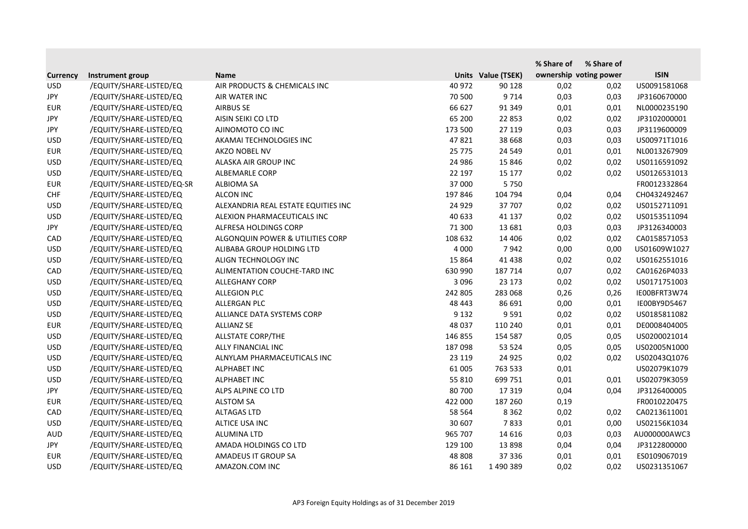| Currency | Instrument group | Name | Units | Value (TSEK) | % Share of ownership | % Share of voting power | ISIN |
|---|---|---|---|---|---|---|---|
| USD | /EQUITY/SHARE-LISTED/EQ | AIR PRODUCTS & CHEMICALS INC | 40 972 | 90 128 | 0,02 | 0,02 | US0091581068 |
| JPY | /EQUITY/SHARE-LISTED/EQ | AIR WATER INC | 70 500 | 9 714 | 0,03 | 0,03 | JP3160670000 |
| EUR | /EQUITY/SHARE-LISTED/EQ | AIRBUS SE | 66 627 | 91 349 | 0,01 | 0,01 | NL0000235190 |
| JPY | /EQUITY/SHARE-LISTED/EQ | AISIN SEIKI CO LTD | 65 200 | 22 853 | 0,02 | 0,02 | JP3102000001 |
| JPY | /EQUITY/SHARE-LISTED/EQ | AJINOMOTO CO INC | 173 500 | 27 119 | 0,03 | 0,03 | JP3119600009 |
| USD | /EQUITY/SHARE-LISTED/EQ | AKAMAI TECHNOLOGIES INC | 47 821 | 38 668 | 0,03 | 0,03 | US00971T1016 |
| EUR | /EQUITY/SHARE-LISTED/EQ | AKZO NOBEL NV | 25 775 | 24 549 | 0,01 | 0,01 | NL0013267909 |
| USD | /EQUITY/SHARE-LISTED/EQ | ALASKA AIR GROUP INC | 24 986 | 15 846 | 0,02 | 0,02 | US0116591092 |
| USD | /EQUITY/SHARE-LISTED/EQ | ALBEMARLE CORP | 22 197 | 15 177 | 0,02 | 0,02 | US0126531013 |
| EUR | /EQUITY/SHARE-LISTED/EQ-SR | ALBIOMA SA | 37 000 | 5 750 | | | FR0012332864 |
| CHF | /EQUITY/SHARE-LISTED/EQ | ALCON INC | 197 846 | 104 794 | 0,04 | 0,04 | CH0432492467 |
| USD | /EQUITY/SHARE-LISTED/EQ | ALEXANDRIA REAL ESTATE EQUITIES INC | 24 929 | 37 707 | 0,02 | 0,02 | US0152711091 |
| USD | /EQUITY/SHARE-LISTED/EQ | ALEXION PHARMACEUTICALS INC | 40 633 | 41 137 | 0,02 | 0,02 | US0153511094 |
| JPY | /EQUITY/SHARE-LISTED/EQ | ALFRESA HOLDINGS CORP | 71 300 | 13 681 | 0,03 | 0,03 | JP3126340003 |
| CAD | /EQUITY/SHARE-LISTED/EQ | ALGONQUIN POWER & UTILITIES CORP | 108 632 | 14 406 | 0,02 | 0,02 | CA0158571053 |
| USD | /EQUITY/SHARE-LISTED/EQ | ALIBABA GROUP HOLDING LTD | 4 000 | 7 942 | 0,00 | 0,00 | US01609W1027 |
| USD | /EQUITY/SHARE-LISTED/EQ | ALIGN TECHNOLOGY INC | 15 864 | 41 438 | 0,02 | 0,02 | US0162551016 |
| CAD | /EQUITY/SHARE-LISTED/EQ | ALIMENTATION COUCHE-TARD INC | 630 990 | 187 714 | 0,07 | 0,02 | CA01626P4033 |
| USD | /EQUITY/SHARE-LISTED/EQ | ALLEGHANY CORP | 3 096 | 23 173 | 0,02 | 0,02 | US0171751003 |
| USD | /EQUITY/SHARE-LISTED/EQ | ALLEGION PLC | 242 805 | 283 068 | 0,26 | 0,26 | IE00BFRT3W74 |
| USD | /EQUITY/SHARE-LISTED/EQ | ALLERGAN PLC | 48 443 | 86 691 | 0,00 | 0,01 | IE00BY9D5467 |
| USD | /EQUITY/SHARE-LISTED/EQ | ALLIANCE DATA SYSTEMS CORP | 9 132 | 9 591 | 0,02 | 0,02 | US0185811082 |
| EUR | /EQUITY/SHARE-LISTED/EQ | ALLIANZ SE | 48 037 | 110 240 | 0,01 | 0,01 | DE0008404005 |
| USD | /EQUITY/SHARE-LISTED/EQ | ALLSTATE CORP/THE | 146 855 | 154 587 | 0,05 | 0,05 | US0200021014 |
| USD | /EQUITY/SHARE-LISTED/EQ | ALLY FINANCIAL INC | 187 098 | 53 524 | 0,05 | 0,05 | US02005N1000 |
| USD | /EQUITY/SHARE-LISTED/EQ | ALNYLAM PHARMACEUTICALS INC | 23 119 | 24 925 | 0,02 | 0,02 | US02043Q1076 |
| USD | /EQUITY/SHARE-LISTED/EQ | ALPHABET INC | 61 005 | 763 533 | 0,01 | | US02079K1079 |
| USD | /EQUITY/SHARE-LISTED/EQ | ALPHABET INC | 55 810 | 699 751 | 0,01 | 0,01 | US02079K3059 |
| JPY | /EQUITY/SHARE-LISTED/EQ | ALPS ALPINE CO LTD | 80 700 | 17 319 | 0,04 | 0,04 | JP3126400005 |
| EUR | /EQUITY/SHARE-LISTED/EQ | ALSTOM SA | 422 000 | 187 260 | 0,19 | | FR0010220475 |
| CAD | /EQUITY/SHARE-LISTED/EQ | ALTAGAS LTD | 58 564 | 8 362 | 0,02 | 0,02 | CA0213611001 |
| USD | /EQUITY/SHARE-LISTED/EQ | ALTICE USA INC | 30 607 | 7 833 | 0,01 | 0,00 | US02156K1034 |
| AUD | /EQUITY/SHARE-LISTED/EQ | ALUMINA LTD | 965 707 | 14 616 | 0,03 | 0,03 | AU000000AWC3 |
| JPY | /EQUITY/SHARE-LISTED/EQ | AMADA HOLDINGS CO LTD | 129 100 | 13 898 | 0,04 | 0,04 | JP3122800000 |
| EUR | /EQUITY/SHARE-LISTED/EQ | AMADEUS IT GROUP SA | 48 808 | 37 336 | 0,01 | 0,01 | ES0109067019 |
| USD | /EQUITY/SHARE-LISTED/EQ | AMAZON.COM INC | 86 161 | 1 490 389 | 0,02 | 0,02 | US0231351067 |

AP3 Foreign Equity Holdings as of 31 December 2019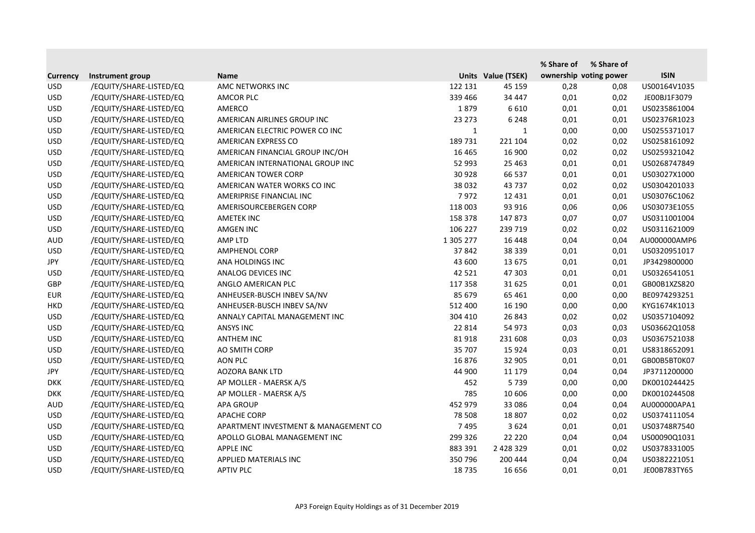| Currency | Instrument group | Name | Units | Value (TSEK) | % Share of ownership | % Share of voting power | ISIN |
|---|---|---|---|---|---|---|---|
| USD | /EQUITY/SHARE-LISTED/EQ | AMC NETWORKS INC | 122 131 | 45 159 | 0,28 | 0,08 | US00164V1035 |
| USD | /EQUITY/SHARE-LISTED/EQ | AMCOR PLC | 339 466 | 34 447 | 0,01 | 0,02 | JE00BJ1F3079 |
| USD | /EQUITY/SHARE-LISTED/EQ | AMERCO | 1 879 | 6 610 | 0,01 | 0,01 | US0235861004 |
| USD | /EQUITY/SHARE-LISTED/EQ | AMERICAN AIRLINES GROUP INC | 23 273 | 6 248 | 0,01 | 0,01 | US02376R1023 |
| USD | /EQUITY/SHARE-LISTED/EQ | AMERICAN ELECTRIC POWER CO INC | 1 | 1 | 0,00 | 0,00 | US0255371017 |
| USD | /EQUITY/SHARE-LISTED/EQ | AMERICAN EXPRESS CO | 189 731 | 221 104 | 0,02 | 0,02 | US0258161092 |
| USD | /EQUITY/SHARE-LISTED/EQ | AMERICAN FINANCIAL GROUP INC/OH | 16 465 | 16 900 | 0,02 | 0,02 | US0259321042 |
| USD | /EQUITY/SHARE-LISTED/EQ | AMERICAN INTERNATIONAL GROUP INC | 52 993 | 25 463 | 0,01 | 0,01 | US0268747849 |
| USD | /EQUITY/SHARE-LISTED/EQ | AMERICAN TOWER CORP | 30 928 | 66 537 | 0,01 | 0,01 | US03027X1000 |
| USD | /EQUITY/SHARE-LISTED/EQ | AMERICAN WATER WORKS CO INC | 38 032 | 43 737 | 0,02 | 0,02 | US0304201033 |
| USD | /EQUITY/SHARE-LISTED/EQ | AMERIPRISE FINANCIAL INC | 7 972 | 12 431 | 0,01 | 0,01 | US03076C1062 |
| USD | /EQUITY/SHARE-LISTED/EQ | AMERISOURCEBERGEN CORP | 118 003 | 93 916 | 0,06 | 0,06 | US03073E1055 |
| USD | /EQUITY/SHARE-LISTED/EQ | AMETEK INC | 158 378 | 147 873 | 0,07 | 0,07 | US0311001004 |
| USD | /EQUITY/SHARE-LISTED/EQ | AMGEN INC | 106 227 | 239 719 | 0,02 | 0,02 | US0311621009 |
| AUD | /EQUITY/SHARE-LISTED/EQ | AMP LTD | 1 305 277 | 16 448 | 0,04 | 0,04 | AU000000AMP6 |
| USD | /EQUITY/SHARE-LISTED/EQ | AMPHENOL CORP | 37 842 | 38 339 | 0,01 | 0,01 | US0320951017 |
| JPY | /EQUITY/SHARE-LISTED/EQ | ANA HOLDINGS INC | 43 600 | 13 675 | 0,01 | 0,01 | JP3429800000 |
| USD | /EQUITY/SHARE-LISTED/EQ | ANALOG DEVICES INC | 42 521 | 47 303 | 0,01 | 0,01 | US0326541051 |
| GBP | /EQUITY/SHARE-LISTED/EQ | ANGLO AMERICAN PLC | 117 358 | 31 625 | 0,01 | 0,01 | GB00B1XZS820 |
| EUR | /EQUITY/SHARE-LISTED/EQ | ANHEUSER-BUSCH INBEV SA/NV | 85 679 | 65 461 | 0,00 | 0,00 | BE0974293251 |
| HKD | /EQUITY/SHARE-LISTED/EQ | ANHEUSER-BUSCH INBEV SA/NV | 512 400 | 16 190 | 0,00 | 0,00 | KYG1674K1013 |
| USD | /EQUITY/SHARE-LISTED/EQ | ANNALY CAPITAL MANAGEMENT INC | 304 410 | 26 843 | 0,02 | 0,02 | US0357104092 |
| USD | /EQUITY/SHARE-LISTED/EQ | ANSYS INC | 22 814 | 54 973 | 0,03 | 0,03 | US03662Q1058 |
| USD | /EQUITY/SHARE-LISTED/EQ | ANTHEM INC | 81 918 | 231 608 | 0,03 | 0,03 | US0367521038 |
| USD | /EQUITY/SHARE-LISTED/EQ | AO SMITH CORP | 35 707 | 15 924 | 0,03 | 0,01 | US8318652091 |
| USD | /EQUITY/SHARE-LISTED/EQ | AON PLC | 16 876 | 32 905 | 0,01 | 0,01 | GB00B5BT0K07 |
| JPY | /EQUITY/SHARE-LISTED/EQ | AOZORA BANK LTD | 44 900 | 11 179 | 0,04 | 0,04 | JP3711200000 |
| DKK | /EQUITY/SHARE-LISTED/EQ | AP MOLLER - MAERSK A/S | 452 | 5 739 | 0,00 | 0,00 | DK0010244425 |
| DKK | /EQUITY/SHARE-LISTED/EQ | AP MOLLER - MAERSK A/S | 785 | 10 606 | 0,00 | 0,00 | DK0010244508 |
| AUD | /EQUITY/SHARE-LISTED/EQ | APA GROUP | 452 979 | 33 086 | 0,04 | 0,04 | AU000000APA1 |
| USD | /EQUITY/SHARE-LISTED/EQ | APACHE CORP | 78 508 | 18 807 | 0,02 | 0,02 | US0374111054 |
| USD | /EQUITY/SHARE-LISTED/EQ | APARTMENT INVESTMENT & MANAGEMENT CO | 7 495 | 3 624 | 0,01 | 0,01 | US03748R7540 |
| USD | /EQUITY/SHARE-LISTED/EQ | APOLLO GLOBAL MANAGEMENT INC | 299 326 | 22 220 | 0,04 | 0,04 | US00090Q1031 |
| USD | /EQUITY/SHARE-LISTED/EQ | APPLE INC | 883 391 | 2 428 329 | 0,01 | 0,02 | US0378331005 |
| USD | /EQUITY/SHARE-LISTED/EQ | APPLIED MATERIALS INC | 350 796 | 200 444 | 0,04 | 0,04 | US0382221051 |
| USD | /EQUITY/SHARE-LISTED/EQ | APTIV PLC | 18 735 | 16 656 | 0,01 | 0,01 | JE00B783TY65 |

AP3 Foreign Equity Holdings as of 31 December 2019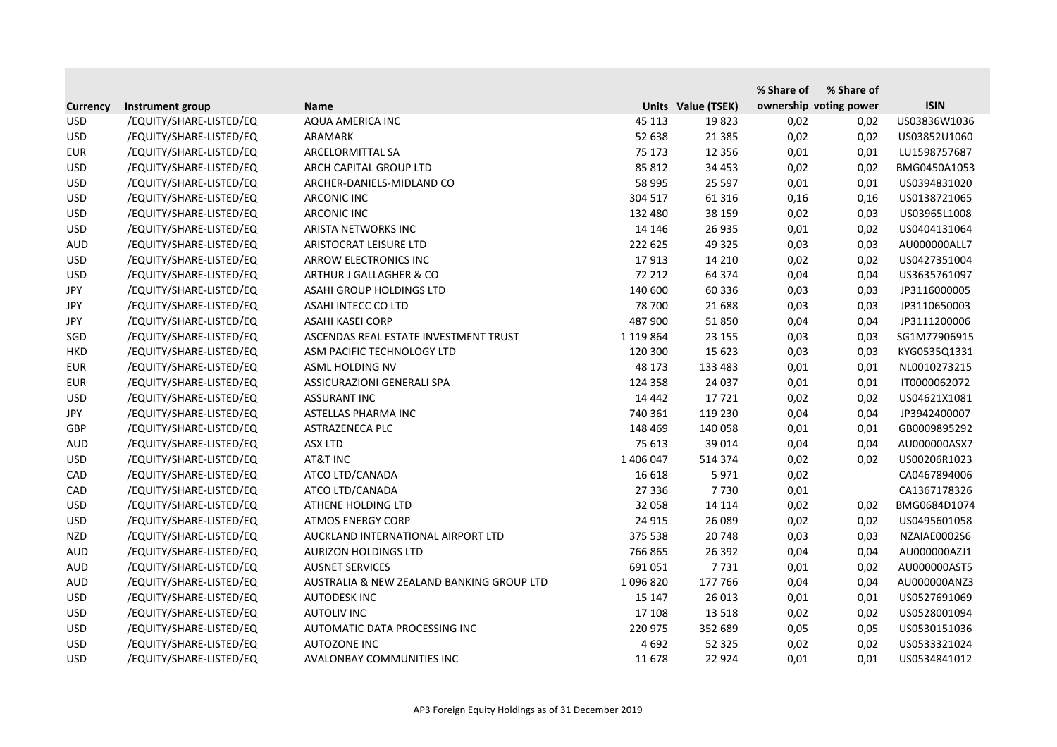| Currency | Instrument group | Name | Units | Value (TSEK) | % Share of ownership | % Share of voting power | ISIN |
|---|---|---|---|---|---|---|---|
| USD | /EQUITY/SHARE-LISTED/EQ | AQUA AMERICA INC | 45 113 | 19 823 | 0,02 | 0,02 | US03836W1036 |
| USD | /EQUITY/SHARE-LISTED/EQ | ARAMARK | 52 638 | 21 385 | 0,02 | 0,02 | US03852U1060 |
| EUR | /EQUITY/SHARE-LISTED/EQ | ARCELORMITTAL SA | 75 173 | 12 356 | 0,01 | 0,01 | LU1598757687 |
| USD | /EQUITY/SHARE-LISTED/EQ | ARCH CAPITAL GROUP LTD | 85 812 | 34 453 | 0,02 | 0,02 | BMG0450A1053 |
| USD | /EQUITY/SHARE-LISTED/EQ | ARCHER-DANIELS-MIDLAND CO | 58 995 | 25 597 | 0,01 | 0,01 | US0394831020 |
| USD | /EQUITY/SHARE-LISTED/EQ | ARCONIC INC | 304 517 | 61 316 | 0,16 | 0,16 | US0138721065 |
| USD | /EQUITY/SHARE-LISTED/EQ | ARCONIC INC | 132 480 | 38 159 | 0,02 | 0,03 | US03965L1008 |
| USD | /EQUITY/SHARE-LISTED/EQ | ARISTA NETWORKS INC | 14 146 | 26 935 | 0,01 | 0,02 | US0404131064 |
| AUD | /EQUITY/SHARE-LISTED/EQ | ARISTOCRAT LEISURE LTD | 222 625 | 49 325 | 0,03 | 0,03 | AU000000ALL7 |
| USD | /EQUITY/SHARE-LISTED/EQ | ARROW ELECTRONICS INC | 17 913 | 14 210 | 0,02 | 0,02 | US0427351004 |
| USD | /EQUITY/SHARE-LISTED/EQ | ARTHUR J GALLAGHER & CO | 72 212 | 64 374 | 0,04 | 0,04 | US3635761097 |
| JPY | /EQUITY/SHARE-LISTED/EQ | ASAHI GROUP HOLDINGS LTD | 140 600 | 60 336 | 0,03 | 0,03 | JP3116000005 |
| JPY | /EQUITY/SHARE-LISTED/EQ | ASAHI INTECC CO LTD | 78 700 | 21 688 | 0,03 | 0,03 | JP3110650003 |
| JPY | /EQUITY/SHARE-LISTED/EQ | ASAHI KASEI CORP | 487 900 | 51 850 | 0,04 | 0,04 | JP3111200006 |
| SGD | /EQUITY/SHARE-LISTED/EQ | ASCENDAS REAL ESTATE INVESTMENT TRUST | 1 119 864 | 23 155 | 0,03 | 0,03 | SG1M77906915 |
| HKD | /EQUITY/SHARE-LISTED/EQ | ASM PACIFIC TECHNOLOGY LTD | 120 300 | 15 623 | 0,03 | 0,03 | KYG0535Q1331 |
| EUR | /EQUITY/SHARE-LISTED/EQ | ASML HOLDING NV | 48 173 | 133 483 | 0,01 | 0,01 | NL0010273215 |
| EUR | /EQUITY/SHARE-LISTED/EQ | ASSICURAZIONI GENERALI SPA | 124 358 | 24 037 | 0,01 | 0,01 | IT0000062072 |
| USD | /EQUITY/SHARE-LISTED/EQ | ASSURANT INC | 14 442 | 17 721 | 0,02 | 0,02 | US04621X1081 |
| JPY | /EQUITY/SHARE-LISTED/EQ | ASTELLAS PHARMA INC | 740 361 | 119 230 | 0,04 | 0,04 | JP3942400007 |
| GBP | /EQUITY/SHARE-LISTED/EQ | ASTRAZENECA PLC | 148 469 | 140 058 | 0,01 | 0,01 | GB0009895292 |
| AUD | /EQUITY/SHARE-LISTED/EQ | ASX LTD | 75 613 | 39 014 | 0,04 | 0,04 | AU000000ASX7 |
| USD | /EQUITY/SHARE-LISTED/EQ | AT&T INC | 1 406 047 | 514 374 | 0,02 | 0,02 | US00206R1023 |
| CAD | /EQUITY/SHARE-LISTED/EQ | ATCO LTD/CANADA | 16 618 | 5 971 | 0,02 | | CA0467894006 |
| CAD | /EQUITY/SHARE-LISTED/EQ | ATCO LTD/CANADA | 27 336 | 7 730 | 0,01 | | CA1367178326 |
| USD | /EQUITY/SHARE-LISTED/EQ | ATHENE HOLDING LTD | 32 058 | 14 114 | 0,02 | 0,02 | BMG0684D1074 |
| USD | /EQUITY/SHARE-LISTED/EQ | ATMOS ENERGY CORP | 24 915 | 26 089 | 0,02 | 0,02 | US0495601058 |
| NZD | /EQUITY/SHARE-LISTED/EQ | AUCKLAND INTERNATIONAL AIRPORT LTD | 375 538 | 20 748 | 0,03 | 0,03 | NZAIAE0002S6 |
| AUD | /EQUITY/SHARE-LISTED/EQ | AURIZON HOLDINGS LTD | 766 865 | 26 392 | 0,04 | 0,04 | AU000000AZJ1 |
| AUD | /EQUITY/SHARE-LISTED/EQ | AUSNET SERVICES | 691 051 | 7 731 | 0,01 | 0,02 | AU000000AST5 |
| AUD | /EQUITY/SHARE-LISTED/EQ | AUSTRALIA & NEW ZEALAND BANKING GROUP LTD | 1 096 820 | 177 766 | 0,04 | 0,04 | AU000000ANZ3 |
| USD | /EQUITY/SHARE-LISTED/EQ | AUTODESK INC | 15 147 | 26 013 | 0,01 | 0,01 | US0527691069 |
| USD | /EQUITY/SHARE-LISTED/EQ | AUTOLIV INC | 17 108 | 13 518 | 0,02 | 0,02 | US0528001094 |
| USD | /EQUITY/SHARE-LISTED/EQ | AUTOMATIC DATA PROCESSING INC | 220 975 | 352 689 | 0,05 | 0,05 | US0530151036 |
| USD | /EQUITY/SHARE-LISTED/EQ | AUTOZONE INC | 4 692 | 52 325 | 0,02 | 0,02 | US0533321024 |
| USD | /EQUITY/SHARE-LISTED/EQ | AVALONBAY COMMUNITIES INC | 11 678 | 22 924 | 0,01 | 0,01 | US0534841012 |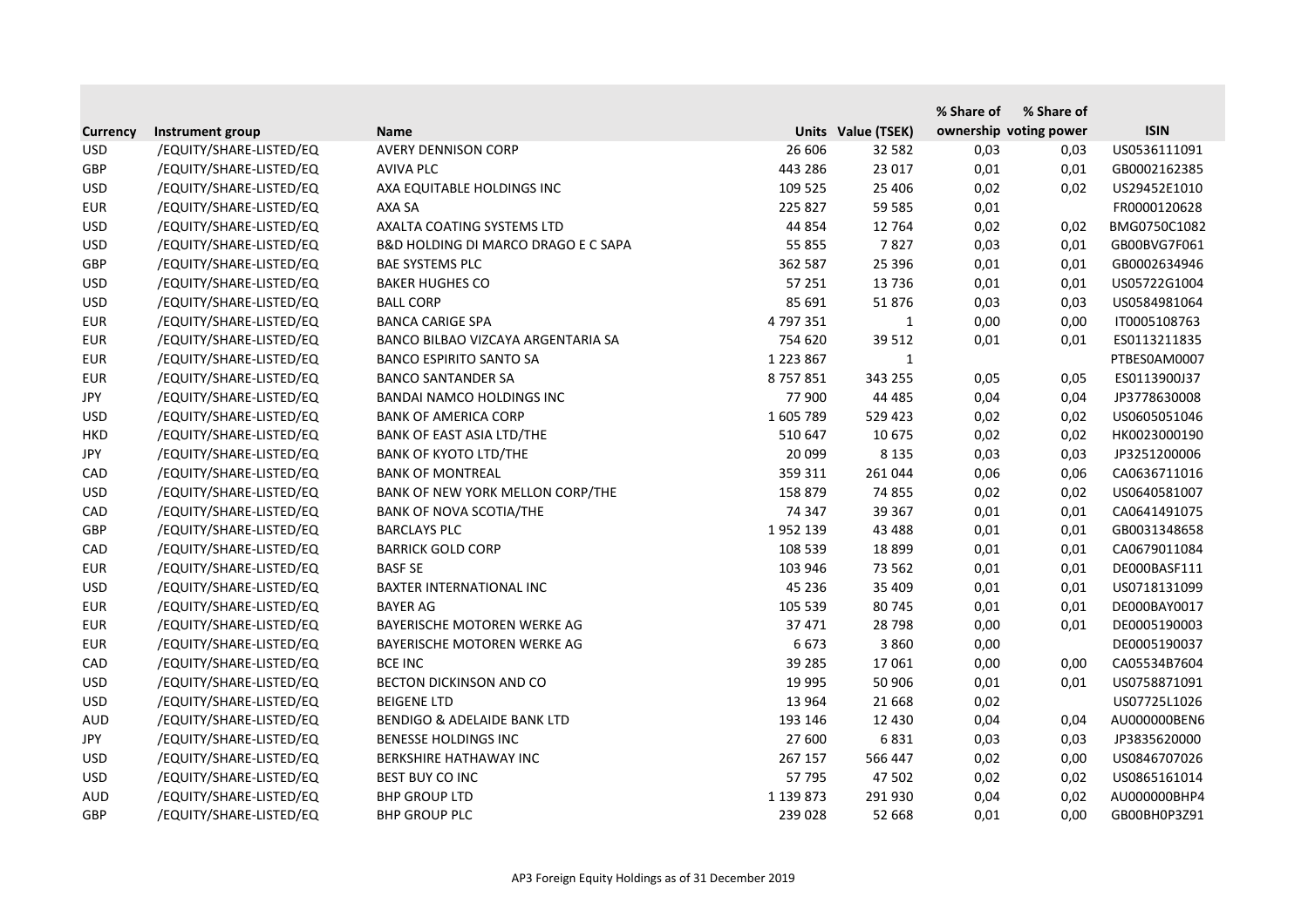| Currency | Instrument group | Name | Units | Value (TSEK) | % Share of ownership | % Share of voting power | ISIN |
|---|---|---|---|---|---|---|---|
| USD | /EQUITY/SHARE-LISTED/EQ | AVERY DENNISON CORP | 26 606 | 32 582 | 0,03 | 0,03 | US0536111091 |
| GBP | /EQUITY/SHARE-LISTED/EQ | AVIVA PLC | 443 286 | 23 017 | 0,01 | 0,01 | GB0002162385 |
| USD | /EQUITY/SHARE-LISTED/EQ | AXA EQUITABLE HOLDINGS INC | 109 525 | 25 406 | 0,02 | 0,02 | US29452E1010 |
| EUR | /EQUITY/SHARE-LISTED/EQ | AXA SA | 225 827 | 59 585 | 0,01 | | FR0000120628 |
| USD | /EQUITY/SHARE-LISTED/EQ | AXALTA COATING SYSTEMS LTD | 44 854 | 12 764 | 0,02 | 0,02 | BMG0750C1082 |
| USD | /EQUITY/SHARE-LISTED/EQ | B&D HOLDING DI MARCO DRAGO E C SAPA | 55 855 | 7 827 | 0,03 | 0,01 | GB00BVG7F061 |
| GBP | /EQUITY/SHARE-LISTED/EQ | BAE SYSTEMS PLC | 362 587 | 25 396 | 0,01 | 0,01 | GB0002634946 |
| USD | /EQUITY/SHARE-LISTED/EQ | BAKER HUGHES CO | 57 251 | 13 736 | 0,01 | 0,01 | US05722G1004 |
| USD | /EQUITY/SHARE-LISTED/EQ | BALL CORP | 85 691 | 51 876 | 0,03 | 0,03 | US0584981064 |
| EUR | /EQUITY/SHARE-LISTED/EQ | BANCA CARIGE SPA | 4 797 351 | 1 | 0,00 | 0,00 | IT0005108763 |
| EUR | /EQUITY/SHARE-LISTED/EQ | BANCO BILBAO VIZCAYA ARGENTARIA SA | 754 620 | 39 512 | 0,01 | 0,01 | ES0113211835 |
| EUR | /EQUITY/SHARE-LISTED/EQ | BANCO ESPIRITO SANTO SA | 1 223 867 | 1 | | | PTBES0AM0007 |
| EUR | /EQUITY/SHARE-LISTED/EQ | BANCO SANTANDER SA | 8 757 851 | 343 255 | 0,05 | 0,05 | ES0113900J37 |
| JPY | /EQUITY/SHARE-LISTED/EQ | BANDAI NAMCO HOLDINGS INC | 77 900 | 44 485 | 0,04 | 0,04 | JP3778630008 |
| USD | /EQUITY/SHARE-LISTED/EQ | BANK OF AMERICA CORP | 1 605 789 | 529 423 | 0,02 | 0,02 | US0605051046 |
| HKD | /EQUITY/SHARE-LISTED/EQ | BANK OF EAST ASIA LTD/THE | 510 647 | 10 675 | 0,02 | 0,02 | HK0023000190 |
| JPY | /EQUITY/SHARE-LISTED/EQ | BANK OF KYOTO LTD/THE | 20 099 | 8 135 | 0,03 | 0,03 | JP3251200006 |
| CAD | /EQUITY/SHARE-LISTED/EQ | BANK OF MONTREAL | 359 311 | 261 044 | 0,06 | 0,06 | CA0636711016 |
| USD | /EQUITY/SHARE-LISTED/EQ | BANK OF NEW YORK MELLON CORP/THE | 158 879 | 74 855 | 0,02 | 0,02 | US0640581007 |
| CAD | /EQUITY/SHARE-LISTED/EQ | BANK OF NOVA SCOTIA/THE | 74 347 | 39 367 | 0,01 | 0,01 | CA0641491075 |
| GBP | /EQUITY/SHARE-LISTED/EQ | BARCLAYS PLC | 1 952 139 | 43 488 | 0,01 | 0,01 | GB0031348658 |
| CAD | /EQUITY/SHARE-LISTED/EQ | BARRICK GOLD CORP | 108 539 | 18 899 | 0,01 | 0,01 | CA0679011084 |
| EUR | /EQUITY/SHARE-LISTED/EQ | BASF SE | 103 946 | 73 562 | 0,01 | 0,01 | DE000BASF111 |
| USD | /EQUITY/SHARE-LISTED/EQ | BAXTER INTERNATIONAL INC | 45 236 | 35 409 | 0,01 | 0,01 | US0718131099 |
| EUR | /EQUITY/SHARE-LISTED/EQ | BAYER AG | 105 539 | 80 745 | 0,01 | 0,01 | DE000BAY0017 |
| EUR | /EQUITY/SHARE-LISTED/EQ | BAYERISCHE MOTOREN WERKE AG | 37 471 | 28 798 | 0,00 | 0,01 | DE0005190003 |
| EUR | /EQUITY/SHARE-LISTED/EQ | BAYERISCHE MOTOREN WERKE AG | 6 673 | 3 860 | 0,00 | | DE0005190037 |
| CAD | /EQUITY/SHARE-LISTED/EQ | BCE INC | 39 285 | 17 061 | 0,00 | 0,00 | CA05534B7604 |
| USD | /EQUITY/SHARE-LISTED/EQ | BECTON DICKINSON AND CO | 19 995 | 50 906 | 0,01 | 0,01 | US0758871091 |
| USD | /EQUITY/SHARE-LISTED/EQ | BEIGENE LTD | 13 964 | 21 668 | 0,02 | | US07725L1026 |
| AUD | /EQUITY/SHARE-LISTED/EQ | BENDIGO & ADELAIDE BANK LTD | 193 146 | 12 430 | 0,04 | 0,04 | AU000000BEN6 |
| JPY | /EQUITY/SHARE-LISTED/EQ | BENESSE HOLDINGS INC | 27 600 | 6 831 | 0,03 | 0,03 | JP3835620000 |
| USD | /EQUITY/SHARE-LISTED/EQ | BERKSHIRE HATHAWAY INC | 267 157 | 566 447 | 0,02 | 0,00 | US0846707026 |
| USD | /EQUITY/SHARE-LISTED/EQ | BEST BUY CO INC | 57 795 | 47 502 | 0,02 | 0,02 | US0865161014 |
| AUD | /EQUITY/SHARE-LISTED/EQ | BHP GROUP LTD | 1 139 873 | 291 930 | 0,04 | 0,02 | AU000000BHP4 |
| GBP | /EQUITY/SHARE-LISTED/EQ | BHP GROUP PLC | 239 028 | 52 668 | 0,01 | 0,00 | GB00BH0P3Z91 |

AP3 Foreign Equity Holdings as of 31 December 2019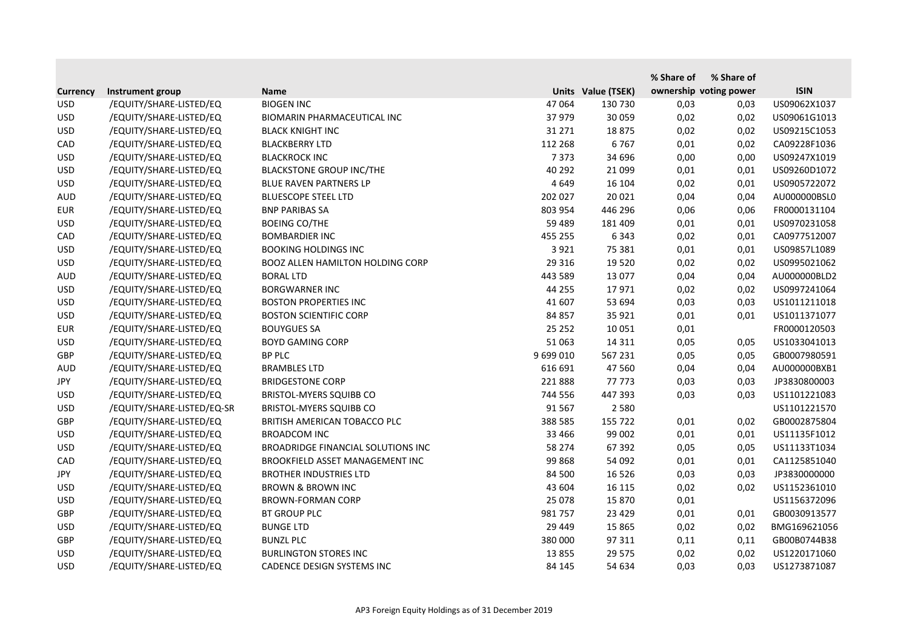| Currency | Instrument group | Name | Units | Value (TSEK) | % Share of ownership | % Share of voting power | ISIN |
|---|---|---|---|---|---|---|---|
| USD | /EQUITY/SHARE-LISTED/EQ | BIOGEN INC | 47 064 | 130 730 | 0,03 | 0,03 | US09062X1037 |
| USD | /EQUITY/SHARE-LISTED/EQ | BIOMARIN PHARMACEUTICAL INC | 37 979 | 30 059 | 0,02 | 0,02 | US09061G1013 |
| USD | /EQUITY/SHARE-LISTED/EQ | BLACK KNIGHT INC | 31 271 | 18 875 | 0,02 | 0,02 | US09215C1053 |
| CAD | /EQUITY/SHARE-LISTED/EQ | BLACKBERRY LTD | 112 268 | 6 767 | 0,01 | 0,02 | CA09228F1036 |
| USD | /EQUITY/SHARE-LISTED/EQ | BLACKROCK INC | 7 373 | 34 696 | 0,00 | 0,00 | US09247X1019 |
| USD | /EQUITY/SHARE-LISTED/EQ | BLACKSTONE GROUP INC/THE | 40 292 | 21 099 | 0,01 | 0,01 | US09260D1072 |
| USD | /EQUITY/SHARE-LISTED/EQ | BLUE RAVEN PARTNERS LP | 4 649 | 16 104 | 0,02 | 0,01 | US0905722072 |
| AUD | /EQUITY/SHARE-LISTED/EQ | BLUESCOPE STEEL LTD | 202 027 | 20 021 | 0,04 | 0,04 | AU000000BSL0 |
| EUR | /EQUITY/SHARE-LISTED/EQ | BNP PARIBAS SA | 803 954 | 446 296 | 0,06 | 0,06 | FR0000131104 |
| USD | /EQUITY/SHARE-LISTED/EQ | BOEING CO/THE | 59 489 | 181 409 | 0,01 | 0,01 | US0970231058 |
| CAD | /EQUITY/SHARE-LISTED/EQ | BOMBARDIER INC | 455 255 | 6 343 | 0,02 | 0,01 | CA0977512007 |
| USD | /EQUITY/SHARE-LISTED/EQ | BOOKING HOLDINGS INC | 3 921 | 75 381 | 0,01 | 0,01 | US09857L1089 |
| USD | /EQUITY/SHARE-LISTED/EQ | BOOZ ALLEN HAMILTON HOLDING CORP | 29 316 | 19 520 | 0,02 | 0,02 | US0995021062 |
| AUD | /EQUITY/SHARE-LISTED/EQ | BORAL LTD | 443 589 | 13 077 | 0,04 | 0,04 | AU000000BLD2 |
| USD | /EQUITY/SHARE-LISTED/EQ | BORGWARNER INC | 44 255 | 17 971 | 0,02 | 0,02 | US0997241064 |
| USD | /EQUITY/SHARE-LISTED/EQ | BOSTON PROPERTIES INC | 41 607 | 53 694 | 0,03 | 0,03 | US1011211018 |
| USD | /EQUITY/SHARE-LISTED/EQ | BOSTON SCIENTIFIC CORP | 84 857 | 35 921 | 0,01 | 0,01 | US1011371077 |
| EUR | /EQUITY/SHARE-LISTED/EQ | BOUYGUES SA | 25 252 | 10 051 | 0,01 | | FR0000120503 |
| USD | /EQUITY/SHARE-LISTED/EQ | BOYD GAMING CORP | 51 063 | 14 311 | 0,05 | 0,05 | US1033041013 |
| GBP | /EQUITY/SHARE-LISTED/EQ | BP PLC | 9 699 010 | 567 231 | 0,05 | 0,05 | GB0007980591 |
| AUD | /EQUITY/SHARE-LISTED/EQ | BRAMBLES LTD | 616 691 | 47 560 | 0,04 | 0,04 | AU000000BXB1 |
| JPY | /EQUITY/SHARE-LISTED/EQ | BRIDGESTONE CORP | 221 888 | 77 773 | 0,03 | 0,03 | JP3830800003 |
| USD | /EQUITY/SHARE-LISTED/EQ | BRISTOL-MYERS SQUIBB CO | 744 556 | 447 393 | 0,03 | 0,03 | US1101221083 |
| USD | /EQUITY/SHARE-LISTED/EQ-SR | BRISTOL-MYERS SQUIBB CO | 91 567 | 2 580 | | | US1101221570 |
| GBP | /EQUITY/SHARE-LISTED/EQ | BRITISH AMERICAN TOBACCO PLC | 388 585 | 155 722 | 0,01 | 0,02 | GB0002875804 |
| USD | /EQUITY/SHARE-LISTED/EQ | BROADCOM INC | 33 466 | 99 002 | 0,01 | 0,01 | US11135F1012 |
| USD | /EQUITY/SHARE-LISTED/EQ | BROADRIDGE FINANCIAL SOLUTIONS INC | 58 274 | 67 392 | 0,05 | 0,05 | US11133T1034 |
| CAD | /EQUITY/SHARE-LISTED/EQ | BROOKFIELD ASSET MANAGEMENT INC | 99 868 | 54 092 | 0,01 | 0,01 | CA1125851040 |
| JPY | /EQUITY/SHARE-LISTED/EQ | BROTHER INDUSTRIES LTD | 84 500 | 16 526 | 0,03 | 0,03 | JP3830000000 |
| USD | /EQUITY/SHARE-LISTED/EQ | BROWN & BROWN INC | 43 604 | 16 115 | 0,02 | 0,02 | US1152361010 |
| USD | /EQUITY/SHARE-LISTED/EQ | BROWN-FORMAN CORP | 25 078 | 15 870 | 0,01 | | US1156372096 |
| GBP | /EQUITY/SHARE-LISTED/EQ | BT GROUP PLC | 981 757 | 23 429 | 0,01 | 0,01 | GB0030913577 |
| USD | /EQUITY/SHARE-LISTED/EQ | BUNGE LTD | 29 449 | 15 865 | 0,02 | 0,02 | BMG169621056 |
| GBP | /EQUITY/SHARE-LISTED/EQ | BUNZL PLC | 380 000 | 97 311 | 0,11 | 0,11 | GB00B0744B38 |
| USD | /EQUITY/SHARE-LISTED/EQ | BURLINGTON STORES INC | 13 855 | 29 575 | 0,02 | 0,02 | US1220171060 |
| USD | /EQUITY/SHARE-LISTED/EQ | CADENCE DESIGN SYSTEMS INC | 84 145 | 54 634 | 0,03 | 0,03 | US1273871087 |

AP3 Foreign Equity Holdings as of 31 December 2019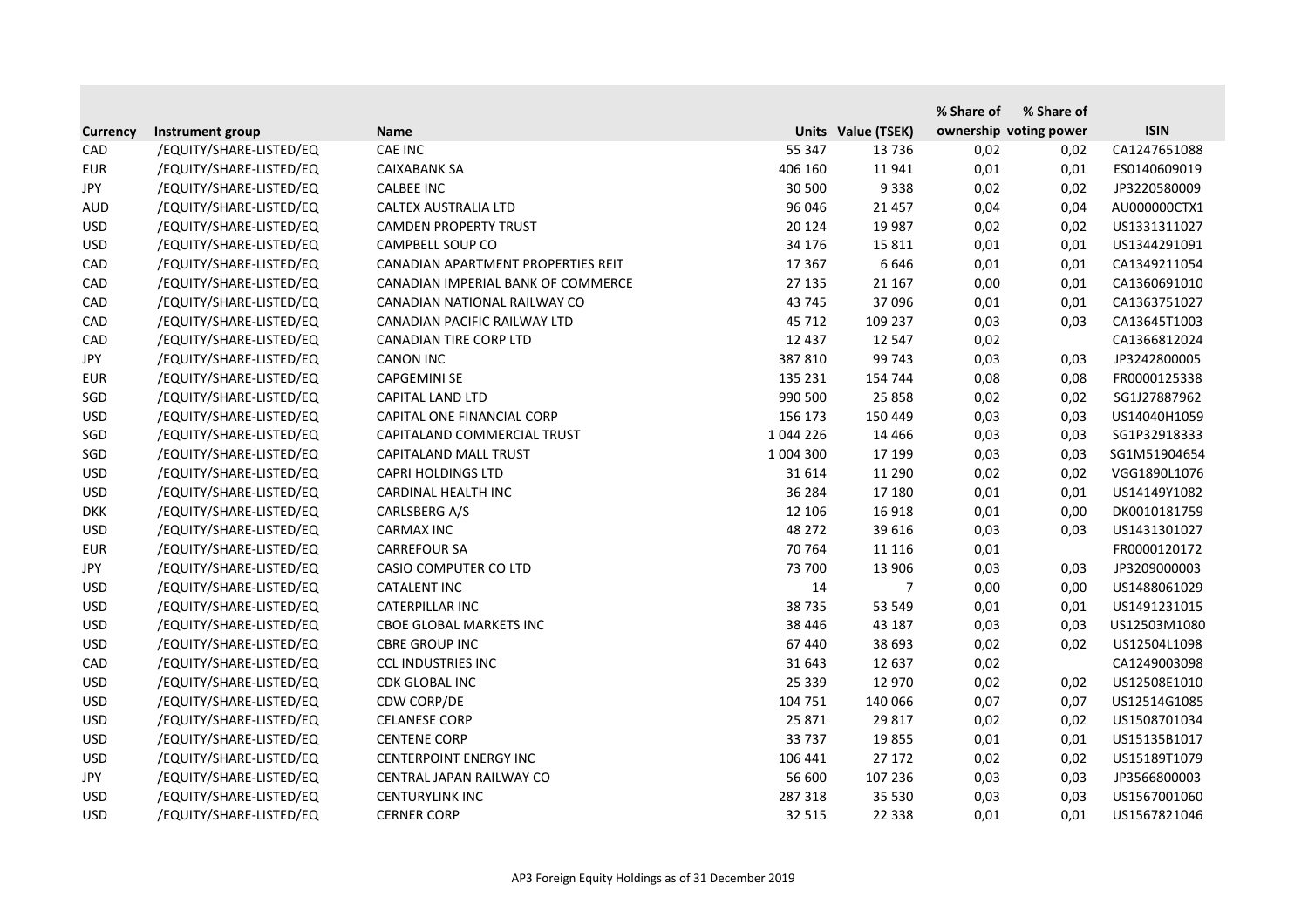| Currency | Instrument group | Name | Units | Value (TSEK) | % Share of ownership | % Share of voting power | ISIN |
|---|---|---|---|---|---|---|---|
| CAD | /EQUITY/SHARE-LISTED/EQ | CAE INC | 55 347 | 13 736 | 0,02 | 0,02 | CA1247651088 |
| EUR | /EQUITY/SHARE-LISTED/EQ | CAIXABANK SA | 406 160 | 11 941 | 0,01 | 0,01 | ES0140609019 |
| JPY | /EQUITY/SHARE-LISTED/EQ | CALBEE INC | 30 500 | 9 338 | 0,02 | 0,02 | JP3220580009 |
| AUD | /EQUITY/SHARE-LISTED/EQ | CALTEX AUSTRALIA LTD | 96 046 | 21 457 | 0,04 | 0,04 | AU000000CTX1 |
| USD | /EQUITY/SHARE-LISTED/EQ | CAMDEN PROPERTY TRUST | 20 124 | 19 987 | 0,02 | 0,02 | US1331311027 |
| USD | /EQUITY/SHARE-LISTED/EQ | CAMPBELL SOUP CO | 34 176 | 15 811 | 0,01 | 0,01 | US1344291091 |
| CAD | /EQUITY/SHARE-LISTED/EQ | CANADIAN APARTMENT PROPERTIES REIT | 17 367 | 6 646 | 0,01 | 0,01 | CA1349211054 |
| CAD | /EQUITY/SHARE-LISTED/EQ | CANADIAN IMPERIAL BANK OF COMMERCE | 27 135 | 21 167 | 0,00 | 0,01 | CA1360691010 |
| CAD | /EQUITY/SHARE-LISTED/EQ | CANADIAN NATIONAL RAILWAY CO | 43 745 | 37 096 | 0,01 | 0,01 | CA1363751027 |
| CAD | /EQUITY/SHARE-LISTED/EQ | CANADIAN PACIFIC RAILWAY LTD | 45 712 | 109 237 | 0,03 | 0,03 | CA13645T1003 |
| CAD | /EQUITY/SHARE-LISTED/EQ | CANADIAN TIRE CORP LTD | 12 437 | 12 547 | 0,02 | | CA1366812024 |
| JPY | /EQUITY/SHARE-LISTED/EQ | CANON INC | 387 810 | 99 743 | 0,03 | 0,03 | JP3242800005 |
| EUR | /EQUITY/SHARE-LISTED/EQ | CAPGEMINI SE | 135 231 | 154 744 | 0,08 | 0,08 | FR0000125338 |
| SGD | /EQUITY/SHARE-LISTED/EQ | CAPITAL LAND LTD | 990 500 | 25 858 | 0,02 | 0,02 | SG1J27887962 |
| USD | /EQUITY/SHARE-LISTED/EQ | CAPITAL ONE FINANCIAL CORP | 156 173 | 150 449 | 0,03 | 0,03 | US14040H1059 |
| SGD | /EQUITY/SHARE-LISTED/EQ | CAPITALAND COMMERCIAL TRUST | 1 044 226 | 14 466 | 0,03 | 0,03 | SG1P32918333 |
| SGD | /EQUITY/SHARE-LISTED/EQ | CAPITALAND MALL TRUST | 1 004 300 | 17 199 | 0,03 | 0,03 | SG1M51904654 |
| USD | /EQUITY/SHARE-LISTED/EQ | CAPRI HOLDINGS LTD | 31 614 | 11 290 | 0,02 | 0,02 | VGG1890L1076 |
| USD | /EQUITY/SHARE-LISTED/EQ | CARDINAL HEALTH INC | 36 284 | 17 180 | 0,01 | 0,01 | US14149Y1082 |
| DKK | /EQUITY/SHARE-LISTED/EQ | CARLSBERG A/S | 12 106 | 16 918 | 0,01 | 0,00 | DK0010181759 |
| USD | /EQUITY/SHARE-LISTED/EQ | CARMAX INC | 48 272 | 39 616 | 0,03 | 0,03 | US1431301027 |
| EUR | /EQUITY/SHARE-LISTED/EQ | CARREFOUR SA | 70 764 | 11 116 | 0,01 | | FR0000120172 |
| JPY | /EQUITY/SHARE-LISTED/EQ | CASIO COMPUTER CO LTD | 73 700 | 13 906 | 0,03 | 0,03 | JP3209000003 |
| USD | /EQUITY/SHARE-LISTED/EQ | CATALENT INC | 14 | 7 | 0,00 | 0,00 | US1488061029 |
| USD | /EQUITY/SHARE-LISTED/EQ | CATERPILLAR INC | 38 735 | 53 549 | 0,01 | 0,01 | US1491231015 |
| USD | /EQUITY/SHARE-LISTED/EQ | CBOE GLOBAL MARKETS INC | 38 446 | 43 187 | 0,03 | 0,03 | US12503M1080 |
| USD | /EQUITY/SHARE-LISTED/EQ | CBRE GROUP INC | 67 440 | 38 693 | 0,02 | 0,02 | US12504L1098 |
| CAD | /EQUITY/SHARE-LISTED/EQ | CCL INDUSTRIES INC | 31 643 | 12 637 | 0,02 | | CA1249003098 |
| USD | /EQUITY/SHARE-LISTED/EQ | CDK GLOBAL INC | 25 339 | 12 970 | 0,02 | 0,02 | US12508E1010 |
| USD | /EQUITY/SHARE-LISTED/EQ | CDW CORP/DE | 104 751 | 140 066 | 0,07 | 0,07 | US12514G1085 |
| USD | /EQUITY/SHARE-LISTED/EQ | CELANESE CORP | 25 871 | 29 817 | 0,02 | 0,02 | US1508701034 |
| USD | /EQUITY/SHARE-LISTED/EQ | CENTENE CORP | 33 737 | 19 855 | 0,01 | 0,01 | US15135B1017 |
| USD | /EQUITY/SHARE-LISTED/EQ | CENTERPOINT ENERGY INC | 106 441 | 27 172 | 0,02 | 0,02 | US15189T1079 |
| JPY | /EQUITY/SHARE-LISTED/EQ | CENTRAL JAPAN RAILWAY CO | 56 600 | 107 236 | 0,03 | 0,03 | JP3566800003 |
| USD | /EQUITY/SHARE-LISTED/EQ | CENTURYLINK INC | 287 318 | 35 530 | 0,03 | 0,03 | US1567001060 |
| USD | /EQUITY/SHARE-LISTED/EQ | CERNER CORP | 32 515 | 22 338 | 0,01 | 0,01 | US1567821046 |

AP3 Foreign Equity Holdings as of 31 December 2019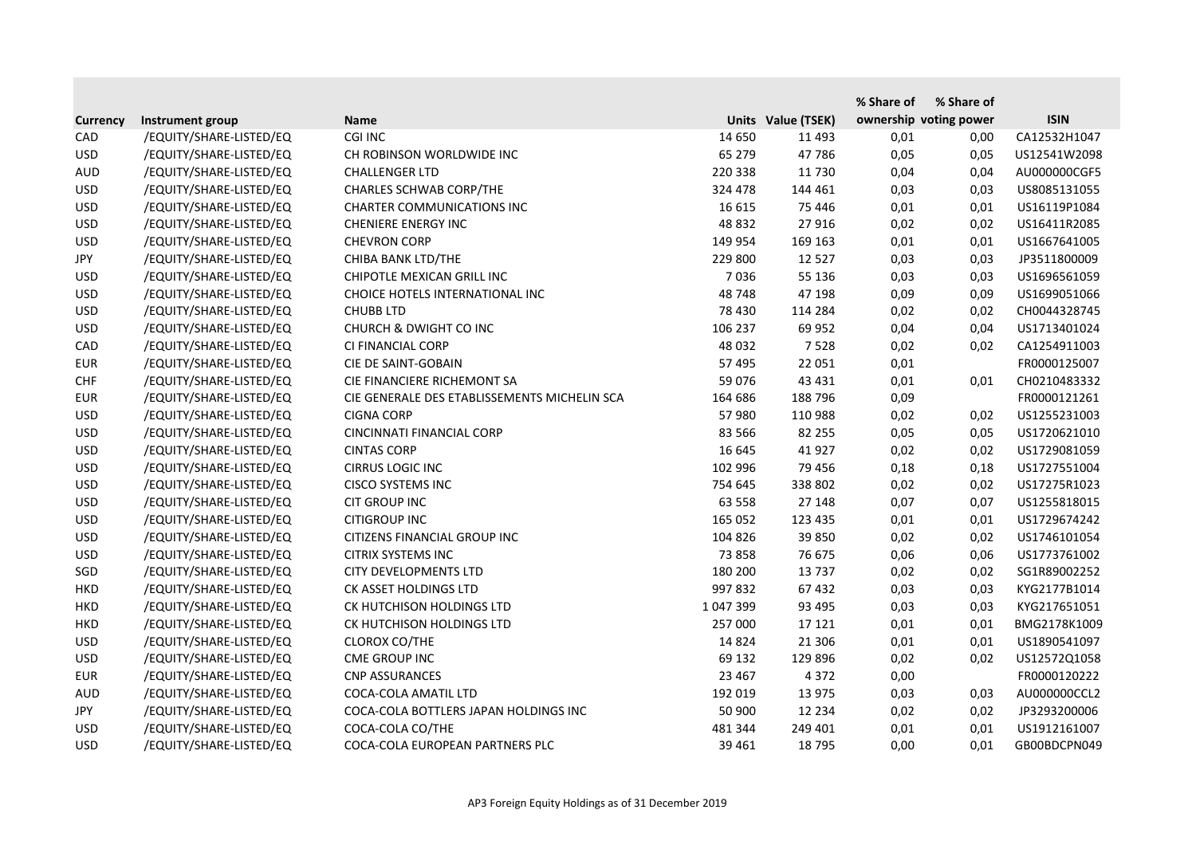| Currency | Instrument group | Name | Units | Value (TSEK) | % Share of ownership | % Share of voting power | ISIN |
|---|---|---|---|---|---|---|---|
| CAD | /EQUITY/SHARE-LISTED/EQ | CGI INC | 14 650 | 11 493 | 0,01 | 0,00 | CA12532H1047 |
| USD | /EQUITY/SHARE-LISTED/EQ | CH ROBINSON WORLDWIDE INC | 65 279 | 47 786 | 0,05 | 0,05 | US12541W2098 |
| AUD | /EQUITY/SHARE-LISTED/EQ | CHALLENGER LTD | 220 338 | 11 730 | 0,04 | 0,04 | AU000000CGF5 |
| USD | /EQUITY/SHARE-LISTED/EQ | CHARLES SCHWAB CORP/THE | 324 478 | 144 461 | 0,03 | 0,03 | US8085131055 |
| USD | /EQUITY/SHARE-LISTED/EQ | CHARTER COMMUNICATIONS INC | 16 615 | 75 446 | 0,01 | 0,01 | US16119P1084 |
| USD | /EQUITY/SHARE-LISTED/EQ | CHENIERE ENERGY INC | 48 832 | 27 916 | 0,02 | 0,02 | US16411R2085 |
| USD | /EQUITY/SHARE-LISTED/EQ | CHEVRON CORP | 149 954 | 169 163 | 0,01 | 0,01 | US1667641005 |
| JPY | /EQUITY/SHARE-LISTED/EQ | CHIBA BANK LTD/THE | 229 800 | 12 527 | 0,03 | 0,03 | JP3511800009 |
| USD | /EQUITY/SHARE-LISTED/EQ | CHIPOTLE MEXICAN GRILL INC | 7 036 | 55 136 | 0,03 | 0,03 | US1696561059 |
| USD | /EQUITY/SHARE-LISTED/EQ | CHOICE HOTELS INTERNATIONAL INC | 48 748 | 47 198 | 0,09 | 0,09 | US1699051066 |
| USD | /EQUITY/SHARE-LISTED/EQ | CHUBB LTD | 78 430 | 114 284 | 0,02 | 0,02 | CH0044328745 |
| USD | /EQUITY/SHARE-LISTED/EQ | CHURCH & DWIGHT CO INC | 106 237 | 69 952 | 0,04 | 0,04 | US1713401024 |
| CAD | /EQUITY/SHARE-LISTED/EQ | CI FINANCIAL CORP | 48 032 | 7 528 | 0,02 | 0,02 | CA1254911003 |
| EUR | /EQUITY/SHARE-LISTED/EQ | CIE DE SAINT-GOBAIN | 57 495 | 22 051 | 0,01 | | FR0000125007 |
| CHF | /EQUITY/SHARE-LISTED/EQ | CIE FINANCIERE RICHEMONT SA | 59 076 | 43 431 | 0,01 | 0,01 | CH0210483332 |
| EUR | /EQUITY/SHARE-LISTED/EQ | CIE GENERALE DES ETABLISSEMENTS MICHELIN SCA | 164 686 | 188 796 | 0,09 | | FR0000121261 |
| USD | /EQUITY/SHARE-LISTED/EQ | CIGNA CORP | 57 980 | 110 988 | 0,02 | 0,02 | US1255231003 |
| USD | /EQUITY/SHARE-LISTED/EQ | CINCINNATI FINANCIAL CORP | 83 566 | 82 255 | 0,05 | 0,05 | US1720621010 |
| USD | /EQUITY/SHARE-LISTED/EQ | CINTAS CORP | 16 645 | 41 927 | 0,02 | 0,02 | US1729081059 |
| USD | /EQUITY/SHARE-LISTED/EQ | CIRRUS LOGIC INC | 102 996 | 79 456 | 0,18 | 0,18 | US1727551004 |
| USD | /EQUITY/SHARE-LISTED/EQ | CISCO SYSTEMS INC | 754 645 | 338 802 | 0,02 | 0,02 | US17275R1023 |
| USD | /EQUITY/SHARE-LISTED/EQ | CIT GROUP INC | 63 558 | 27 148 | 0,07 | 0,07 | US1255818015 |
| USD | /EQUITY/SHARE-LISTED/EQ | CITIGROUP INC | 165 052 | 123 435 | 0,01 | 0,01 | US1729674242 |
| USD | /EQUITY/SHARE-LISTED/EQ | CITIZENS FINANCIAL GROUP INC | 104 826 | 39 850 | 0,02 | 0,02 | US1746101054 |
| USD | /EQUITY/SHARE-LISTED/EQ | CITRIX SYSTEMS INC | 73 858 | 76 675 | 0,06 | 0,06 | US1773761002 |
| SGD | /EQUITY/SHARE-LISTED/EQ | CITY DEVELOPMENTS LTD | 180 200 | 13 737 | 0,02 | 0,02 | SG1R89002252 |
| HKD | /EQUITY/SHARE-LISTED/EQ | CK ASSET HOLDINGS LTD | 997 832 | 67 432 | 0,03 | 0,03 | KYG2177B1014 |
| HKD | /EQUITY/SHARE-LISTED/EQ | CK HUTCHISON HOLDINGS LTD | 1 047 399 | 93 495 | 0,03 | 0,03 | KYG217651051 |
| HKD | /EQUITY/SHARE-LISTED/EQ | CK HUTCHISON HOLDINGS LTD | 257 000 | 17 121 | 0,01 | 0,01 | BMG2178K1009 |
| USD | /EQUITY/SHARE-LISTED/EQ | CLOROX CO/THE | 14 824 | 21 306 | 0,01 | 0,01 | US1890541097 |
| USD | /EQUITY/SHARE-LISTED/EQ | CME GROUP INC | 69 132 | 129 896 | 0,02 | 0,02 | US12572Q1058 |
| EUR | /EQUITY/SHARE-LISTED/EQ | CNP ASSURANCES | 23 467 | 4 372 | 0,00 | | FR0000120222 |
| AUD | /EQUITY/SHARE-LISTED/EQ | COCA-COLA AMATIL LTD | 192 019 | 13 975 | 0,03 | 0,03 | AU000000CCL2 |
| JPY | /EQUITY/SHARE-LISTED/EQ | COCA-COLA BOTTLERS JAPAN HOLDINGS INC | 50 900 | 12 234 | 0,02 | 0,02 | JP3293200006 |
| USD | /EQUITY/SHARE-LISTED/EQ | COCA-COLA CO/THE | 481 344 | 249 401 | 0,01 | 0,01 | US1912161007 |
| USD | /EQUITY/SHARE-LISTED/EQ | COCA-COLA EUROPEAN PARTNERS PLC | 39 461 | 18 795 | 0,00 | 0,01 | GB00BDCPN049 |

AP3 Foreign Equity Holdings as of 31 December 2019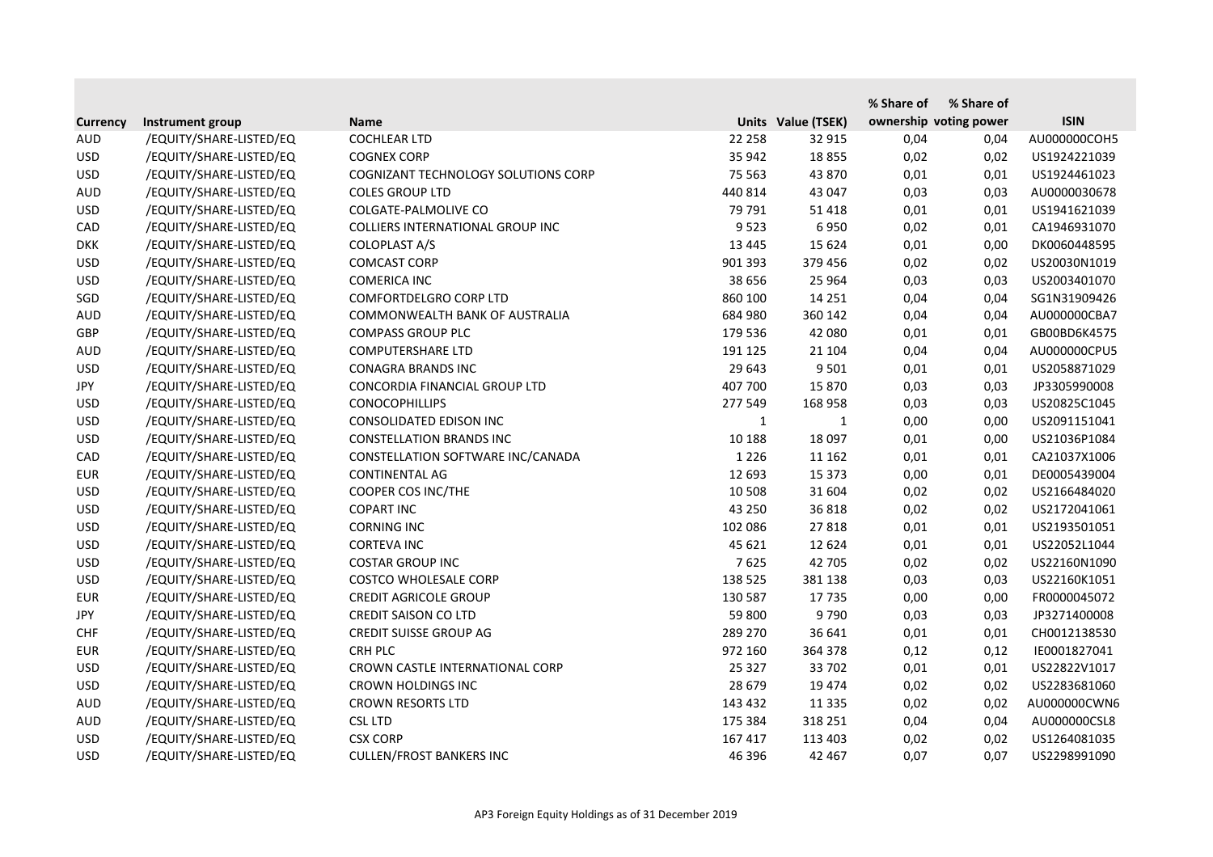| Currency | Instrument group | Name | Units | Value (TSEK) | % Share of ownership | % Share of voting power | ISIN |
|---|---|---|---|---|---|---|---|
| AUD | /EQUITY/SHARE-LISTED/EQ | COCHLEAR LTD | 22 258 | 32 915 | 0,04 | 0,04 | AU000000COH5 |
| USD | /EQUITY/SHARE-LISTED/EQ | COGNEX CORP | 35 942 | 18 855 | 0,02 | 0,02 | US1924221039 |
| USD | /EQUITY/SHARE-LISTED/EQ | COGNIZANT TECHNOLOGY SOLUTIONS CORP | 75 563 | 43 870 | 0,01 | 0,01 | US1924461023 |
| AUD | /EQUITY/SHARE-LISTED/EQ | COLES GROUP LTD | 440 814 | 43 047 | 0,03 | 0,03 | AU0000030678 |
| USD | /EQUITY/SHARE-LISTED/EQ | COLGATE-PALMOLIVE CO | 79 791 | 51 418 | 0,01 | 0,01 | US1941621039 |
| CAD | /EQUITY/SHARE-LISTED/EQ | COLLIERS INTERNATIONAL GROUP INC | 9 523 | 6 950 | 0,02 | 0,01 | CA1946931070 |
| DKK | /EQUITY/SHARE-LISTED/EQ | COLOPLAST A/S | 13 445 | 15 624 | 0,01 | 0,00 | DK0060448595 |
| USD | /EQUITY/SHARE-LISTED/EQ | COMCAST CORP | 901 393 | 379 456 | 0,02 | 0,02 | US20030N1019 |
| USD | /EQUITY/SHARE-LISTED/EQ | COMERICA INC | 38 656 | 25 964 | 0,03 | 0,03 | US2003401070 |
| SGD | /EQUITY/SHARE-LISTED/EQ | COMFORTDELGRO CORP LTD | 860 100 | 14 251 | 0,04 | 0,04 | SG1N31909426 |
| AUD | /EQUITY/SHARE-LISTED/EQ | COMMONWEALTH BANK OF AUSTRALIA | 684 980 | 360 142 | 0,04 | 0,04 | AU000000CBA7 |
| GBP | /EQUITY/SHARE-LISTED/EQ | COMPASS GROUP PLC | 179 536 | 42 080 | 0,01 | 0,01 | GB00BD6K4575 |
| AUD | /EQUITY/SHARE-LISTED/EQ | COMPUTERSHARE LTD | 191 125 | 21 104 | 0,04 | 0,04 | AU000000CPU5 |
| USD | /EQUITY/SHARE-LISTED/EQ | CONAGRA BRANDS INC | 29 643 | 9 501 | 0,01 | 0,01 | US2058871029 |
| JPY | /EQUITY/SHARE-LISTED/EQ | CONCORDIA FINANCIAL GROUP LTD | 407 700 | 15 870 | 0,03 | 0,03 | JP3305990008 |
| USD | /EQUITY/SHARE-LISTED/EQ | CONOCOPHILLIPS | 277 549 | 168 958 | 0,03 | 0,03 | US20825C1045 |
| USD | /EQUITY/SHARE-LISTED/EQ | CONSOLIDATED EDISON INC | 1 | 1 | 0,00 | 0,00 | US2091151041 |
| USD | /EQUITY/SHARE-LISTED/EQ | CONSTELLATION BRANDS INC | 10 188 | 18 097 | 0,01 | 0,00 | US21036P1084 |
| CAD | /EQUITY/SHARE-LISTED/EQ | CONSTELLATION SOFTWARE INC/CANADA | 1 226 | 11 162 | 0,01 | 0,01 | CA21037X1006 |
| EUR | /EQUITY/SHARE-LISTED/EQ | CONTINENTAL AG | 12 693 | 15 373 | 0,00 | 0,01 | DE0005439004 |
| USD | /EQUITY/SHARE-LISTED/EQ | COOPER COS INC/THE | 10 508 | 31 604 | 0,02 | 0,02 | US2166484020 |
| USD | /EQUITY/SHARE-LISTED/EQ | COPART INC | 43 250 | 36 818 | 0,02 | 0,02 | US2172041061 |
| USD | /EQUITY/SHARE-LISTED/EQ | CORNING INC | 102 086 | 27 818 | 0,01 | 0,01 | US2193501051 |
| USD | /EQUITY/SHARE-LISTED/EQ | CORTEVA INC | 45 621 | 12 624 | 0,01 | 0,01 | US22052L1044 |
| USD | /EQUITY/SHARE-LISTED/EQ | COSTAR GROUP INC | 7 625 | 42 705 | 0,02 | 0,02 | US22160N1090 |
| USD | /EQUITY/SHARE-LISTED/EQ | COSTCO WHOLESALE CORP | 138 525 | 381 138 | 0,03 | 0,03 | US22160K1051 |
| EUR | /EQUITY/SHARE-LISTED/EQ | CREDIT AGRICOLE GROUP | 130 587 | 17 735 | 0,00 | 0,00 | FR0000045072 |
| JPY | /EQUITY/SHARE-LISTED/EQ | CREDIT SAISON CO LTD | 59 800 | 9 790 | 0,03 | 0,03 | JP3271400008 |
| CHF | /EQUITY/SHARE-LISTED/EQ | CREDIT SUISSE GROUP AG | 289 270 | 36 641 | 0,01 | 0,01 | CH0012138530 |
| EUR | /EQUITY/SHARE-LISTED/EQ | CRH PLC | 972 160 | 364 378 | 0,12 | 0,12 | IE0001827041 |
| USD | /EQUITY/SHARE-LISTED/EQ | CROWN CASTLE INTERNATIONAL CORP | 25 327 | 33 702 | 0,01 | 0,01 | US22822V1017 |
| USD | /EQUITY/SHARE-LISTED/EQ | CROWN HOLDINGS INC | 28 679 | 19 474 | 0,02 | 0,02 | US2283681060 |
| AUD | /EQUITY/SHARE-LISTED/EQ | CROWN RESORTS LTD | 143 432 | 11 335 | 0,02 | 0,02 | AU000000CWN6 |
| AUD | /EQUITY/SHARE-LISTED/EQ | CSL LTD | 175 384 | 318 251 | 0,04 | 0,04 | AU000000CSL8 |
| USD | /EQUITY/SHARE-LISTED/EQ | CSX CORP | 167 417 | 113 403 | 0,02 | 0,02 | US1264081035 |
| USD | /EQUITY/SHARE-LISTED/EQ | CULLEN/FROST BANKERS INC | 46 396 | 42 467 | 0,07 | 0,07 | US2298991090 |

AP3 Foreign Equity Holdings as of 31 December 2019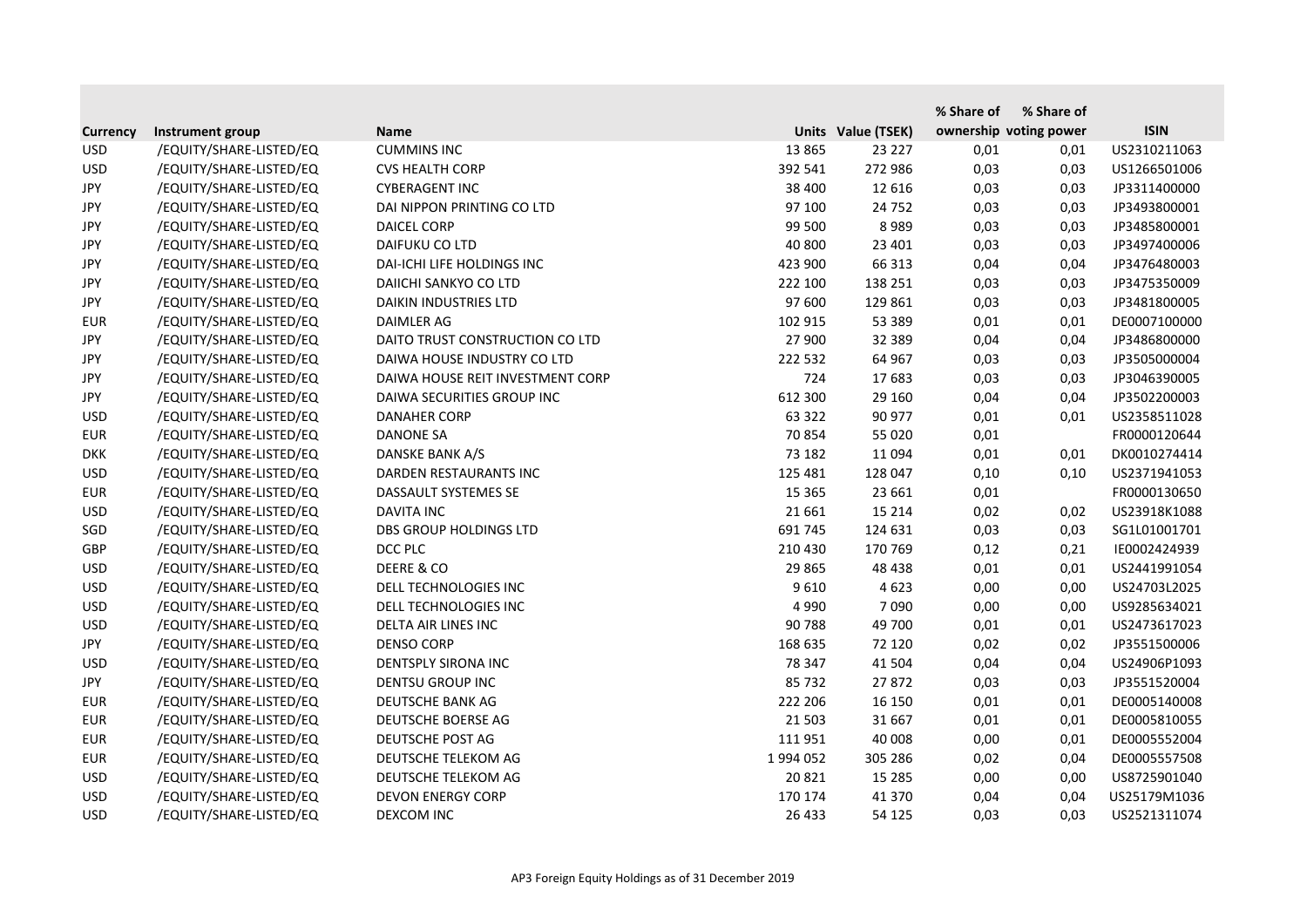| Currency | Instrument group | Name | Units | Value (TSEK) | % Share of ownership | % Share of voting power | ISIN |
|---|---|---|---|---|---|---|---|
| USD | /EQUITY/SHARE-LISTED/EQ | CUMMINS INC | 13 865 | 23 227 | 0,01 | 0,01 | US2310211063 |
| USD | /EQUITY/SHARE-LISTED/EQ | CVS HEALTH CORP | 392 541 | 272 986 | 0,03 | 0,03 | US1266501006 |
| JPY | /EQUITY/SHARE-LISTED/EQ | CYBERAGENT INC | 38 400 | 12 616 | 0,03 | 0,03 | JP3311400000 |
| JPY | /EQUITY/SHARE-LISTED/EQ | DAI NIPPON PRINTING CO LTD | 97 100 | 24 752 | 0,03 | 0,03 | JP3493800001 |
| JPY | /EQUITY/SHARE-LISTED/EQ | DAICEL CORP | 99 500 | 8 989 | 0,03 | 0,03 | JP3485800001 |
| JPY | /EQUITY/SHARE-LISTED/EQ | DAIFUKU CO LTD | 40 800 | 23 401 | 0,03 | 0,03 | JP3497400006 |
| JPY | /EQUITY/SHARE-LISTED/EQ | DAI-ICHI LIFE HOLDINGS INC | 423 900 | 66 313 | 0,04 | 0,04 | JP3476480003 |
| JPY | /EQUITY/SHARE-LISTED/EQ | DAIICHI SANKYO CO LTD | 222 100 | 138 251 | 0,03 | 0,03 | JP3475350009 |
| JPY | /EQUITY/SHARE-LISTED/EQ | DAIKIN INDUSTRIES LTD | 97 600 | 129 861 | 0,03 | 0,03 | JP3481800005 |
| EUR | /EQUITY/SHARE-LISTED/EQ | DAIMLER AG | 102 915 | 53 389 | 0,01 | 0,01 | DE0007100000 |
| JPY | /EQUITY/SHARE-LISTED/EQ | DAITO TRUST CONSTRUCTION CO LTD | 27 900 | 32 389 | 0,04 | 0,04 | JP3486800000 |
| JPY | /EQUITY/SHARE-LISTED/EQ | DAIWA HOUSE INDUSTRY CO LTD | 222 532 | 64 967 | 0,03 | 0,03 | JP3505000004 |
| JPY | /EQUITY/SHARE-LISTED/EQ | DAIWA HOUSE REIT INVESTMENT CORP | 724 | 17 683 | 0,03 | 0,03 | JP3046390005 |
| JPY | /EQUITY/SHARE-LISTED/EQ | DAIWA SECURITIES GROUP INC | 612 300 | 29 160 | 0,04 | 0,04 | JP3502200003 |
| USD | /EQUITY/SHARE-LISTED/EQ | DANAHER CORP | 63 322 | 90 977 | 0,01 | 0,01 | US2358511028 |
| EUR | /EQUITY/SHARE-LISTED/EQ | DANONE SA | 70 854 | 55 020 | 0,01 | | FR0000120644 |
| DKK | /EQUITY/SHARE-LISTED/EQ | DANSKE BANK A/S | 73 182 | 11 094 | 0,01 | 0,01 | DK0010274414 |
| USD | /EQUITY/SHARE-LISTED/EQ | DARDEN RESTAURANTS INC | 125 481 | 128 047 | 0,10 | 0,10 | US2371941053 |
| EUR | /EQUITY/SHARE-LISTED/EQ | DASSAULT SYSTEMES SE | 15 365 | 23 661 | 0,01 | | FR0000130650 |
| USD | /EQUITY/SHARE-LISTED/EQ | DAVITA INC | 21 661 | 15 214 | 0,02 | 0,02 | US23918K1088 |
| SGD | /EQUITY/SHARE-LISTED/EQ | DBS GROUP HOLDINGS LTD | 691 745 | 124 631 | 0,03 | 0,03 | SG1L01001701 |
| GBP | /EQUITY/SHARE-LISTED/EQ | DCC PLC | 210 430 | 170 769 | 0,12 | 0,21 | IE0002424939 |
| USD | /EQUITY/SHARE-LISTED/EQ | DEERE & CO | 29 865 | 48 438 | 0,01 | 0,01 | US2441991054 |
| USD | /EQUITY/SHARE-LISTED/EQ | DELL TECHNOLOGIES INC | 9 610 | 4 623 | 0,00 | 0,00 | US24703L2025 |
| USD | /EQUITY/SHARE-LISTED/EQ | DELL TECHNOLOGIES INC | 4 990 | 7 090 | 0,00 | 0,00 | US9285634021 |
| USD | /EQUITY/SHARE-LISTED/EQ | DELTA AIR LINES INC | 90 788 | 49 700 | 0,01 | 0,01 | US2473617023 |
| JPY | /EQUITY/SHARE-LISTED/EQ | DENSO CORP | 168 635 | 72 120 | 0,02 | 0,02 | JP3551500006 |
| USD | /EQUITY/SHARE-LISTED/EQ | DENTSPLY SIRONA INC | 78 347 | 41 504 | 0,04 | 0,04 | US24906P1093 |
| JPY | /EQUITY/SHARE-LISTED/EQ | DENTSU GROUP INC | 85 732 | 27 872 | 0,03 | 0,03 | JP3551520004 |
| EUR | /EQUITY/SHARE-LISTED/EQ | DEUTSCHE BANK AG | 222 206 | 16 150 | 0,01 | 0,01 | DE0005140008 |
| EUR | /EQUITY/SHARE-LISTED/EQ | DEUTSCHE BOERSE AG | 21 503 | 31 667 | 0,01 | 0,01 | DE0005810055 |
| EUR | /EQUITY/SHARE-LISTED/EQ | DEUTSCHE POST AG | 111 951 | 40 008 | 0,00 | 0,01 | DE0005552004 |
| EUR | /EQUITY/SHARE-LISTED/EQ | DEUTSCHE TELEKOM AG | 1 994 052 | 305 286 | 0,02 | 0,04 | DE0005557508 |
| USD | /EQUITY/SHARE-LISTED/EQ | DEUTSCHE TELEKOM AG | 20 821 | 15 285 | 0,00 | 0,00 | US8725901040 |
| USD | /EQUITY/SHARE-LISTED/EQ | DEVON ENERGY CORP | 170 174 | 41 370 | 0,04 | 0,04 | US25179M1036 |
| USD | /EQUITY/SHARE-LISTED/EQ | DEXCOM INC | 26 433 | 54 125 | 0,03 | 0,03 | US2521311074 |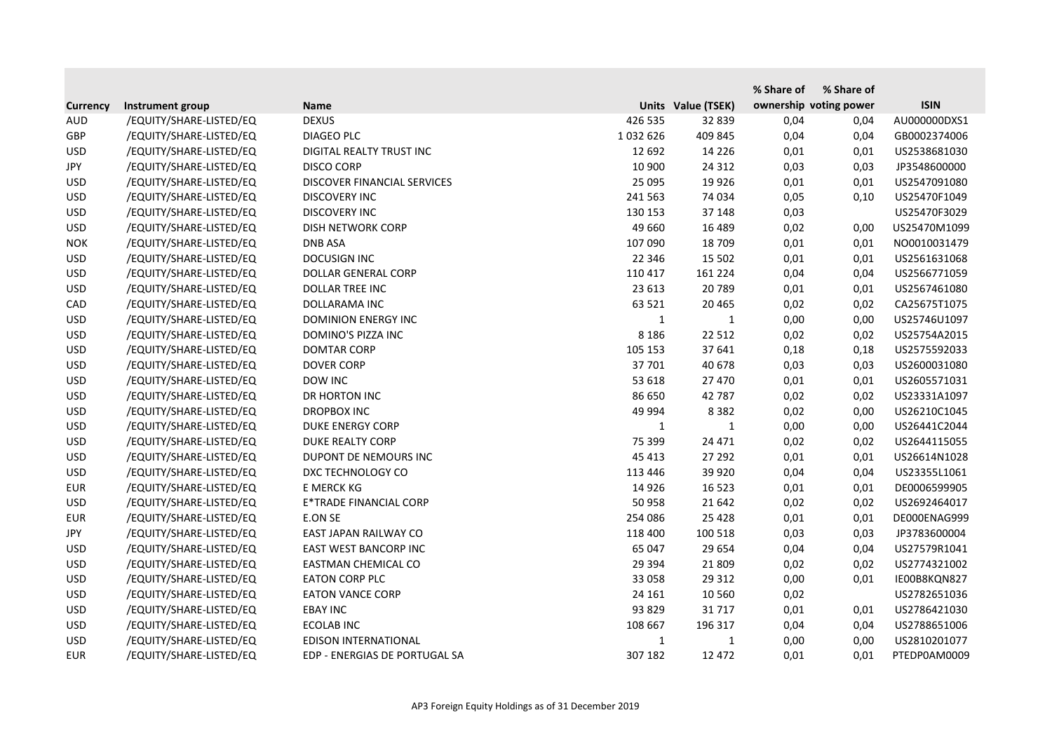| Currency | Instrument group | Name | Units | Value (TSEK) | % Share of ownership | % Share of voting power | ISIN |
|---|---|---|---|---|---|---|---|
| AUD | /EQUITY/SHARE-LISTED/EQ | DEXUS | 426 535 | 32 839 | 0,04 | 0,04 | AU000000DXS1 |
| GBP | /EQUITY/SHARE-LISTED/EQ | DIAGEO PLC | 1 032 626 | 409 845 | 0,04 | 0,04 | GB0002374006 |
| USD | /EQUITY/SHARE-LISTED/EQ | DIGITAL REALTY TRUST INC | 12 692 | 14 226 | 0,01 | 0,01 | US2538681030 |
| JPY | /EQUITY/SHARE-LISTED/EQ | DISCO CORP | 10 900 | 24 312 | 0,03 | 0,03 | JP3548600000 |
| USD | /EQUITY/SHARE-LISTED/EQ | DISCOVER FINANCIAL SERVICES | 25 095 | 19 926 | 0,01 | 0,01 | US2547091080 |
| USD | /EQUITY/SHARE-LISTED/EQ | DISCOVERY INC | 241 563 | 74 034 | 0,05 | 0,10 | US25470F1049 |
| USD | /EQUITY/SHARE-LISTED/EQ | DISCOVERY INC | 130 153 | 37 148 | 0,03 | | US25470F3029 |
| USD | /EQUITY/SHARE-LISTED/EQ | DISH NETWORK CORP | 49 660 | 16 489 | 0,02 | 0,00 | US25470M1099 |
| NOK | /EQUITY/SHARE-LISTED/EQ | DNB ASA | 107 090 | 18 709 | 0,01 | 0,01 | NO0010031479 |
| USD | /EQUITY/SHARE-LISTED/EQ | DOCUSIGN INC | 22 346 | 15 502 | 0,01 | 0,01 | US2561631068 |
| USD | /EQUITY/SHARE-LISTED/EQ | DOLLAR GENERAL CORP | 110 417 | 161 224 | 0,04 | 0,04 | US2566771059 |
| USD | /EQUITY/SHARE-LISTED/EQ | DOLLAR TREE INC | 23 613 | 20 789 | 0,01 | 0,01 | US2567461080 |
| CAD | /EQUITY/SHARE-LISTED/EQ | DOLLARAMA INC | 63 521 | 20 465 | 0,02 | 0,02 | CA25675T1075 |
| USD | /EQUITY/SHARE-LISTED/EQ | DOMINION ENERGY INC | 1 | 1 | 0,00 | 0,00 | US25746U1097 |
| USD | /EQUITY/SHARE-LISTED/EQ | DOMINO'S PIZZA INC | 8 186 | 22 512 | 0,02 | 0,02 | US25754A2015 |
| USD | /EQUITY/SHARE-LISTED/EQ | DOMTAR CORP | 105 153 | 37 641 | 0,18 | 0,18 | US2575592033 |
| USD | /EQUITY/SHARE-LISTED/EQ | DOVER CORP | 37 701 | 40 678 | 0,03 | 0,03 | US2600031080 |
| USD | /EQUITY/SHARE-LISTED/EQ | DOW INC | 53 618 | 27 470 | 0,01 | 0,01 | US2605571031 |
| USD | /EQUITY/SHARE-LISTED/EQ | DR HORTON INC | 86 650 | 42 787 | 0,02 | 0,02 | US23331A1097 |
| USD | /EQUITY/SHARE-LISTED/EQ | DROPBOX INC | 49 994 | 8 382 | 0,02 | 0,00 | US26210C1045 |
| USD | /EQUITY/SHARE-LISTED/EQ | DUKE ENERGY CORP | 1 | 1 | 0,00 | 0,00 | US26441C2044 |
| USD | /EQUITY/SHARE-LISTED/EQ | DUKE REALTY CORP | 75 399 | 24 471 | 0,02 | 0,02 | US2644115055 |
| USD | /EQUITY/SHARE-LISTED/EQ | DUPONT DE NEMOURS INC | 45 413 | 27 292 | 0,01 | 0,01 | US26614N1028 |
| USD | /EQUITY/SHARE-LISTED/EQ | DXC TECHNOLOGY CO | 113 446 | 39 920 | 0,04 | 0,04 | US23355L1061 |
| EUR | /EQUITY/SHARE-LISTED/EQ | E MERCK KG | 14 926 | 16 523 | 0,01 | 0,01 | DE0006599905 |
| USD | /EQUITY/SHARE-LISTED/EQ | E*TRADE FINANCIAL CORP | 50 958 | 21 642 | 0,02 | 0,02 | US2692464017 |
| EUR | /EQUITY/SHARE-LISTED/EQ | E.ON SE | 254 086 | 25 428 | 0,01 | 0,01 | DE000ENAG999 |
| JPY | /EQUITY/SHARE-LISTED/EQ | EAST JAPAN RAILWAY CO | 118 400 | 100 518 | 0,03 | 0,03 | JP3783600004 |
| USD | /EQUITY/SHARE-LISTED/EQ | EAST WEST BANCORP INC | 65 047 | 29 654 | 0,04 | 0,04 | US27579R1041 |
| USD | /EQUITY/SHARE-LISTED/EQ | EASTMAN CHEMICAL CO | 29 394 | 21 809 | 0,02 | 0,02 | US2774321002 |
| USD | /EQUITY/SHARE-LISTED/EQ | EATON CORP PLC | 33 058 | 29 312 | 0,00 | 0,01 | IE00B8KQN827 |
| USD | /EQUITY/SHARE-LISTED/EQ | EATON VANCE CORP | 24 161 | 10 560 | 0,02 | | US2782651036 |
| USD | /EQUITY/SHARE-LISTED/EQ | EBAY INC | 93 829 | 31 717 | 0,01 | 0,01 | US2786421030 |
| USD | /EQUITY/SHARE-LISTED/EQ | ECOLAB INC | 108 667 | 196 317 | 0,04 | 0,04 | US2788651006 |
| USD | /EQUITY/SHARE-LISTED/EQ | EDISON INTERNATIONAL | 1 | 1 | 0,00 | 0,00 | US2810201077 |
| EUR | /EQUITY/SHARE-LISTED/EQ | EDP - ENERGIAS DE PORTUGAL SA | 307 182 | 12 472 | 0,01 | 0,01 | PTEDP0AM0009 |

AP3 Foreign Equity Holdings as of 31 December 2019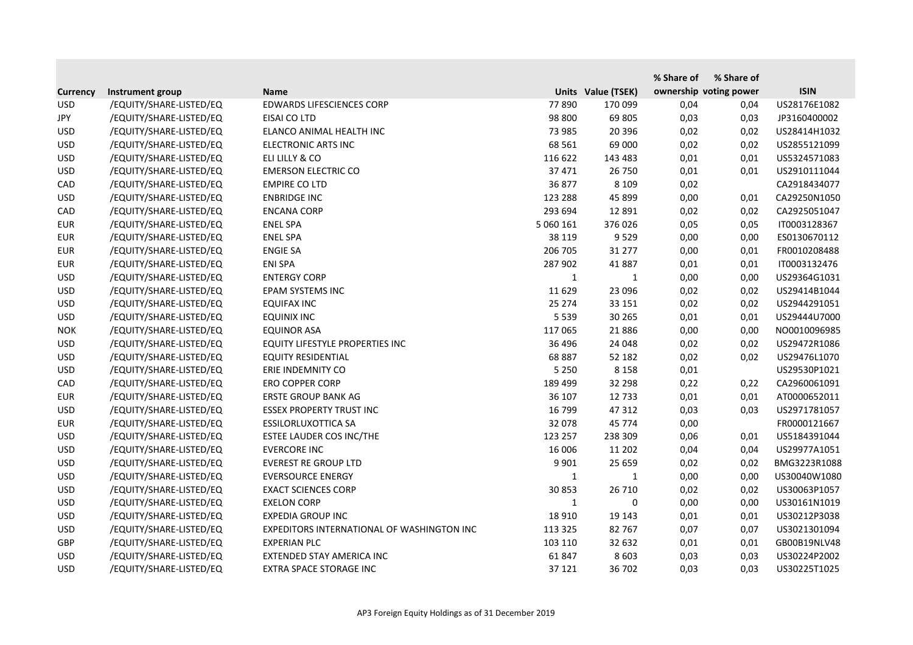| Currency | Instrument group | Name | Units | Value (TSEK) | % Share of ownership | % Share of voting power | ISIN |
|---|---|---|---|---|---|---|---|
| USD | /EQUITY/SHARE-LISTED/EQ | EDWARDS LIFESCIENCES CORP | 77 890 | 170 099 | 0,04 | 0,04 | US28176E1082 |
| JPY | /EQUITY/SHARE-LISTED/EQ | EISAI CO LTD | 98 800 | 69 805 | 0,03 | 0,03 | JP3160400002 |
| USD | /EQUITY/SHARE-LISTED/EQ | ELANCO ANIMAL HEALTH INC | 73 985 | 20 396 | 0,02 | 0,02 | US28414H1032 |
| USD | /EQUITY/SHARE-LISTED/EQ | ELECTRONIC ARTS INC | 68 561 | 69 000 | 0,02 | 0,02 | US2855121099 |
| USD | /EQUITY/SHARE-LISTED/EQ | ELI LILLY & CO | 116 622 | 143 483 | 0,01 | 0,01 | US5324571083 |
| USD | /EQUITY/SHARE-LISTED/EQ | EMERSON ELECTRIC CO | 37 471 | 26 750 | 0,01 | 0,01 | US2910111044 |
| CAD | /EQUITY/SHARE-LISTED/EQ | EMPIRE CO LTD | 36 877 | 8 109 | 0,02 | | CA2918434077 |
| USD | /EQUITY/SHARE-LISTED/EQ | ENBRIDGE INC | 123 288 | 45 899 | 0,00 | 0,01 | CA29250N1050 |
| CAD | /EQUITY/SHARE-LISTED/EQ | ENCANA CORP | 293 694 | 12 891 | 0,02 | 0,02 | CA2925051047 |
| EUR | /EQUITY/SHARE-LISTED/EQ | ENEL SPA | 5 060 161 | 376 026 | 0,05 | 0,05 | IT0003128367 |
| EUR | /EQUITY/SHARE-LISTED/EQ | ENEL SPA | 38 119 | 9 529 | 0,00 | 0,00 | ES0130670112 |
| EUR | /EQUITY/SHARE-LISTED/EQ | ENGIE SA | 206 705 | 31 277 | 0,00 | 0,01 | FR0010208488 |
| EUR | /EQUITY/SHARE-LISTED/EQ | ENI SPA | 287 902 | 41 887 | 0,01 | 0,01 | IT0003132476 |
| USD | /EQUITY/SHARE-LISTED/EQ | ENTERGY CORP | 1 | 1 | 0,00 | 0,00 | US29364G1031 |
| USD | /EQUITY/SHARE-LISTED/EQ | EPAM SYSTEMS INC | 11 629 | 23 096 | 0,02 | 0,02 | US29414B1044 |
| USD | /EQUITY/SHARE-LISTED/EQ | EQUIFAX INC | 25 274 | 33 151 | 0,02 | 0,02 | US2944291051 |
| USD | /EQUITY/SHARE-LISTED/EQ | EQUINIX INC | 5 539 | 30 265 | 0,01 | 0,01 | US29444U7000 |
| NOK | /EQUITY/SHARE-LISTED/EQ | EQUINOR ASA | 117 065 | 21 886 | 0,00 | 0,00 | NO0010096985 |
| USD | /EQUITY/SHARE-LISTED/EQ | EQUITY LIFESTYLE PROPERTIES INC | 36 496 | 24 048 | 0,02 | 0,02 | US29472R1086 |
| USD | /EQUITY/SHARE-LISTED/EQ | EQUITY RESIDENTIAL | 68 887 | 52 182 | 0,02 | 0,02 | US29476L1070 |
| USD | /EQUITY/SHARE-LISTED/EQ | ERIE INDEMNITY CO | 5 250 | 8 158 | 0,01 | | US29530P1021 |
| CAD | /EQUITY/SHARE-LISTED/EQ | ERO COPPER CORP | 189 499 | 32 298 | 0,22 | 0,22 | CA2960061091 |
| EUR | /EQUITY/SHARE-LISTED/EQ | ERSTE GROUP BANK AG | 36 107 | 12 733 | 0,01 | 0,01 | AT0000652011 |
| USD | /EQUITY/SHARE-LISTED/EQ | ESSEX PROPERTY TRUST INC | 16 799 | 47 312 | 0,03 | 0,03 | US2971781057 |
| EUR | /EQUITY/SHARE-LISTED/EQ | ESSILORLUXOTTICA SA | 32 078 | 45 774 | 0,00 | | FR0000121667 |
| USD | /EQUITY/SHARE-LISTED/EQ | ESTEE LAUDER COS INC/THE | 123 257 | 238 309 | 0,06 | 0,01 | US5184391044 |
| USD | /EQUITY/SHARE-LISTED/EQ | EVERCORE INC | 16 006 | 11 202 | 0,04 | 0,04 | US29977A1051 |
| USD | /EQUITY/SHARE-LISTED/EQ | EVEREST RE GROUP LTD | 9 901 | 25 659 | 0,02 | 0,02 | BMG3223R1088 |
| USD | /EQUITY/SHARE-LISTED/EQ | EVERSOURCE ENERGY | 1 | 1 | 0,00 | 0,00 | US30040W1080 |
| USD | /EQUITY/SHARE-LISTED/EQ | EXACT SCIENCES CORP | 30 853 | 26 710 | 0,02 | 0,02 | US30063P1057 |
| USD | /EQUITY/SHARE-LISTED/EQ | EXELON CORP | 1 | 0 | 0,00 | 0,00 | US30161N1019 |
| USD | /EQUITY/SHARE-LISTED/EQ | EXPEDIA GROUP INC | 18 910 | 19 143 | 0,01 | 0,01 | US30212P3038 |
| USD | /EQUITY/SHARE-LISTED/EQ | EXPEDITORS INTERNATIONAL OF WASHINGTON INC | 113 325 | 82 767 | 0,07 | 0,07 | US3021301094 |
| GBP | /EQUITY/SHARE-LISTED/EQ | EXPERIAN PLC | 103 110 | 32 632 | 0,01 | 0,01 | GB00B19NLV48 |
| USD | /EQUITY/SHARE-LISTED/EQ | EXTENDED STAY AMERICA INC | 61 847 | 8 603 | 0,03 | 0,03 | US30224P2002 |
| USD | /EQUITY/SHARE-LISTED/EQ | EXTRA SPACE STORAGE INC | 37 121 | 36 702 | 0,03 | 0,03 | US30225T1025 |

AP3 Foreign Equity Holdings as of 31 December 2019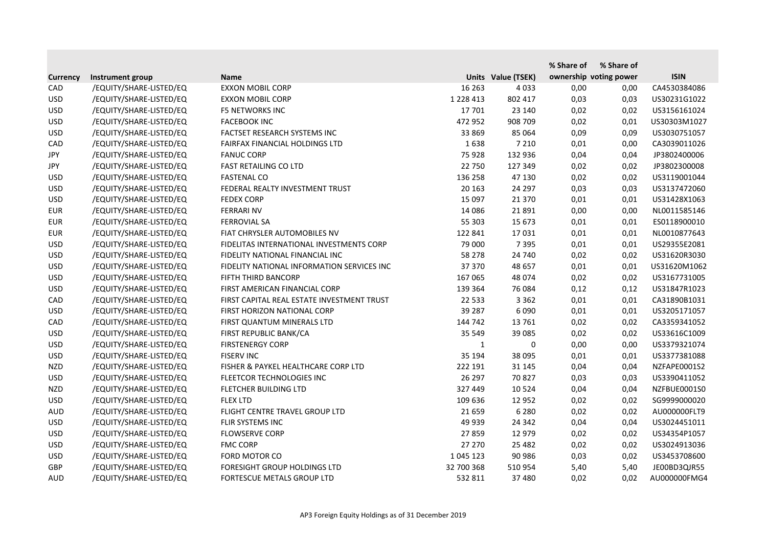| Currency | Instrument group | Name | Units | Value (TSEK) | % Share of ownership | % Share of voting power | ISIN |
|---|---|---|---|---|---|---|---|
| CAD | /EQUITY/SHARE-LISTED/EQ | EXXON MOBIL CORP | 16 263 | 4 033 | 0,00 | 0,00 | CA4530384086 |
| USD | /EQUITY/SHARE-LISTED/EQ | EXXON MOBIL CORP | 1 228 413 | 802 417 | 0,03 | 0,03 | US30231G1022 |
| USD | /EQUITY/SHARE-LISTED/EQ | F5 NETWORKS INC | 17 701 | 23 140 | 0,02 | 0,02 | US3156161024 |
| USD | /EQUITY/SHARE-LISTED/EQ | FACEBOOK INC | 472 952 | 908 709 | 0,02 | 0,01 | US30303M1027 |
| USD | /EQUITY/SHARE-LISTED/EQ | FACTSET RESEARCH SYSTEMS INC | 33 869 | 85 064 | 0,09 | 0,09 | US3030751057 |
| CAD | /EQUITY/SHARE-LISTED/EQ | FAIRFAX FINANCIAL HOLDINGS LTD | 1 638 | 7 210 | 0,01 | 0,00 | CA3039011026 |
| JPY | /EQUITY/SHARE-LISTED/EQ | FANUC CORP | 75 928 | 132 936 | 0,04 | 0,04 | JP3802400006 |
| JPY | /EQUITY/SHARE-LISTED/EQ | FAST RETAILING CO LTD | 22 750 | 127 349 | 0,02 | 0,02 | JP3802300008 |
| USD | /EQUITY/SHARE-LISTED/EQ | FASTENAL CO | 136 258 | 47 130 | 0,02 | 0,02 | US3119001044 |
| USD | /EQUITY/SHARE-LISTED/EQ | FEDERAL REALTY INVESTMENT TRUST | 20 163 | 24 297 | 0,03 | 0,03 | US3137472060 |
| USD | /EQUITY/SHARE-LISTED/EQ | FEDEX CORP | 15 097 | 21 370 | 0,01 | 0,01 | US31428X1063 |
| EUR | /EQUITY/SHARE-LISTED/EQ | FERRARI NV | 14 086 | 21 891 | 0,00 | 0,00 | NL0011585146 |
| EUR | /EQUITY/SHARE-LISTED/EQ | FERROVIAL SA | 55 303 | 15 673 | 0,01 | 0,01 | ES0118900010 |
| EUR | /EQUITY/SHARE-LISTED/EQ | FIAT CHRYSLER AUTOMOBILES NV | 122 841 | 17 031 | 0,01 | 0,01 | NL0010877643 |
| USD | /EQUITY/SHARE-LISTED/EQ | FIDELITAS INTERNATIONAL INVESTMENTS CORP | 79 000 | 7 395 | 0,01 | 0,01 | US29355E2081 |
| USD | /EQUITY/SHARE-LISTED/EQ | FIDELITY NATIONAL FINANCIAL INC | 58 278 | 24 740 | 0,02 | 0,02 | US31620R3030 |
| USD | /EQUITY/SHARE-LISTED/EQ | FIDELITY NATIONAL INFORMATION SERVICES INC | 37 370 | 48 657 | 0,01 | 0,01 | US31620M1062 |
| USD | /EQUITY/SHARE-LISTED/EQ | FIFTH THIRD BANCORP | 167 065 | 48 074 | 0,02 | 0,02 | US3167731005 |
| USD | /EQUITY/SHARE-LISTED/EQ | FIRST AMERICAN FINANCIAL CORP | 139 364 | 76 084 | 0,12 | 0,12 | US31847R1023 |
| CAD | /EQUITY/SHARE-LISTED/EQ | FIRST CAPITAL REAL ESTATE INVESTMENT TRUST | 22 533 | 3 362 | 0,01 | 0,01 | CA31890B1031 |
| USD | /EQUITY/SHARE-LISTED/EQ | FIRST HORIZON NATIONAL CORP | 39 287 | 6 090 | 0,01 | 0,01 | US3205171057 |
| CAD | /EQUITY/SHARE-LISTED/EQ | FIRST QUANTUM MINERALS LTD | 144 742 | 13 761 | 0,02 | 0,02 | CA3359341052 |
| USD | /EQUITY/SHARE-LISTED/EQ | FIRST REPUBLIC BANK/CA | 35 549 | 39 085 | 0,02 | 0,02 | US33616C1009 |
| USD | /EQUITY/SHARE-LISTED/EQ | FIRSTENERGY CORP | 1 | 0 | 0,00 | 0,00 | US3379321074 |
| USD | /EQUITY/SHARE-LISTED/EQ | FISERV INC | 35 194 | 38 095 | 0,01 | 0,01 | US3377381088 |
| NZD | /EQUITY/SHARE-LISTED/EQ | FISHER & PAYKEL HEALTHCARE CORP LTD | 222 191 | 31 145 | 0,04 | 0,04 | NZFAPE0001S2 |
| USD | /EQUITY/SHARE-LISTED/EQ | FLEETCOR TECHNOLOGIES INC | 26 297 | 70 827 | 0,03 | 0,03 | US3390411052 |
| NZD | /EQUITY/SHARE-LISTED/EQ | FLETCHER BUILDING LTD | 327 449 | 10 524 | 0,04 | 0,04 | NZFBUE0001S0 |
| USD | /EQUITY/SHARE-LISTED/EQ | FLEX LTD | 109 636 | 12 952 | 0,02 | 0,02 | SG9999000020 |
| AUD | /EQUITY/SHARE-LISTED/EQ | FLIGHT CENTRE TRAVEL GROUP LTD | 21 659 | 6 280 | 0,02 | 0,02 | AU000000FLT9 |
| USD | /EQUITY/SHARE-LISTED/EQ | FLIR SYSTEMS INC | 49 939 | 24 342 | 0,04 | 0,04 | US3024451011 |
| USD | /EQUITY/SHARE-LISTED/EQ | FLOWSERVE CORP | 27 859 | 12 979 | 0,02 | 0,02 | US34354P1057 |
| USD | /EQUITY/SHARE-LISTED/EQ | FMC CORP | 27 270 | 25 482 | 0,02 | 0,02 | US3024913036 |
| USD | /EQUITY/SHARE-LISTED/EQ | FORD MOTOR CO | 1 045 123 | 90 986 | 0,03 | 0,02 | US3453708600 |
| GBP | /EQUITY/SHARE-LISTED/EQ | FORESIGHT GROUP HOLDINGS LTD | 32 700 368 | 510 954 | 5,40 | 5,40 | JE00BD3QJR55 |
| AUD | /EQUITY/SHARE-LISTED/EQ | FORTESCUE METALS GROUP LTD | 532 811 | 37 480 | 0,02 | 0,02 | AU000000FMG4 |

AP3 Foreign Equity Holdings as of 31 December 2019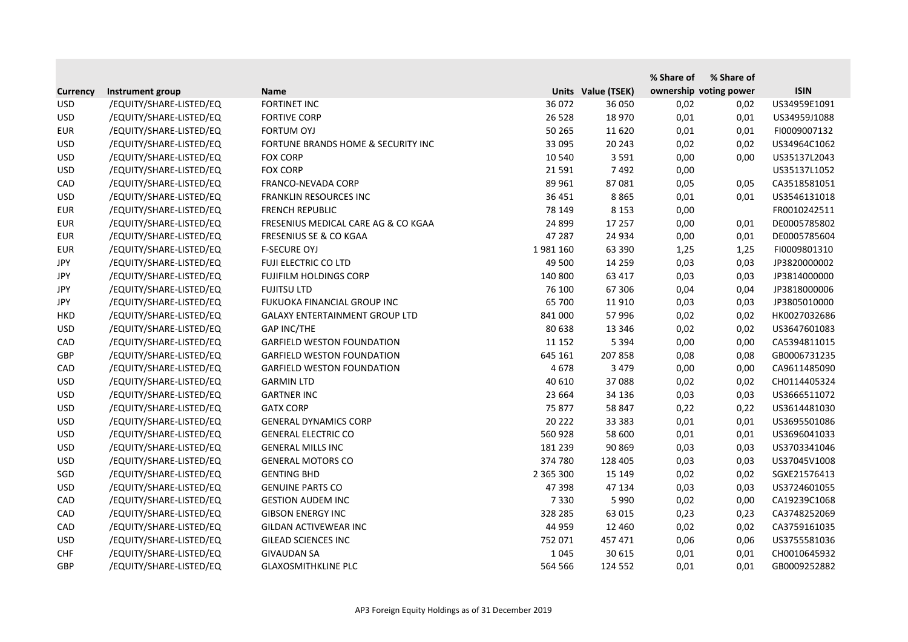| Currency | Instrument group | Name | Units | Value (TSEK) | % Share of ownership | % Share of voting power | ISIN |
|---|---|---|---|---|---|---|---|
| USD | /EQUITY/SHARE-LISTED/EQ | FORTINET INC | 36 072 | 36 050 | 0,02 | 0,02 | US34959E1091 |
| USD | /EQUITY/SHARE-LISTED/EQ | FORTIVE CORP | 26 528 | 18 970 | 0,01 | 0,01 | US34959J1088 |
| EUR | /EQUITY/SHARE-LISTED/EQ | FORTUM OYJ | 50 265 | 11 620 | 0,01 | 0,01 | FI0009007132 |
| USD | /EQUITY/SHARE-LISTED/EQ | FORTUNE BRANDS HOME & SECURITY INC | 33 095 | 20 243 | 0,02 | 0,02 | US34964C1062 |
| USD | /EQUITY/SHARE-LISTED/EQ | FOX CORP | 10 540 | 3 591 | 0,00 | 0,00 | US35137L2043 |
| USD | /EQUITY/SHARE-LISTED/EQ | FOX CORP | 21 591 | 7 492 | 0,00 | | US35137L1052 |
| CAD | /EQUITY/SHARE-LISTED/EQ | FRANCO-NEVADA CORP | 89 961 | 87 081 | 0,05 | 0,05 | CA3518581051 |
| USD | /EQUITY/SHARE-LISTED/EQ | FRANKLIN RESOURCES INC | 36 451 | 8 865 | 0,01 | 0,01 | US3546131018 |
| EUR | /EQUITY/SHARE-LISTED/EQ | FRENCH REPUBLIC | 78 149 | 8 153 | 0,00 | | FR0010242511 |
| EUR | /EQUITY/SHARE-LISTED/EQ | FRESENIUS MEDICAL CARE AG & CO KGAA | 24 899 | 17 257 | 0,00 | 0,01 | DE0005785802 |
| EUR | /EQUITY/SHARE-LISTED/EQ | FRESENIUS SE & CO KGAA | 47 287 | 24 934 | 0,00 | 0,01 | DE0005785604 |
| EUR | /EQUITY/SHARE-LISTED/EQ | F-SECURE OYJ | 1 981 160 | 63 390 | 1,25 | 1,25 | FI0009801310 |
| JPY | /EQUITY/SHARE-LISTED/EQ | FUJI ELECTRIC CO LTD | 49 500 | 14 259 | 0,03 | 0,03 | JP3820000002 |
| JPY | /EQUITY/SHARE-LISTED/EQ | FUJIFILM HOLDINGS CORP | 140 800 | 63 417 | 0,03 | 0,03 | JP3814000000 |
| JPY | /EQUITY/SHARE-LISTED/EQ | FUJITSU LTD | 76 100 | 67 306 | 0,04 | 0,04 | JP3818000006 |
| JPY | /EQUITY/SHARE-LISTED/EQ | FUKUOKA FINANCIAL GROUP INC | 65 700 | 11 910 | 0,03 | 0,03 | JP3805010000 |
| HKD | /EQUITY/SHARE-LISTED/EQ | GALAXY ENTERTAINMENT GROUP LTD | 841 000 | 57 996 | 0,02 | 0,02 | HK0027032686 |
| USD | /EQUITY/SHARE-LISTED/EQ | GAP INC/THE | 80 638 | 13 346 | 0,02 | 0,02 | US3647601083 |
| CAD | /EQUITY/SHARE-LISTED/EQ | GARFIELD WESTON FOUNDATION | 11 152 | 5 394 | 0,00 | 0,00 | CA5394811015 |
| GBP | /EQUITY/SHARE-LISTED/EQ | GARFIELD WESTON FOUNDATION | 645 161 | 207 858 | 0,08 | 0,08 | GB0006731235 |
| CAD | /EQUITY/SHARE-LISTED/EQ | GARFIELD WESTON FOUNDATION | 4 678 | 3 479 | 0,00 | 0,00 | CA9611485090 |
| USD | /EQUITY/SHARE-LISTED/EQ | GARMIN LTD | 40 610 | 37 088 | 0,02 | 0,02 | CH0114405324 |
| USD | /EQUITY/SHARE-LISTED/EQ | GARTNER INC | 23 664 | 34 136 | 0,03 | 0,03 | US3666511072 |
| USD | /EQUITY/SHARE-LISTED/EQ | GATX CORP | 75 877 | 58 847 | 0,22 | 0,22 | US3614481030 |
| USD | /EQUITY/SHARE-LISTED/EQ | GENERAL DYNAMICS CORP | 20 222 | 33 383 | 0,01 | 0,01 | US3695501086 |
| USD | /EQUITY/SHARE-LISTED/EQ | GENERAL ELECTRIC CO | 560 928 | 58 600 | 0,01 | 0,01 | US3696041033 |
| USD | /EQUITY/SHARE-LISTED/EQ | GENERAL MILLS INC | 181 239 | 90 869 | 0,03 | 0,03 | US3703341046 |
| USD | /EQUITY/SHARE-LISTED/EQ | GENERAL MOTORS CO | 374 780 | 128 405 | 0,03 | 0,03 | US37045V1008 |
| SGD | /EQUITY/SHARE-LISTED/EQ | GENTING BHD | 2 365 300 | 15 149 | 0,02 | 0,02 | SGXE21576413 |
| USD | /EQUITY/SHARE-LISTED/EQ | GENUINE PARTS CO | 47 398 | 47 134 | 0,03 | 0,03 | US3724601055 |
| CAD | /EQUITY/SHARE-LISTED/EQ | GESTION AUDEM INC | 7 330 | 5 990 | 0,02 | 0,00 | CA19239C1068 |
| CAD | /EQUITY/SHARE-LISTED/EQ | GIBSON ENERGY INC | 328 285 | 63 015 | 0,23 | 0,23 | CA3748252069 |
| CAD | /EQUITY/SHARE-LISTED/EQ | GILDAN ACTIVEWEAR INC | 44 959 | 12 460 | 0,02 | 0,02 | CA3759161035 |
| USD | /EQUITY/SHARE-LISTED/EQ | GILEAD SCIENCES INC | 752 071 | 457 471 | 0,06 | 0,06 | US3755581036 |
| CHF | /EQUITY/SHARE-LISTED/EQ | GIVAUDAN SA | 1 045 | 30 615 | 0,01 | 0,01 | CH0010645932 |
| GBP | /EQUITY/SHARE-LISTED/EQ | GLAXOSMITHKLINE PLC | 564 566 | 124 552 | 0,01 | 0,01 | GB0009252882 |

AP3 Foreign Equity Holdings as of 31 December 2019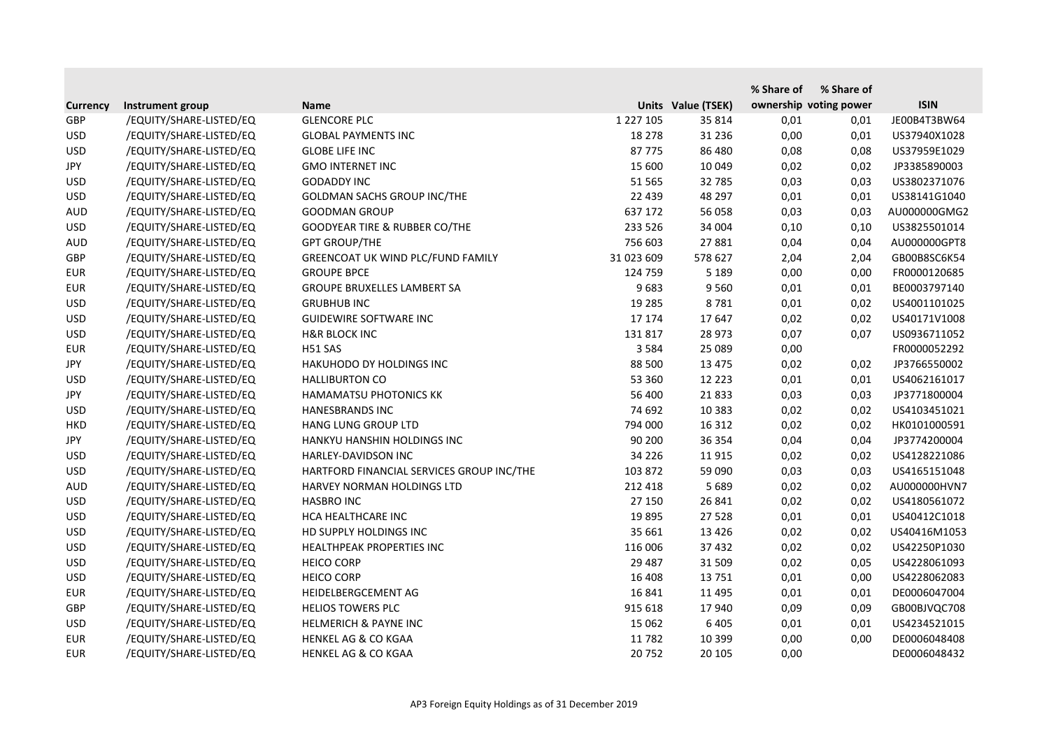| Currency | Instrument group | Name | Units | Value (TSEK) | % Share of ownership | % Share of voting power | ISIN |
|---|---|---|---|---|---|---|---|
| GBP | /EQUITY/SHARE-LISTED/EQ | GLENCORE PLC | 1 227 105 | 35 814 | 0,01 | 0,01 | JE00B4T3BW64 |
| USD | /EQUITY/SHARE-LISTED/EQ | GLOBAL PAYMENTS INC | 18 278 | 31 236 | 0,00 | 0,01 | US37940X1028 |
| USD | /EQUITY/SHARE-LISTED/EQ | GLOBE LIFE INC | 87 775 | 86 480 | 0,08 | 0,08 | US37959E1029 |
| JPY | /EQUITY/SHARE-LISTED/EQ | GMO INTERNET INC | 15 600 | 10 049 | 0,02 | 0,02 | JP3385890003 |
| USD | /EQUITY/SHARE-LISTED/EQ | GODADDY INC | 51 565 | 32 785 | 0,03 | 0,03 | US3802371076 |
| USD | /EQUITY/SHARE-LISTED/EQ | GOLDMAN SACHS GROUP INC/THE | 22 439 | 48 297 | 0,01 | 0,01 | US38141G1040 |
| AUD | /EQUITY/SHARE-LISTED/EQ | GOODMAN GROUP | 637 172 | 56 058 | 0,03 | 0,03 | AU000000GMG2 |
| USD | /EQUITY/SHARE-LISTED/EQ | GOODYEAR TIRE & RUBBER CO/THE | 233 526 | 34 004 | 0,10 | 0,10 | US3825501014 |
| AUD | /EQUITY/SHARE-LISTED/EQ | GPT GROUP/THE | 756 603 | 27 881 | 0,04 | 0,04 | AU000000GPT8 |
| GBP | /EQUITY/SHARE-LISTED/EQ | GREENCOAT UK WIND PLC/FUND FAMILY | 31 023 609 | 578 627 | 2,04 | 2,04 | GB00B8SC6K54 |
| EUR | /EQUITY/SHARE-LISTED/EQ | GROUPE BPCE | 124 759 | 5 189 | 0,00 | 0,00 | FR0000120685 |
| EUR | /EQUITY/SHARE-LISTED/EQ | GROUPE BRUXELLES LAMBERT SA | 9 683 | 9 560 | 0,01 | 0,01 | BE0003797140 |
| USD | /EQUITY/SHARE-LISTED/EQ | GRUBHUB INC | 19 285 | 8 781 | 0,01 | 0,02 | US4001101025 |
| USD | /EQUITY/SHARE-LISTED/EQ | GUIDEWIRE SOFTWARE INC | 17 174 | 17 647 | 0,02 | 0,02 | US40171V1008 |
| USD | /EQUITY/SHARE-LISTED/EQ | H&R BLOCK INC | 131 817 | 28 973 | 0,07 | 0,07 | US0936711052 |
| EUR | /EQUITY/SHARE-LISTED/EQ | H51 SAS | 3 584 | 25 089 | 0,00 | | FR0000052292 |
| JPY | /EQUITY/SHARE-LISTED/EQ | HAKUHODO DY HOLDINGS INC | 88 500 | 13 475 | 0,02 | 0,02 | JP3766550002 |
| USD | /EQUITY/SHARE-LISTED/EQ | HALLIBURTON CO | 53 360 | 12 223 | 0,01 | 0,01 | US4062161017 |
| JPY | /EQUITY/SHARE-LISTED/EQ | HAMAMATSU PHOTONICS KK | 56 400 | 21 833 | 0,03 | 0,03 | JP3771800004 |
| USD | /EQUITY/SHARE-LISTED/EQ | HANESBRANDS INC | 74 692 | 10 383 | 0,02 | 0,02 | US4103451021 |
| HKD | /EQUITY/SHARE-LISTED/EQ | HANG LUNG GROUP LTD | 794 000 | 16 312 | 0,02 | 0,02 | HK0101000591 |
| JPY | /EQUITY/SHARE-LISTED/EQ | HANKYU HANSHIN HOLDINGS INC | 90 200 | 36 354 | 0,04 | 0,04 | JP3774200004 |
| USD | /EQUITY/SHARE-LISTED/EQ | HARLEY-DAVIDSON INC | 34 226 | 11 915 | 0,02 | 0,02 | US4128221086 |
| USD | /EQUITY/SHARE-LISTED/EQ | HARTFORD FINANCIAL SERVICES GROUP INC/THE | 103 872 | 59 090 | 0,03 | 0,03 | US4165151048 |
| AUD | /EQUITY/SHARE-LISTED/EQ | HARVEY NORMAN HOLDINGS LTD | 212 418 | 5 689 | 0,02 | 0,02 | AU000000HVN7 |
| USD | /EQUITY/SHARE-LISTED/EQ | HASBRO INC | 27 150 | 26 841 | 0,02 | 0,02 | US4180561072 |
| USD | /EQUITY/SHARE-LISTED/EQ | HCA HEALTHCARE INC | 19 895 | 27 528 | 0,01 | 0,01 | US40412C1018 |
| USD | /EQUITY/SHARE-LISTED/EQ | HD SUPPLY HOLDINGS INC | 35 661 | 13 426 | 0,02 | 0,02 | US40416M1053 |
| USD | /EQUITY/SHARE-LISTED/EQ | HEALTHPEAK PROPERTIES INC | 116 006 | 37 432 | 0,02 | 0,02 | US42250P1030 |
| USD | /EQUITY/SHARE-LISTED/EQ | HEICO CORP | 29 487 | 31 509 | 0,02 | 0,05 | US4228061093 |
| USD | /EQUITY/SHARE-LISTED/EQ | HEICO CORP | 16 408 | 13 751 | 0,01 | 0,00 | US4228062083 |
| EUR | /EQUITY/SHARE-LISTED/EQ | HEIDELBERGCEMENT AG | 16 841 | 11 495 | 0,01 | 0,01 | DE0006047004 |
| GBP | /EQUITY/SHARE-LISTED/EQ | HELIOS TOWERS PLC | 915 618 | 17 940 | 0,09 | 0,09 | GB00BJVQC708 |
| USD | /EQUITY/SHARE-LISTED/EQ | HELMERICH & PAYNE INC | 15 062 | 6 405 | 0,01 | 0,01 | US4234521015 |
| EUR | /EQUITY/SHARE-LISTED/EQ | HENKEL AG & CO KGAA | 11 782 | 10 399 | 0,00 | 0,00 | DE0006048408 |
| EUR | /EQUITY/SHARE-LISTED/EQ | HENKEL AG & CO KGAA | 20 752 | 20 105 | 0,00 | | DE0006048432 |

AP3 Foreign Equity Holdings as of 31 December 2019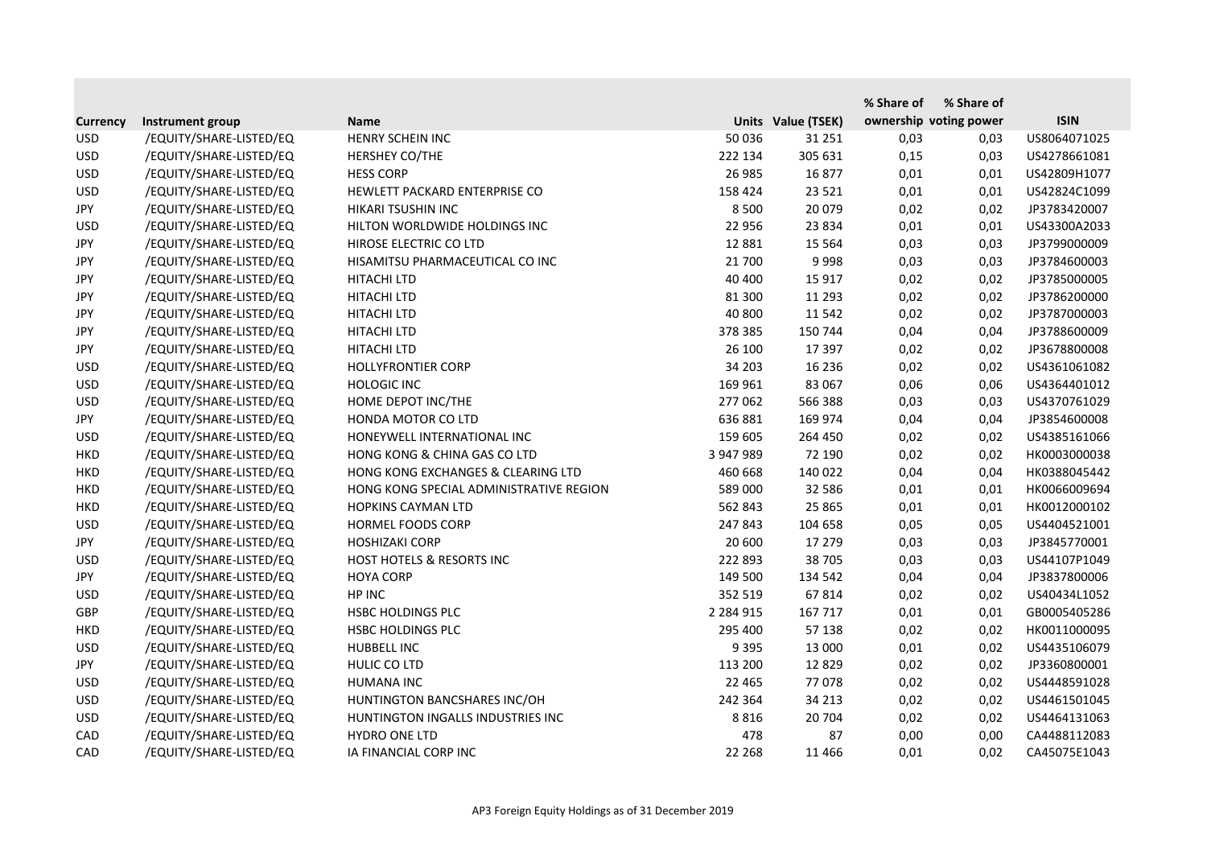| Currency | Instrument group | Name | Units | Value (TSEK) | % Share of ownership | % Share of voting power | ISIN |
|---|---|---|---|---|---|---|---|
| USD | /EQUITY/SHARE-LISTED/EQ | HENRY SCHEIN INC | 50 036 | 31 251 | 0,03 | 0,03 | US8064071025 |
| USD | /EQUITY/SHARE-LISTED/EQ | HERSHEY CO/THE | 222 134 | 305 631 | 0,15 | 0,03 | US4278661081 |
| USD | /EQUITY/SHARE-LISTED/EQ | HESS CORP | 26 985 | 16 877 | 0,01 | 0,01 | US42809H1077 |
| USD | /EQUITY/SHARE-LISTED/EQ | HEWLETT PACKARD ENTERPRISE CO | 158 424 | 23 521 | 0,01 | 0,01 | US42824C1099 |
| JPY | /EQUITY/SHARE-LISTED/EQ | HIKARI TSUSHIN INC | 8 500 | 20 079 | 0,02 | 0,02 | JP3783420007 |
| USD | /EQUITY/SHARE-LISTED/EQ | HILTON WORLDWIDE HOLDINGS INC | 22 956 | 23 834 | 0,01 | 0,01 | US43300A2033 |
| JPY | /EQUITY/SHARE-LISTED/EQ | HIROSE ELECTRIC CO LTD | 12 881 | 15 564 | 0,03 | 0,03 | JP3799000009 |
| JPY | /EQUITY/SHARE-LISTED/EQ | HISAMITSU PHARMACEUTICAL CO INC | 21 700 | 9 998 | 0,03 | 0,03 | JP3784600003 |
| JPY | /EQUITY/SHARE-LISTED/EQ | HITACHI LTD | 40 400 | 15 917 | 0,02 | 0,02 | JP3785000005 |
| JPY | /EQUITY/SHARE-LISTED/EQ | HITACHI LTD | 81 300 | 11 293 | 0,02 | 0,02 | JP3786200000 |
| JPY | /EQUITY/SHARE-LISTED/EQ | HITACHI LTD | 40 800 | 11 542 | 0,02 | 0,02 | JP3787000003 |
| JPY | /EQUITY/SHARE-LISTED/EQ | HITACHI LTD | 378 385 | 150 744 | 0,04 | 0,04 | JP3788600009 |
| JPY | /EQUITY/SHARE-LISTED/EQ | HITACHI LTD | 26 100 | 17 397 | 0,02 | 0,02 | JP3678800008 |
| USD | /EQUITY/SHARE-LISTED/EQ | HOLLYFRONTIER CORP | 34 203 | 16 236 | 0,02 | 0,02 | US4361061082 |
| USD | /EQUITY/SHARE-LISTED/EQ | HOLOGIC INC | 169 961 | 83 067 | 0,06 | 0,06 | US4364401012 |
| USD | /EQUITY/SHARE-LISTED/EQ | HOME DEPOT INC/THE | 277 062 | 566 388 | 0,03 | 0,03 | US4370761029 |
| JPY | /EQUITY/SHARE-LISTED/EQ | HONDA MOTOR CO LTD | 636 881 | 169 974 | 0,04 | 0,04 | JP3854600008 |
| USD | /EQUITY/SHARE-LISTED/EQ | HONEYWELL INTERNATIONAL INC | 159 605 | 264 450 | 0,02 | 0,02 | US4385161066 |
| HKD | /EQUITY/SHARE-LISTED/EQ | HONG KONG & CHINA GAS CO LTD | 3 947 989 | 72 190 | 0,02 | 0,02 | HK0003000038 |
| HKD | /EQUITY/SHARE-LISTED/EQ | HONG KONG EXCHANGES & CLEARING LTD | 460 668 | 140 022 | 0,04 | 0,04 | HK0388045442 |
| HKD | /EQUITY/SHARE-LISTED/EQ | HONG KONG SPECIAL ADMINISTRATIVE REGION | 589 000 | 32 586 | 0,01 | 0,01 | HK0066009694 |
| HKD | /EQUITY/SHARE-LISTED/EQ | HOPKINS CAYMAN LTD | 562 843 | 25 865 | 0,01 | 0,01 | HK0012000102 |
| USD | /EQUITY/SHARE-LISTED/EQ | HORMEL FOODS CORP | 247 843 | 104 658 | 0,05 | 0,05 | US4404521001 |
| JPY | /EQUITY/SHARE-LISTED/EQ | HOSHIZAKI CORP | 20 600 | 17 279 | 0,03 | 0,03 | JP3845770001 |
| USD | /EQUITY/SHARE-LISTED/EQ | HOST HOTELS & RESORTS INC | 222 893 | 38 705 | 0,03 | 0,03 | US44107P1049 |
| JPY | /EQUITY/SHARE-LISTED/EQ | HOYA CORP | 149 500 | 134 542 | 0,04 | 0,04 | JP3837800006 |
| USD | /EQUITY/SHARE-LISTED/EQ | HP INC | 352 519 | 67 814 | 0,02 | 0,02 | US40434L1052 |
| GBP | /EQUITY/SHARE-LISTED/EQ | HSBC HOLDINGS PLC | 2 284 915 | 167 717 | 0,01 | 0,01 | GB0005405286 |
| HKD | /EQUITY/SHARE-LISTED/EQ | HSBC HOLDINGS PLC | 295 400 | 57 138 | 0,02 | 0,02 | HK0011000095 |
| USD | /EQUITY/SHARE-LISTED/EQ | HUBBELL INC | 9 395 | 13 000 | 0,01 | 0,02 | US4435106079 |
| JPY | /EQUITY/SHARE-LISTED/EQ | HULIC CO LTD | 113 200 | 12 829 | 0,02 | 0,02 | JP3360800001 |
| USD | /EQUITY/SHARE-LISTED/EQ | HUMANA INC | 22 465 | 77 078 | 0,02 | 0,02 | US4448591028 |
| USD | /EQUITY/SHARE-LISTED/EQ | HUNTINGTON BANCSHARES INC/OH | 242 364 | 34 213 | 0,02 | 0,02 | US4461501045 |
| USD | /EQUITY/SHARE-LISTED/EQ | HUNTINGTON INGALLS INDUSTRIES INC | 8 816 | 20 704 | 0,02 | 0,02 | US4464131063 |
| CAD | /EQUITY/SHARE-LISTED/EQ | HYDRO ONE LTD | 478 | 87 | 0,00 | 0,00 | CA4488112083 |
| CAD | /EQUITY/SHARE-LISTED/EQ | IA FINANCIAL CORP INC | 22 268 | 11 466 | 0,01 | 0,02 | CA45075E1043 |

AP3 Foreign Equity Holdings as of 31 December 2019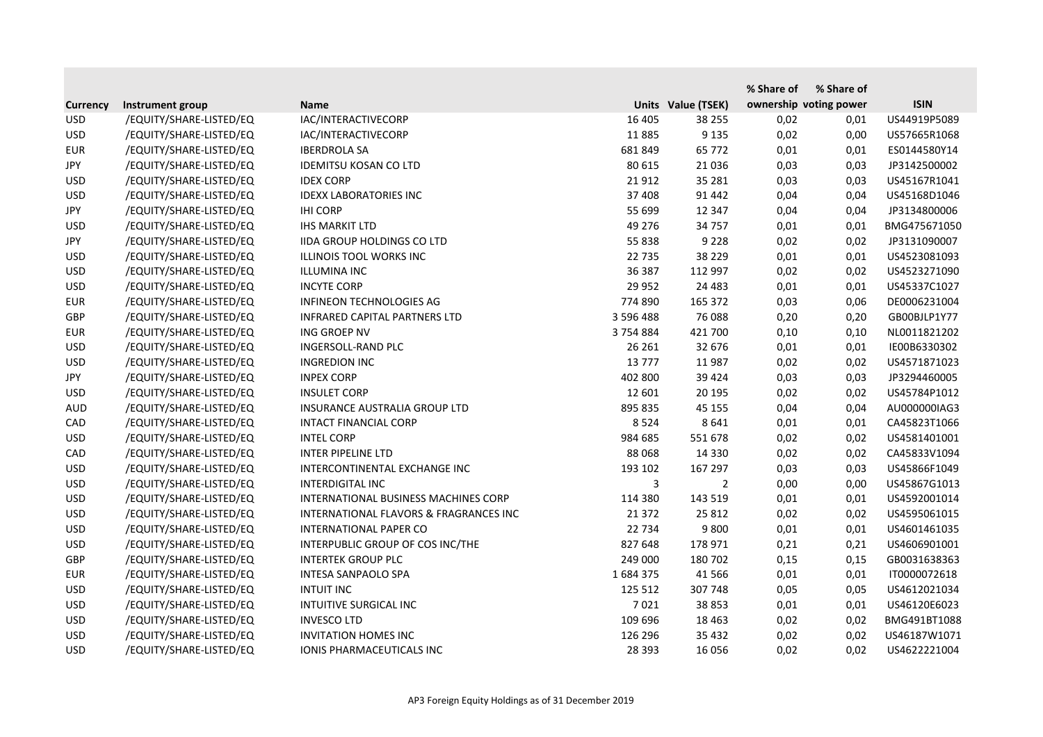| Currency | Instrument group | Name | Units | Value (TSEK) | % Share of ownership | % Share of voting power | ISIN |
|---|---|---|---|---|---|---|---|
| USD | /EQUITY/SHARE-LISTED/EQ | IAC/INTERACTIVECORP | 16 405 | 38 255 | 0,02 | 0,01 | US44919P5089 |
| USD | /EQUITY/SHARE-LISTED/EQ | IAC/INTERACTIVECORP | 11 885 | 9 135 | 0,02 | 0,00 | US57665R1068 |
| EUR | /EQUITY/SHARE-LISTED/EQ | IBERDROLA SA | 681 849 | 65 772 | 0,01 | 0,01 | ES0144580Y14 |
| JPY | /EQUITY/SHARE-LISTED/EQ | IDEMITSU KOSAN CO LTD | 80 615 | 21 036 | 0,03 | 0,03 | JP3142500002 |
| USD | /EQUITY/SHARE-LISTED/EQ | IDEX CORP | 21 912 | 35 281 | 0,03 | 0,03 | US45167R1041 |
| USD | /EQUITY/SHARE-LISTED/EQ | IDEXX LABORATORIES INC | 37 408 | 91 442 | 0,04 | 0,04 | US45168D1046 |
| JPY | /EQUITY/SHARE-LISTED/EQ | IHI CORP | 55 699 | 12 347 | 0,04 | 0,04 | JP3134800006 |
| USD | /EQUITY/SHARE-LISTED/EQ | IHS MARKIT LTD | 49 276 | 34 757 | 0,01 | 0,01 | BMG475671050 |
| JPY | /EQUITY/SHARE-LISTED/EQ | IIDA GROUP HOLDINGS CO LTD | 55 838 | 9 228 | 0,02 | 0,02 | JP3131090007 |
| USD | /EQUITY/SHARE-LISTED/EQ | ILLINOIS TOOL WORKS INC | 22 735 | 38 229 | 0,01 | 0,01 | US4523081093 |
| USD | /EQUITY/SHARE-LISTED/EQ | ILLUMINA INC | 36 387 | 112 997 | 0,02 | 0,02 | US4523271090 |
| USD | /EQUITY/SHARE-LISTED/EQ | INCYTE CORP | 29 952 | 24 483 | 0,01 | 0,01 | US45337C1027 |
| EUR | /EQUITY/SHARE-LISTED/EQ | INFINEON TECHNOLOGIES AG | 774 890 | 165 372 | 0,03 | 0,06 | DE0006231004 |
| GBP | /EQUITY/SHARE-LISTED/EQ | INFRARED CAPITAL PARTNERS LTD | 3 596 488 | 76 088 | 0,20 | 0,20 | GB00BJLP1Y77 |
| EUR | /EQUITY/SHARE-LISTED/EQ | ING GROEP NV | 3 754 884 | 421 700 | 0,10 | 0,10 | NL0011821202 |
| USD | /EQUITY/SHARE-LISTED/EQ | INGERSOLL-RAND PLC | 26 261 | 32 676 | 0,01 | 0,01 | IE00B6330302 |
| USD | /EQUITY/SHARE-LISTED/EQ | INGREDION INC | 13 777 | 11 987 | 0,02 | 0,02 | US4571871023 |
| JPY | /EQUITY/SHARE-LISTED/EQ | INPEX CORP | 402 800 | 39 424 | 0,03 | 0,03 | JP3294460005 |
| USD | /EQUITY/SHARE-LISTED/EQ | INSULET CORP | 12 601 | 20 195 | 0,02 | 0,02 | US45784P1012 |
| AUD | /EQUITY/SHARE-LISTED/EQ | INSURANCE AUSTRALIA GROUP LTD | 895 835 | 45 155 | 0,04 | 0,04 | AU000000IAG3 |
| CAD | /EQUITY/SHARE-LISTED/EQ | INTACT FINANCIAL CORP | 8 524 | 8 641 | 0,01 | 0,01 | CA45823T1066 |
| USD | /EQUITY/SHARE-LISTED/EQ | INTEL CORP | 984 685 | 551 678 | 0,02 | 0,02 | US4581401001 |
| CAD | /EQUITY/SHARE-LISTED/EQ | INTER PIPELINE LTD | 88 068 | 14 330 | 0,02 | 0,02 | CA45833V1094 |
| USD | /EQUITY/SHARE-LISTED/EQ | INTERCONTINENTAL EXCHANGE INC | 193 102 | 167 297 | 0,03 | 0,03 | US45866F1049 |
| USD | /EQUITY/SHARE-LISTED/EQ | INTERDIGITAL INC | 3 | 2 | 0,00 | 0,00 | US45867G1013 |
| USD | /EQUITY/SHARE-LISTED/EQ | INTERNATIONAL BUSINESS MACHINES CORP | 114 380 | 143 519 | 0,01 | 0,01 | US4592001014 |
| USD | /EQUITY/SHARE-LISTED/EQ | INTERNATIONAL FLAVORS & FRAGRANCES INC | 21 372 | 25 812 | 0,02 | 0,02 | US4595061015 |
| USD | /EQUITY/SHARE-LISTED/EQ | INTERNATIONAL PAPER CO | 22 734 | 9 800 | 0,01 | 0,01 | US4601461035 |
| USD | /EQUITY/SHARE-LISTED/EQ | INTERPUBLIC GROUP OF COS INC/THE | 827 648 | 178 971 | 0,21 | 0,21 | US4606901001 |
| GBP | /EQUITY/SHARE-LISTED/EQ | INTERTEK GROUP PLC | 249 000 | 180 702 | 0,15 | 0,15 | GB0031638363 |
| EUR | /EQUITY/SHARE-LISTED/EQ | INTESA SANPAOLO SPA | 1 684 375 | 41 566 | 0,01 | 0,01 | IT0000072618 |
| USD | /EQUITY/SHARE-LISTED/EQ | INTUIT INC | 125 512 | 307 748 | 0,05 | 0,05 | US4612021034 |
| USD | /EQUITY/SHARE-LISTED/EQ | INTUITIVE SURGICAL INC | 7 021 | 38 853 | 0,01 | 0,01 | US46120E6023 |
| USD | /EQUITY/SHARE-LISTED/EQ | INVESCO LTD | 109 696 | 18 463 | 0,02 | 0,02 | BMG491BT1088 |
| USD | /EQUITY/SHARE-LISTED/EQ | INVITATION HOMES INC | 126 296 | 35 432 | 0,02 | 0,02 | US46187W1071 |
| USD | /EQUITY/SHARE-LISTED/EQ | IONIS PHARMACEUTICALS INC | 28 393 | 16 056 | 0,02 | 0,02 | US4622221004 |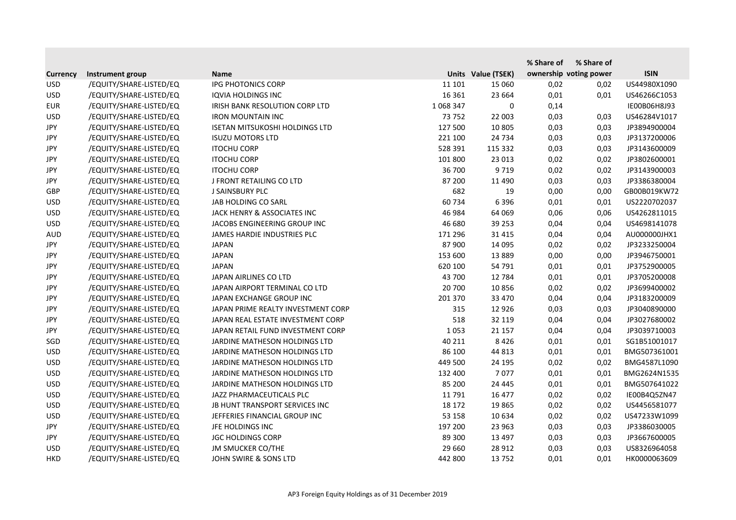| Currency | Instrument group | Name | Units | Value (TSEK) | % Share of ownership | % Share of voting power | ISIN |
|---|---|---|---|---|---|---|---|
| USD | /EQUITY/SHARE-LISTED/EQ | IPG PHOTONICS CORP | 11 101 | 15 060 | 0,02 | 0,02 | US44980X1090 |
| USD | /EQUITY/SHARE-LISTED/EQ | IQVIA HOLDINGS INC | 16 361 | 23 664 | 0,01 | 0,01 | US46266C1053 |
| EUR | /EQUITY/SHARE-LISTED/EQ | IRISH BANK RESOLUTION CORP LTD | 1 068 347 | 0 | 0,14 | | IE00B06H8J93 |
| USD | /EQUITY/SHARE-LISTED/EQ | IRON MOUNTAIN INC | 73 752 | 22 003 | 0,03 | 0,03 | US46284V1017 |
| JPY | /EQUITY/SHARE-LISTED/EQ | ISETAN MITSUKOSHI HOLDINGS LTD | 127 500 | 10 805 | 0,03 | 0,03 | JP3894900004 |
| JPY | /EQUITY/SHARE-LISTED/EQ | ISUZU MOTORS LTD | 221 100 | 24 734 | 0,03 | 0,03 | JP3137200006 |
| JPY | /EQUITY/SHARE-LISTED/EQ | ITOCHU CORP | 528 391 | 115 332 | 0,03 | 0,03 | JP3143600009 |
| JPY | /EQUITY/SHARE-LISTED/EQ | ITOCHU CORP | 101 800 | 23 013 | 0,02 | 0,02 | JP3802600001 |
| JPY | /EQUITY/SHARE-LISTED/EQ | ITOCHU CORP | 36 700 | 9 719 | 0,02 | 0,02 | JP3143900003 |
| JPY | /EQUITY/SHARE-LISTED/EQ | J FRONT RETAILING CO LTD | 87 200 | 11 490 | 0,03 | 0,03 | JP3386380004 |
| GBP | /EQUITY/SHARE-LISTED/EQ | J SAINSBURY PLC | 682 | 19 | 0,00 | 0,00 | GB00B019KW72 |
| USD | /EQUITY/SHARE-LISTED/EQ | JAB HOLDING CO SARL | 60 734 | 6 396 | 0,01 | 0,01 | US2220702037 |
| USD | /EQUITY/SHARE-LISTED/EQ | JACK HENRY & ASSOCIATES INC | 46 984 | 64 069 | 0,06 | 0,06 | US4262811015 |
| USD | /EQUITY/SHARE-LISTED/EQ | JACOBS ENGINEERING GROUP INC | 46 680 | 39 253 | 0,04 | 0,04 | US4698141078 |
| AUD | /EQUITY/SHARE-LISTED/EQ | JAMES HARDIE INDUSTRIES PLC | 171 296 | 31 415 | 0,04 | 0,04 | AU000000JHX1 |
| JPY | /EQUITY/SHARE-LISTED/EQ | JAPAN | 87 900 | 14 095 | 0,02 | 0,02 | JP3233250004 |
| JPY | /EQUITY/SHARE-LISTED/EQ | JAPAN | 153 600 | 13 889 | 0,00 | 0,00 | JP3946750001 |
| JPY | /EQUITY/SHARE-LISTED/EQ | JAPAN | 620 100 | 54 791 | 0,01 | 0,01 | JP3752900005 |
| JPY | /EQUITY/SHARE-LISTED/EQ | JAPAN AIRLINES CO LTD | 43 700 | 12 784 | 0,01 | 0,01 | JP3705200008 |
| JPY | /EQUITY/SHARE-LISTED/EQ | JAPAN AIRPORT TERMINAL CO LTD | 20 700 | 10 856 | 0,02 | 0,02 | JP3699400002 |
| JPY | /EQUITY/SHARE-LISTED/EQ | JAPAN EXCHANGE GROUP INC | 201 370 | 33 470 | 0,04 | 0,04 | JP3183200009 |
| JPY | /EQUITY/SHARE-LISTED/EQ | JAPAN PRIME REALTY INVESTMENT CORP | 315 | 12 926 | 0,03 | 0,03 | JP3040890000 |
| JPY | /EQUITY/SHARE-LISTED/EQ | JAPAN REAL ESTATE INVESTMENT CORP | 518 | 32 119 | 0,04 | 0,04 | JP3027680002 |
| JPY | /EQUITY/SHARE-LISTED/EQ | JAPAN RETAIL FUND INVESTMENT CORP | 1 053 | 21 157 | 0,04 | 0,04 | JP3039710003 |
| SGD | /EQUITY/SHARE-LISTED/EQ | JARDINE MATHESON HOLDINGS LTD | 40 211 | 8 426 | 0,01 | 0,01 | SG1B51001017 |
| USD | /EQUITY/SHARE-LISTED/EQ | JARDINE MATHESON HOLDINGS LTD | 86 100 | 44 813 | 0,01 | 0,01 | BMG507361001 |
| USD | /EQUITY/SHARE-LISTED/EQ | JARDINE MATHESON HOLDINGS LTD | 449 500 | 24 195 | 0,02 | 0,02 | BMG4587L1090 |
| USD | /EQUITY/SHARE-LISTED/EQ | JARDINE MATHESON HOLDINGS LTD | 132 400 | 7 077 | 0,01 | 0,01 | BMG2624N1535 |
| USD | /EQUITY/SHARE-LISTED/EQ | JARDINE MATHESON HOLDINGS LTD | 85 200 | 24 445 | 0,01 | 0,01 | BMG507641022 |
| USD | /EQUITY/SHARE-LISTED/EQ | JAZZ PHARMACEUTICALS PLC | 11 791 | 16 477 | 0,02 | 0,02 | IE00B4Q5ZN47 |
| USD | /EQUITY/SHARE-LISTED/EQ | JB HUNT TRANSPORT SERVICES INC | 18 172 | 19 865 | 0,02 | 0,02 | US4456581077 |
| USD | /EQUITY/SHARE-LISTED/EQ | JEFFERIES FINANCIAL GROUP INC | 53 158 | 10 634 | 0,02 | 0,02 | US47233W1099 |
| JPY | /EQUITY/SHARE-LISTED/EQ | JFE HOLDINGS INC | 197 200 | 23 963 | 0,03 | 0,03 | JP3386030005 |
| JPY | /EQUITY/SHARE-LISTED/EQ | JGC HOLDINGS CORP | 89 300 | 13 497 | 0,03 | 0,03 | JP3667600005 |
| USD | /EQUITY/SHARE-LISTED/EQ | JM SMUCKER CO/THE | 29 660 | 28 912 | 0,03 | 0,03 | US8326964058 |
| HKD | /EQUITY/SHARE-LISTED/EQ | JOHN SWIRE & SONS LTD | 442 800 | 13 752 | 0,01 | 0,01 | HK0000063609 |

AP3 Foreign Equity Holdings as of 31 December 2019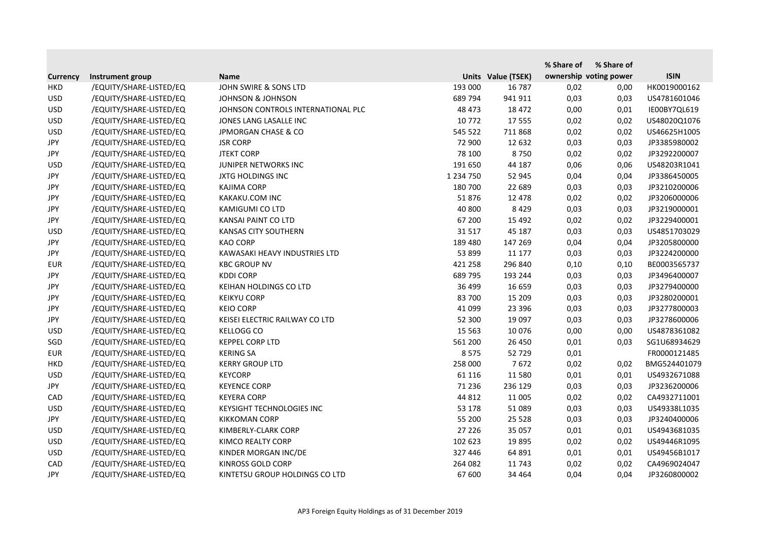| Currency | Instrument group | Name | Units | Value (TSEK) | % Share of ownership | % Share of voting power | ISIN |
|---|---|---|---|---|---|---|---|
| HKD | /EQUITY/SHARE-LISTED/EQ | JOHN SWIRE & SONS LTD | 193 000 | 16 787 | 0,02 | 0,00 | HK0019000162 |
| USD | /EQUITY/SHARE-LISTED/EQ | JOHNSON & JOHNSON | 689 794 | 941 911 | 0,03 | 0,03 | US4781601046 |
| USD | /EQUITY/SHARE-LISTED/EQ | JOHNSON CONTROLS INTERNATIONAL PLC | 48 473 | 18 472 | 0,00 | 0,01 | IE00BY7QL619 |
| USD | /EQUITY/SHARE-LISTED/EQ | JONES LANG LASALLE INC | 10 772 | 17 555 | 0,02 | 0,02 | US48020Q1076 |
| USD | /EQUITY/SHARE-LISTED/EQ | JPMORGAN CHASE & CO | 545 522 | 711 868 | 0,02 | 0,02 | US46625H1005 |
| JPY | /EQUITY/SHARE-LISTED/EQ | JSR CORP | 72 900 | 12 632 | 0,03 | 0,03 | JP3385980002 |
| JPY | /EQUITY/SHARE-LISTED/EQ | JTEKT CORP | 78 100 | 8 750 | 0,02 | 0,02 | JP3292200007 |
| USD | /EQUITY/SHARE-LISTED/EQ | JUNIPER NETWORKS INC | 191 650 | 44 187 | 0,06 | 0,06 | US48203R1041 |
| JPY | /EQUITY/SHARE-LISTED/EQ | JXTG HOLDINGS INC | 1 234 750 | 52 945 | 0,04 | 0,04 | JP3386450005 |
| JPY | /EQUITY/SHARE-LISTED/EQ | KAJIMA CORP | 180 700 | 22 689 | 0,03 | 0,03 | JP3210200006 |
| JPY | /EQUITY/SHARE-LISTED/EQ | KAKAKU.COM INC | 51 876 | 12 478 | 0,02 | 0,02 | JP3206000006 |
| JPY | /EQUITY/SHARE-LISTED/EQ | KAMIGUMI CO LTD | 40 800 | 8 429 | 0,03 | 0,03 | JP3219000001 |
| JPY | /EQUITY/SHARE-LISTED/EQ | KANSAI PAINT CO LTD | 67 200 | 15 492 | 0,02 | 0,02 | JP3229400001 |
| USD | /EQUITY/SHARE-LISTED/EQ | KANSAS CITY SOUTHERN | 31 517 | 45 187 | 0,03 | 0,03 | US4851703029 |
| JPY | /EQUITY/SHARE-LISTED/EQ | KAO CORP | 189 480 | 147 269 | 0,04 | 0,04 | JP3205800000 |
| JPY | /EQUITY/SHARE-LISTED/EQ | KAWASAKI HEAVY INDUSTRIES LTD | 53 899 | 11 177 | 0,03 | 0,03 | JP3224200000 |
| EUR | /EQUITY/SHARE-LISTED/EQ | KBC GROUP NV | 421 258 | 296 840 | 0,10 | 0,10 | BE0003565737 |
| JPY | /EQUITY/SHARE-LISTED/EQ | KDDI CORP | 689 795 | 193 244 | 0,03 | 0,03 | JP3496400007 |
| JPY | /EQUITY/SHARE-LISTED/EQ | KEIHAN HOLDINGS CO LTD | 36 499 | 16 659 | 0,03 | 0,03 | JP3279400000 |
| JPY | /EQUITY/SHARE-LISTED/EQ | KEIKYU CORP | 83 700 | 15 209 | 0,03 | 0,03 | JP3280200001 |
| JPY | /EQUITY/SHARE-LISTED/EQ | KEIO CORP | 41 099 | 23 396 | 0,03 | 0,03 | JP3277800003 |
| JPY | /EQUITY/SHARE-LISTED/EQ | KEISEI ELECTRIC RAILWAY CO LTD | 52 300 | 19 097 | 0,03 | 0,03 | JP3278600006 |
| USD | /EQUITY/SHARE-LISTED/EQ | KELLOGG CO | 15 563 | 10 076 | 0,00 | 0,00 | US4878361082 |
| SGD | /EQUITY/SHARE-LISTED/EQ | KEPPEL CORP LTD | 561 200 | 26 450 | 0,01 | 0,03 | SG1U68934629 |
| EUR | /EQUITY/SHARE-LISTED/EQ | KERING SA | 8 575 | 52 729 | 0,01 | | FR0000121485 |
| HKD | /EQUITY/SHARE-LISTED/EQ | KERRY GROUP LTD | 258 000 | 7 672 | 0,02 | 0,02 | BMG524401079 |
| USD | /EQUITY/SHARE-LISTED/EQ | KEYCORP | 61 116 | 11 580 | 0,01 | 0,01 | US4932671088 |
| JPY | /EQUITY/SHARE-LISTED/EQ | KEYENCE CORP | 71 236 | 236 129 | 0,03 | 0,03 | JP3236200006 |
| CAD | /EQUITY/SHARE-LISTED/EQ | KEYERA CORP | 44 812 | 11 005 | 0,02 | 0,02 | CA4932711001 |
| USD | /EQUITY/SHARE-LISTED/EQ | KEYSIGHT TECHNOLOGIES INC | 53 178 | 51 089 | 0,03 | 0,03 | US49338L1035 |
| JPY | /EQUITY/SHARE-LISTED/EQ | KIKKOMAN CORP | 55 200 | 25 528 | 0,03 | 0,03 | JP3240400006 |
| USD | /EQUITY/SHARE-LISTED/EQ | KIMBERLY-CLARK CORP | 27 226 | 35 057 | 0,01 | 0,01 | US4943681035 |
| USD | /EQUITY/SHARE-LISTED/EQ | KIMCO REALTY CORP | 102 623 | 19 895 | 0,02 | 0,02 | US49446R1095 |
| USD | /EQUITY/SHARE-LISTED/EQ | KINDER MORGAN INC/DE | 327 446 | 64 891 | 0,01 | 0,01 | US49456B1017 |
| CAD | /EQUITY/SHARE-LISTED/EQ | KINROSS GOLD CORP | 264 082 | 11 743 | 0,02 | 0,02 | CA4969024047 |
| JPY | /EQUITY/SHARE-LISTED/EQ | KINTETSU GROUP HOLDINGS CO LTD | 67 600 | 34 464 | 0,04 | 0,04 | JP3260800002 |

AP3 Foreign Equity Holdings as of 31 December 2019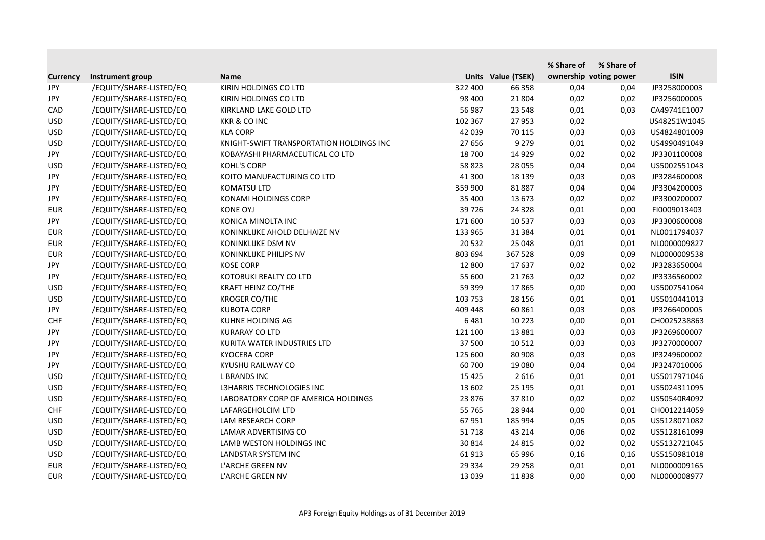| Currency | Instrument group | Name | Units | Value (TSEK) | % Share of ownership | % Share of voting power | ISIN |
|---|---|---|---|---|---|---|---|
| JPY | /EQUITY/SHARE-LISTED/EQ | KIRIN HOLDINGS CO LTD | 322 400 | 66 358 | 0,04 | 0,04 | JP3258000003 |
| JPY | /EQUITY/SHARE-LISTED/EQ | KIRIN HOLDINGS CO LTD | 98 400 | 21 804 | 0,02 | 0,02 | JP3256000005 |
| CAD | /EQUITY/SHARE-LISTED/EQ | KIRKLAND LAKE GOLD LTD | 56 987 | 23 548 | 0,01 | 0,03 | CA49741E1007 |
| USD | /EQUITY/SHARE-LISTED/EQ | KKR & CO INC | 102 367 | 27 953 | 0,02 | | US48251W1045 |
| USD | /EQUITY/SHARE-LISTED/EQ | KLA CORP | 42 039 | 70 115 | 0,03 | 0,03 | US4824801009 |
| USD | /EQUITY/SHARE-LISTED/EQ | KNIGHT-SWIFT TRANSPORTATION HOLDINGS INC | 27 656 | 9 279 | 0,01 | 0,02 | US4990491049 |
| JPY | /EQUITY/SHARE-LISTED/EQ | KOBAYASHI PHARMACEUTICAL CO LTD | 18 700 | 14 929 | 0,02 | 0,02 | JP3301100008 |
| USD | /EQUITY/SHARE-LISTED/EQ | KOHL'S CORP | 58 823 | 28 055 | 0,04 | 0,04 | US5002551043 |
| JPY | /EQUITY/SHARE-LISTED/EQ | KOITO MANUFACTURING CO LTD | 41 300 | 18 139 | 0,03 | 0,03 | JP3284600008 |
| JPY | /EQUITY/SHARE-LISTED/EQ | KOMATSU LTD | 359 900 | 81 887 | 0,04 | 0,04 | JP3304200003 |
| JPY | /EQUITY/SHARE-LISTED/EQ | KONAMI HOLDINGS CORP | 35 400 | 13 673 | 0,02 | 0,02 | JP3300200007 |
| EUR | /EQUITY/SHARE-LISTED/EQ | KONE OYJ | 39 726 | 24 328 | 0,01 | 0,00 | FI0009013403 |
| JPY | /EQUITY/SHARE-LISTED/EQ | KONICA MINOLTA INC | 171 600 | 10 537 | 0,03 | 0,03 | JP3300600008 |
| EUR | /EQUITY/SHARE-LISTED/EQ | KONINKLIJKE AHOLD DELHAIZE NV | 133 965 | 31 384 | 0,01 | 0,01 | NL0011794037 |
| EUR | /EQUITY/SHARE-LISTED/EQ | KONINKLIJKE DSM NV | 20 532 | 25 048 | 0,01 | 0,01 | NL0000009827 |
| EUR | /EQUITY/SHARE-LISTED/EQ | KONINKLIJKE PHILIPS NV | 803 694 | 367 528 | 0,09 | 0,09 | NL0000009538 |
| JPY | /EQUITY/SHARE-LISTED/EQ | KOSE CORP | 12 800 | 17 637 | 0,02 | 0,02 | JP3283650004 |
| JPY | /EQUITY/SHARE-LISTED/EQ | KOTOBUKI REALTY CO LTD | 55 600 | 21 763 | 0,02 | 0,02 | JP3336560002 |
| USD | /EQUITY/SHARE-LISTED/EQ | KRAFT HEINZ CO/THE | 59 399 | 17 865 | 0,00 | 0,00 | US5007541064 |
| USD | /EQUITY/SHARE-LISTED/EQ | KROGER CO/THE | 103 753 | 28 156 | 0,01 | 0,01 | US5010441013 |
| JPY | /EQUITY/SHARE-LISTED/EQ | KUBOTA CORP | 409 448 | 60 861 | 0,03 | 0,03 | JP3266400005 |
| CHF | /EQUITY/SHARE-LISTED/EQ | KUHNE HOLDING AG | 6 481 | 10 223 | 0,00 | 0,01 | CH0025238863 |
| JPY | /EQUITY/SHARE-LISTED/EQ | KURARAY CO LTD | 121 100 | 13 881 | 0,03 | 0,03 | JP3269600007 |
| JPY | /EQUITY/SHARE-LISTED/EQ | KURITA WATER INDUSTRIES LTD | 37 500 | 10 512 | 0,03 | 0,03 | JP3270000007 |
| JPY | /EQUITY/SHARE-LISTED/EQ | KYOCERA CORP | 125 600 | 80 908 | 0,03 | 0,03 | JP3249600002 |
| JPY | /EQUITY/SHARE-LISTED/EQ | KYUSHU RAILWAY CO | 60 700 | 19 080 | 0,04 | 0,04 | JP3247010006 |
| USD | /EQUITY/SHARE-LISTED/EQ | L BRANDS INC | 15 425 | 2 616 | 0,01 | 0,01 | US5017971046 |
| USD | /EQUITY/SHARE-LISTED/EQ | L3HARRIS TECHNOLOGIES INC | 13 602 | 25 195 | 0,01 | 0,01 | US5024311095 |
| USD | /EQUITY/SHARE-LISTED/EQ | LABORATORY CORP OF AMERICA HOLDINGS | 23 876 | 37 810 | 0,02 | 0,02 | US50540R4092 |
| CHF | /EQUITY/SHARE-LISTED/EQ | LAFARGEHOLCIM LTD | 55 765 | 28 944 | 0,00 | 0,01 | CH0012214059 |
| USD | /EQUITY/SHARE-LISTED/EQ | LAM RESEARCH CORP | 67 951 | 185 994 | 0,05 | 0,05 | US5128071082 |
| USD | /EQUITY/SHARE-LISTED/EQ | LAMAR ADVERTISING CO | 51 718 | 43 214 | 0,06 | 0,02 | US5128161099 |
| USD | /EQUITY/SHARE-LISTED/EQ | LAMB WESTON HOLDINGS INC | 30 814 | 24 815 | 0,02 | 0,02 | US5132721045 |
| USD | /EQUITY/SHARE-LISTED/EQ | LANDSTAR SYSTEM INC | 61 913 | 65 996 | 0,16 | 0,16 | US5150981018 |
| EUR | /EQUITY/SHARE-LISTED/EQ | L'ARCHE GREEN NV | 29 334 | 29 258 | 0,01 | 0,01 | NL0000009165 |
| EUR | /EQUITY/SHARE-LISTED/EQ | L'ARCHE GREEN NV | 13 039 | 11 838 | 0,00 | 0,00 | NL0000008977 |

AP3 Foreign Equity Holdings as of 31 December 2019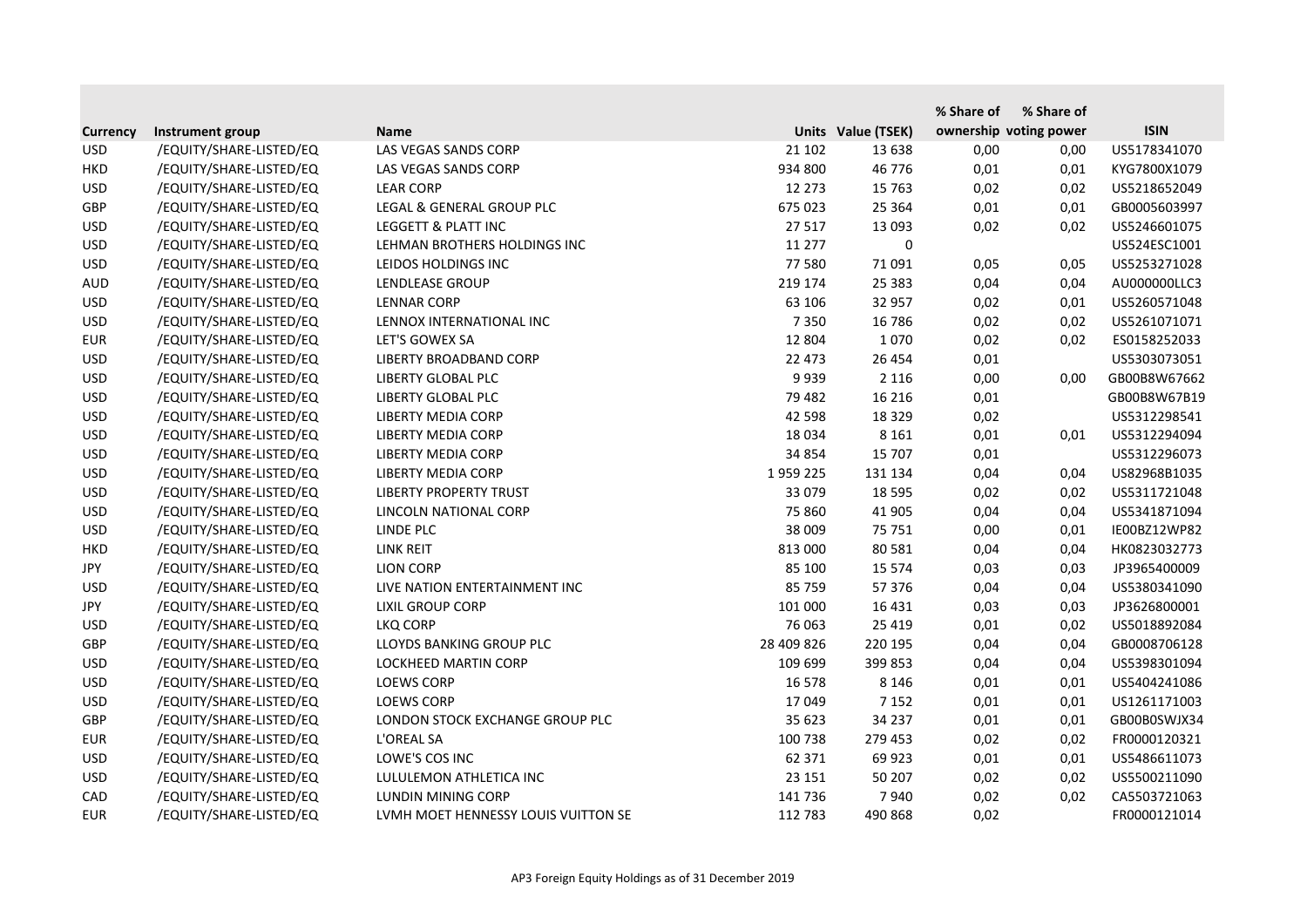| Currency | Instrument group | Name | Units | Value (TSEK) | % Share of ownership | % Share of voting power | ISIN |
|---|---|---|---|---|---|---|---|
| USD | /EQUITY/SHARE-LISTED/EQ | LAS VEGAS SANDS CORP | 21 102 | 13 638 | 0,00 | 0,00 | US5178341070 |
| HKD | /EQUITY/SHARE-LISTED/EQ | LAS VEGAS SANDS CORP | 934 800 | 46 776 | 0,01 | 0,01 | KYG7800X1079 |
| USD | /EQUITY/SHARE-LISTED/EQ | LEAR CORP | 12 273 | 15 763 | 0,02 | 0,02 | US5218652049 |
| GBP | /EQUITY/SHARE-LISTED/EQ | LEGAL & GENERAL GROUP PLC | 675 023 | 25 364 | 0,01 | 0,01 | GB0005603997 |
| USD | /EQUITY/SHARE-LISTED/EQ | LEGGETT & PLATT INC | 27 517 | 13 093 | 0,02 | 0,02 | US5246601075 |
| USD | /EQUITY/SHARE-LISTED/EQ | LEHMAN BROTHERS HOLDINGS INC | 11 277 | 0 | | | US524ESC1001 |
| USD | /EQUITY/SHARE-LISTED/EQ | LEIDOS HOLDINGS INC | 77 580 | 71 091 | 0,05 | 0,05 | US5253271028 |
| AUD | /EQUITY/SHARE-LISTED/EQ | LENDLEASE GROUP | 219 174 | 25 383 | 0,04 | 0,04 | AU000000LLC3 |
| USD | /EQUITY/SHARE-LISTED/EQ | LENNAR CORP | 63 106 | 32 957 | 0,02 | 0,01 | US5260571048 |
| USD | /EQUITY/SHARE-LISTED/EQ | LENNOX INTERNATIONAL INC | 7 350 | 16 786 | 0,02 | 0,02 | US5261071071 |
| EUR | /EQUITY/SHARE-LISTED/EQ | LET'S GOWEX SA | 12 804 | 1 070 | 0,02 | 0,02 | ES0158252033 |
| USD | /EQUITY/SHARE-LISTED/EQ | LIBERTY BROADBAND CORP | 22 473 | 26 454 | 0,01 | | US5303073051 |
| USD | /EQUITY/SHARE-LISTED/EQ | LIBERTY GLOBAL PLC | 9 939 | 2 116 | 0,00 | 0,00 | GB00B8W67662 |
| USD | /EQUITY/SHARE-LISTED/EQ | LIBERTY GLOBAL PLC | 79 482 | 16 216 | 0,01 | | GB00B8W67B19 |
| USD | /EQUITY/SHARE-LISTED/EQ | LIBERTY MEDIA CORP | 42 598 | 18 329 | 0,02 | | US5312298541 |
| USD | /EQUITY/SHARE-LISTED/EQ | LIBERTY MEDIA CORP | 18 034 | 8 161 | 0,01 | 0,01 | US5312294094 |
| USD | /EQUITY/SHARE-LISTED/EQ | LIBERTY MEDIA CORP | 34 854 | 15 707 | 0,01 | | US5312296073 |
| USD | /EQUITY/SHARE-LISTED/EQ | LIBERTY MEDIA CORP | 1 959 225 | 131 134 | 0,04 | 0,04 | US82968B1035 |
| USD | /EQUITY/SHARE-LISTED/EQ | LIBERTY PROPERTY TRUST | 33 079 | 18 595 | 0,02 | 0,02 | US5311721048 |
| USD | /EQUITY/SHARE-LISTED/EQ | LINCOLN NATIONAL CORP | 75 860 | 41 905 | 0,04 | 0,04 | US5341871094 |
| USD | /EQUITY/SHARE-LISTED/EQ | LINDE PLC | 38 009 | 75 751 | 0,00 | 0,01 | IE00BZ12WP82 |
| HKD | /EQUITY/SHARE-LISTED/EQ | LINK REIT | 813 000 | 80 581 | 0,04 | 0,04 | HK0823032773 |
| JPY | /EQUITY/SHARE-LISTED/EQ | LION CORP | 85 100 | 15 574 | 0,03 | 0,03 | JP3965400009 |
| USD | /EQUITY/SHARE-LISTED/EQ | LIVE NATION ENTERTAINMENT INC | 85 759 | 57 376 | 0,04 | 0,04 | US5380341090 |
| JPY | /EQUITY/SHARE-LISTED/EQ | LIXIL GROUP CORP | 101 000 | 16 431 | 0,03 | 0,03 | JP3626800001 |
| USD | /EQUITY/SHARE-LISTED/EQ | LKQ CORP | 76 063 | 25 419 | 0,01 | 0,02 | US5018892084 |
| GBP | /EQUITY/SHARE-LISTED/EQ | LLOYDS BANKING GROUP PLC | 28 409 826 | 220 195 | 0,04 | 0,04 | GB0008706128 |
| USD | /EQUITY/SHARE-LISTED/EQ | LOCKHEED MARTIN CORP | 109 699 | 399 853 | 0,04 | 0,04 | US5398301094 |
| USD | /EQUITY/SHARE-LISTED/EQ | LOEWS CORP | 16 578 | 8 146 | 0,01 | 0,01 | US5404241086 |
| USD | /EQUITY/SHARE-LISTED/EQ | LOEWS CORP | 17 049 | 7 152 | 0,01 | 0,01 | US1261171003 |
| GBP | /EQUITY/SHARE-LISTED/EQ | LONDON STOCK EXCHANGE GROUP PLC | 35 623 | 34 237 | 0,01 | 0,01 | GB00B0SWJX34 |
| EUR | /EQUITY/SHARE-LISTED/EQ | L'OREAL SA | 100 738 | 279 453 | 0,02 | 0,02 | FR0000120321 |
| USD | /EQUITY/SHARE-LISTED/EQ | LOWE'S COS INC | 62 371 | 69 923 | 0,01 | 0,01 | US5486611073 |
| USD | /EQUITY/SHARE-LISTED/EQ | LULULEMON ATHLETICA INC | 23 151 | 50 207 | 0,02 | 0,02 | US5500211090 |
| CAD | /EQUITY/SHARE-LISTED/EQ | LUNDIN MINING CORP | 141 736 | 7 940 | 0,02 | 0,02 | CA5503721063 |
| EUR | /EQUITY/SHARE-LISTED/EQ | LVMH MOET HENNESSY LOUIS VUITTON SE | 112 783 | 490 868 | 0,02 | | FR0000121014 |

AP3 Foreign Equity Holdings as of 31 December 2019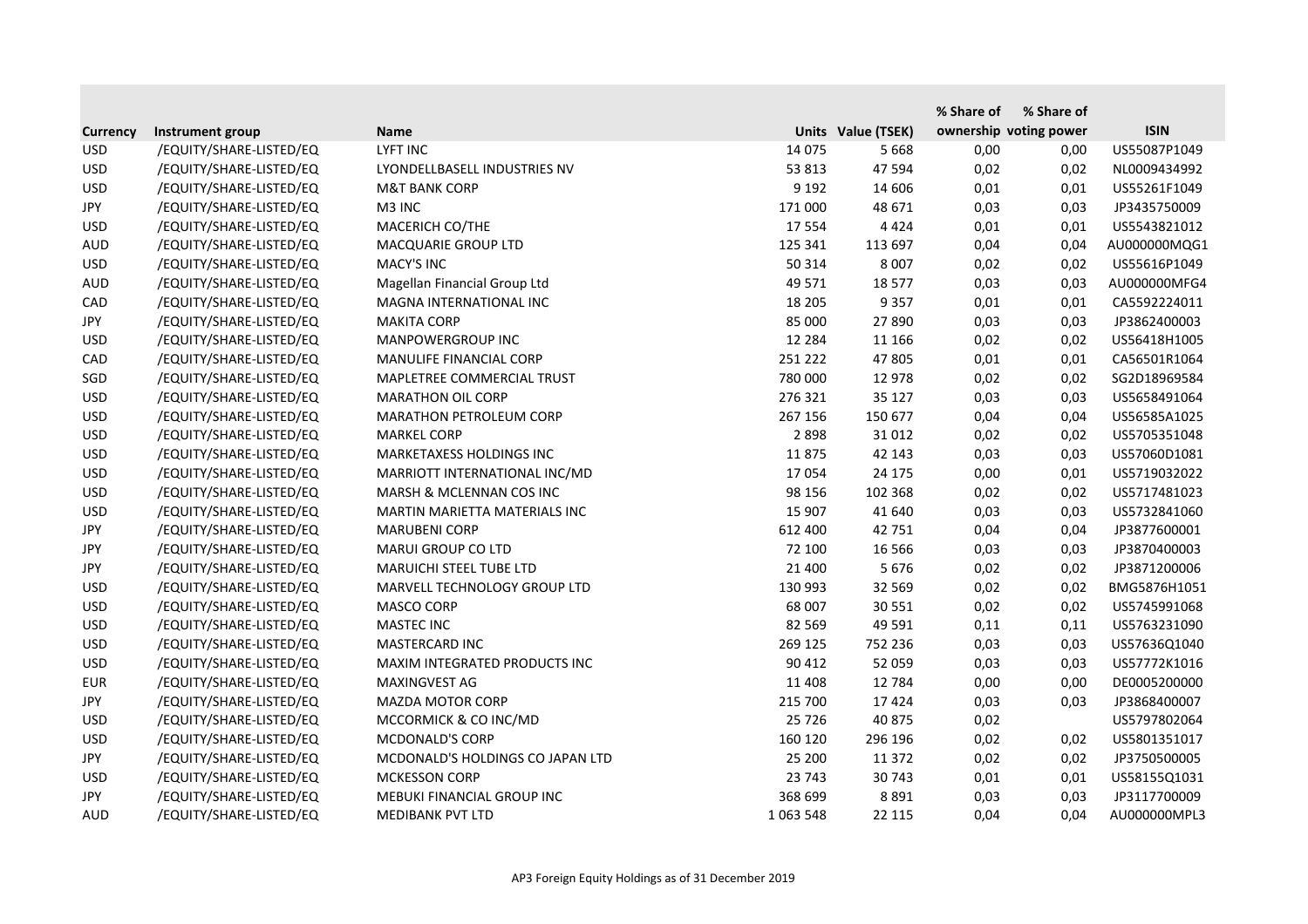| Currency | Instrument group | Name | Units | Value (TSEK) | % Share of ownership | % Share of voting power | ISIN |
|---|---|---|---|---|---|---|---|
| USD | /EQUITY/SHARE-LISTED/EQ | LYFT INC | 14 075 | 5 668 | 0,00 | 0,00 | US55087P1049 |
| USD | /EQUITY/SHARE-LISTED/EQ | LYONDELLBASELL INDUSTRIES NV | 53 813 | 47 594 | 0,02 | 0,02 | NL0009434992 |
| USD | /EQUITY/SHARE-LISTED/EQ | M&T BANK CORP | 9 192 | 14 606 | 0,01 | 0,01 | US55261F1049 |
| JPY | /EQUITY/SHARE-LISTED/EQ | M3 INC | 171 000 | 48 671 | 0,03 | 0,03 | JP3435750009 |
| USD | /EQUITY/SHARE-LISTED/EQ | MACERICH CO/THE | 17 554 | 4 424 | 0,01 | 0,01 | US5543821012 |
| AUD | /EQUITY/SHARE-LISTED/EQ | MACQUARIE GROUP LTD | 125 341 | 113 697 | 0,04 | 0,04 | AU000000MQG1 |
| USD | /EQUITY/SHARE-LISTED/EQ | MACY'S INC | 50 314 | 8 007 | 0,02 | 0,02 | US55616P1049 |
| AUD | /EQUITY/SHARE-LISTED/EQ | Magellan Financial Group Ltd | 49 571 | 18 577 | 0,03 | 0,03 | AU000000MFG4 |
| CAD | /EQUITY/SHARE-LISTED/EQ | MAGNA INTERNATIONAL INC | 18 205 | 9 357 | 0,01 | 0,01 | CA5592224011 |
| JPY | /EQUITY/SHARE-LISTED/EQ | MAKITA CORP | 85 000 | 27 890 | 0,03 | 0,03 | JP3862400003 |
| USD | /EQUITY/SHARE-LISTED/EQ | MANPOWERGROUP INC | 12 284 | 11 166 | 0,02 | 0,02 | US56418H1005 |
| CAD | /EQUITY/SHARE-LISTED/EQ | MANULIFE FINANCIAL CORP | 251 222 | 47 805 | 0,01 | 0,01 | CA56501R1064 |
| SGD | /EQUITY/SHARE-LISTED/EQ | MAPLETREE COMMERCIAL TRUST | 780 000 | 12 978 | 0,02 | 0,02 | SG2D18969584 |
| USD | /EQUITY/SHARE-LISTED/EQ | MARATHON OIL CORP | 276 321 | 35 127 | 0,03 | 0,03 | US5658491064 |
| USD | /EQUITY/SHARE-LISTED/EQ | MARATHON PETROLEUM CORP | 267 156 | 150 677 | 0,04 | 0,04 | US56585A1025 |
| USD | /EQUITY/SHARE-LISTED/EQ | MARKEL CORP | 2 898 | 31 012 | 0,02 | 0,02 | US5705351048 |
| USD | /EQUITY/SHARE-LISTED/EQ | MARKETAXESS HOLDINGS INC | 11 875 | 42 143 | 0,03 | 0,03 | US57060D1081 |
| USD | /EQUITY/SHARE-LISTED/EQ | MARRIOTT INTERNATIONAL INC/MD | 17 054 | 24 175 | 0,00 | 0,01 | US5719032022 |
| USD | /EQUITY/SHARE-LISTED/EQ | MARSH & MCLENNAN COS INC | 98 156 | 102 368 | 0,02 | 0,02 | US5717481023 |
| USD | /EQUITY/SHARE-LISTED/EQ | MARTIN MARIETTA MATERIALS INC | 15 907 | 41 640 | 0,03 | 0,03 | US5732841060 |
| JPY | /EQUITY/SHARE-LISTED/EQ | MARUBENI CORP | 612 400 | 42 751 | 0,04 | 0,04 | JP3877600001 |
| JPY | /EQUITY/SHARE-LISTED/EQ | MARUI GROUP CO LTD | 72 100 | 16 566 | 0,03 | 0,03 | JP3870400003 |
| JPY | /EQUITY/SHARE-LISTED/EQ | MARUICHI STEEL TUBE LTD | 21 400 | 5 676 | 0,02 | 0,02 | JP3871200006 |
| USD | /EQUITY/SHARE-LISTED/EQ | MARVELL TECHNOLOGY GROUP LTD | 130 993 | 32 569 | 0,02 | 0,02 | BMG5876H1051 |
| USD | /EQUITY/SHARE-LISTED/EQ | MASCO CORP | 68 007 | 30 551 | 0,02 | 0,02 | US5745991068 |
| USD | /EQUITY/SHARE-LISTED/EQ | MASTEC INC | 82 569 | 49 591 | 0,11 | 0,11 | US5763231090 |
| USD | /EQUITY/SHARE-LISTED/EQ | MASTERCARD INC | 269 125 | 752 236 | 0,03 | 0,03 | US57636Q1040 |
| USD | /EQUITY/SHARE-LISTED/EQ | MAXIM INTEGRATED PRODUCTS INC | 90 412 | 52 059 | 0,03 | 0,03 | US57772K1016 |
| EUR | /EQUITY/SHARE-LISTED/EQ | MAXINGVEST AG | 11 408 | 12 784 | 0,00 | 0,00 | DE0005200000 |
| JPY | /EQUITY/SHARE-LISTED/EQ | MAZDA MOTOR CORP | 215 700 | 17 424 | 0,03 | 0,03 | JP3868400007 |
| USD | /EQUITY/SHARE-LISTED/EQ | MCCORMICK & CO INC/MD | 25 726 | 40 875 | 0,02 | | US5797802064 |
| USD | /EQUITY/SHARE-LISTED/EQ | MCDONALD'S CORP | 160 120 | 296 196 | 0,02 | 0,02 | US5801351017 |
| JPY | /EQUITY/SHARE-LISTED/EQ | MCDONALD'S HOLDINGS CO JAPAN LTD | 25 200 | 11 372 | 0,02 | 0,02 | JP3750500005 |
| USD | /EQUITY/SHARE-LISTED/EQ | MCKESSON CORP | 23 743 | 30 743 | 0,01 | 0,01 | US58155Q1031 |
| JPY | /EQUITY/SHARE-LISTED/EQ | MEBUKI FINANCIAL GROUP INC | 368 699 | 8 891 | 0,03 | 0,03 | JP3117700009 |
| AUD | /EQUITY/SHARE-LISTED/EQ | MEDIBANK PVT LTD | 1 063 548 | 22 115 | 0,04 | 0,04 | AU000000MPL3 |

AP3 Foreign Equity Holdings as of 31 December 2019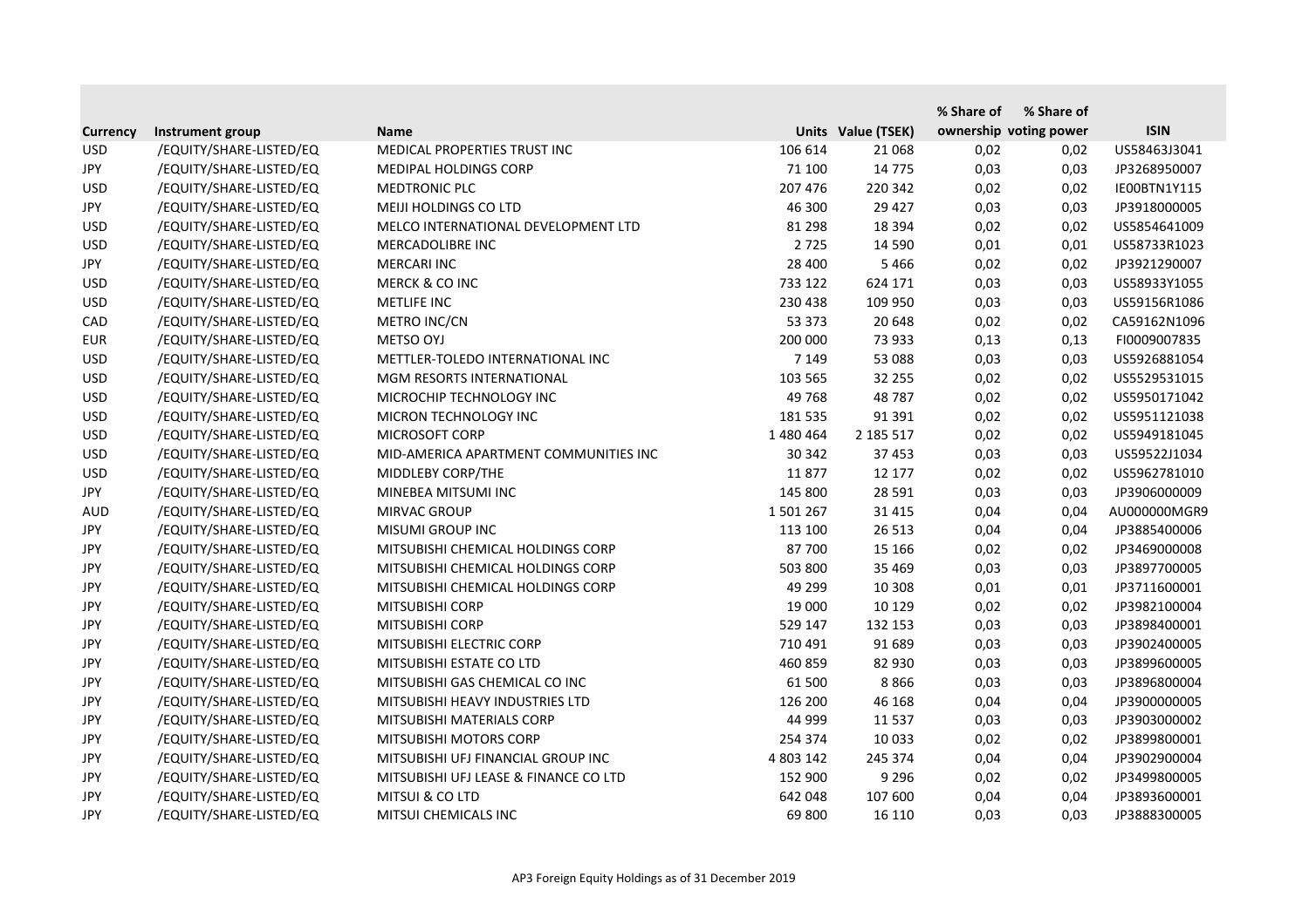| Currency | Instrument group | Name | Units | Value (TSEK) | % Share of ownership | % Share of voting power | ISIN |
|---|---|---|---|---|---|---|---|
| USD | /EQUITY/SHARE-LISTED/EQ | MEDICAL PROPERTIES TRUST INC | 106 614 | 21 068 | 0,02 | 0,02 | US58463J3041 |
| JPY | /EQUITY/SHARE-LISTED/EQ | MEDIPAL HOLDINGS CORP | 71 100 | 14 775 | 0,03 | 0,03 | JP3268950007 |
| USD | /EQUITY/SHARE-LISTED/EQ | MEDTRONIC PLC | 207 476 | 220 342 | 0,02 | 0,02 | IE00BTN1Y115 |
| JPY | /EQUITY/SHARE-LISTED/EQ | MEIJI HOLDINGS CO LTD | 46 300 | 29 427 | 0,03 | 0,03 | JP3918000005 |
| USD | /EQUITY/SHARE-LISTED/EQ | MELCO INTERNATIONAL DEVELOPMENT LTD | 81 298 | 18 394 | 0,02 | 0,02 | US5854641009 |
| USD | /EQUITY/SHARE-LISTED/EQ | MERCADOLIBRE INC | 2 725 | 14 590 | 0,01 | 0,01 | US58733R1023 |
| JPY | /EQUITY/SHARE-LISTED/EQ | MERCARI INC | 28 400 | 5 466 | 0,02 | 0,02 | JP3921290007 |
| USD | /EQUITY/SHARE-LISTED/EQ | MERCK & CO INC | 733 122 | 624 171 | 0,03 | 0,03 | US58933Y1055 |
| USD | /EQUITY/SHARE-LISTED/EQ | METLIFE INC | 230 438 | 109 950 | 0,03 | 0,03 | US59156R1086 |
| CAD | /EQUITY/SHARE-LISTED/EQ | METRO INC/CN | 53 373 | 20 648 | 0,02 | 0,02 | CA59162N1096 |
| EUR | /EQUITY/SHARE-LISTED/EQ | METSO OYJ | 200 000 | 73 933 | 0,13 | 0,13 | FI0009007835 |
| USD | /EQUITY/SHARE-LISTED/EQ | METTLER-TOLEDO INTERNATIONAL INC | 7 149 | 53 088 | 0,03 | 0,03 | US5926881054 |
| USD | /EQUITY/SHARE-LISTED/EQ | MGM RESORTS INTERNATIONAL | 103 565 | 32 255 | 0,02 | 0,02 | US5529531015 |
| USD | /EQUITY/SHARE-LISTED/EQ | MICROCHIP TECHNOLOGY INC | 49 768 | 48 787 | 0,02 | 0,02 | US5950171042 |
| USD | /EQUITY/SHARE-LISTED/EQ | MICRON TECHNOLOGY INC | 181 535 | 91 391 | 0,02 | 0,02 | US5951121038 |
| USD | /EQUITY/SHARE-LISTED/EQ | MICROSOFT CORP | 1 480 464 | 2 185 517 | 0,02 | 0,02 | US5949181045 |
| USD | /EQUITY/SHARE-LISTED/EQ | MID-AMERICA APARTMENT COMMUNITIES INC | 30 342 | 37 453 | 0,03 | 0,03 | US59522J1034 |
| USD | /EQUITY/SHARE-LISTED/EQ | MIDDLEBY CORP/THE | 11 877 | 12 177 | 0,02 | 0,02 | US5962781010 |
| JPY | /EQUITY/SHARE-LISTED/EQ | MINEBEA MITSUMI INC | 145 800 | 28 591 | 0,03 | 0,03 | JP3906000009 |
| AUD | /EQUITY/SHARE-LISTED/EQ | MIRVAC GROUP | 1 501 267 | 31 415 | 0,04 | 0,04 | AU000000MGR9 |
| JPY | /EQUITY/SHARE-LISTED/EQ | MISUMI GROUP INC | 113 100 | 26 513 | 0,04 | 0,04 | JP3885400006 |
| JPY | /EQUITY/SHARE-LISTED/EQ | MITSUBISHI CHEMICAL HOLDINGS CORP | 87 700 | 15 166 | 0,02 | 0,02 | JP3469000008 |
| JPY | /EQUITY/SHARE-LISTED/EQ | MITSUBISHI CHEMICAL HOLDINGS CORP | 503 800 | 35 469 | 0,03 | 0,03 | JP3897700005 |
| JPY | /EQUITY/SHARE-LISTED/EQ | MITSUBISHI CHEMICAL HOLDINGS CORP | 49 299 | 10 308 | 0,01 | 0,01 | JP3711600001 |
| JPY | /EQUITY/SHARE-LISTED/EQ | MITSUBISHI CORP | 19 000 | 10 129 | 0,02 | 0,02 | JP3982100004 |
| JPY | /EQUITY/SHARE-LISTED/EQ | MITSUBISHI CORP | 529 147 | 132 153 | 0,03 | 0,03 | JP3898400001 |
| JPY | /EQUITY/SHARE-LISTED/EQ | MITSUBISHI ELECTRIC CORP | 710 491 | 91 689 | 0,03 | 0,03 | JP3902400005 |
| JPY | /EQUITY/SHARE-LISTED/EQ | MITSUBISHI ESTATE CO LTD | 460 859 | 82 930 | 0,03 | 0,03 | JP3899600005 |
| JPY | /EQUITY/SHARE-LISTED/EQ | MITSUBISHI GAS CHEMICAL CO INC | 61 500 | 8 866 | 0,03 | 0,03 | JP3896800004 |
| JPY | /EQUITY/SHARE-LISTED/EQ | MITSUBISHI HEAVY INDUSTRIES LTD | 126 200 | 46 168 | 0,04 | 0,04 | JP3900000005 |
| JPY | /EQUITY/SHARE-LISTED/EQ | MITSUBISHI MATERIALS CORP | 44 999 | 11 537 | 0,03 | 0,03 | JP3903000002 |
| JPY | /EQUITY/SHARE-LISTED/EQ | MITSUBISHI MOTORS CORP | 254 374 | 10 033 | 0,02 | 0,02 | JP3899800001 |
| JPY | /EQUITY/SHARE-LISTED/EQ | MITSUBISHI UFJ FINANCIAL GROUP INC | 4 803 142 | 245 374 | 0,04 | 0,04 | JP3902900004 |
| JPY | /EQUITY/SHARE-LISTED/EQ | MITSUBISHI UFJ LEASE & FINANCE CO LTD | 152 900 | 9 296 | 0,02 | 0,02 | JP3499800005 |
| JPY | /EQUITY/SHARE-LISTED/EQ | MITSUI & CO LTD | 642 048 | 107 600 | 0,04 | 0,04 | JP3893600001 |
| JPY | /EQUITY/SHARE-LISTED/EQ | MITSUI CHEMICALS INC | 69 800 | 16 110 | 0,03 | 0,03 | JP3888300005 |

AP3 Foreign Equity Holdings as of 31 December 2019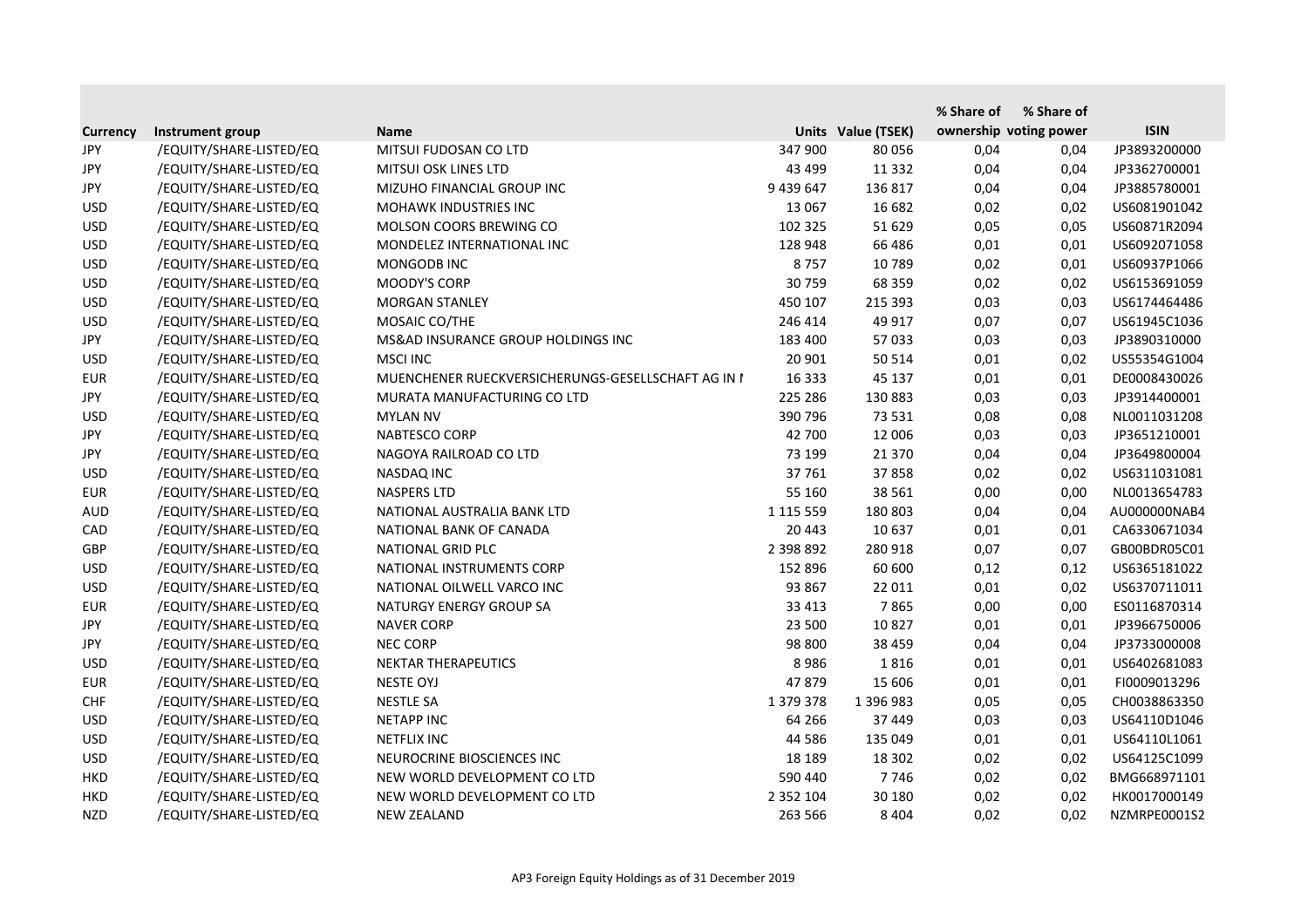| Currency | Instrument group | Name | Units | Value (TSEK) | % Share of ownership | % Share of voting power | ISIN |
|---|---|---|---|---|---|---|---|
| JPY | /EQUITY/SHARE-LISTED/EQ | MITSUI FUDOSAN CO LTD | 347 900 | 80 056 | 0,04 | 0,04 | JP3893200000 |
| JPY | /EQUITY/SHARE-LISTED/EQ | MITSUI OSK LINES LTD | 43 499 | 11 332 | 0,04 | 0,04 | JP3362700001 |
| JPY | /EQUITY/SHARE-LISTED/EQ | MIZUHO FINANCIAL GROUP INC | 9 439 647 | 136 817 | 0,04 | 0,04 | JP3885780001 |
| USD | /EQUITY/SHARE-LISTED/EQ | MOHAWK INDUSTRIES INC | 13 067 | 16 682 | 0,02 | 0,02 | US6081901042 |
| USD | /EQUITY/SHARE-LISTED/EQ | MOLSON COORS BREWING CO | 102 325 | 51 629 | 0,05 | 0,05 | US60871R2094 |
| USD | /EQUITY/SHARE-LISTED/EQ | MONDELEZ INTERNATIONAL INC | 128 948 | 66 486 | 0,01 | 0,01 | US6092071058 |
| USD | /EQUITY/SHARE-LISTED/EQ | MONGODB INC | 8 757 | 10 789 | 0,02 | 0,01 | US60937P1066 |
| USD | /EQUITY/SHARE-LISTED/EQ | MOODY'S CORP | 30 759 | 68 359 | 0,02 | 0,02 | US6153691059 |
| USD | /EQUITY/SHARE-LISTED/EQ | MORGAN STANLEY | 450 107 | 215 393 | 0,03 | 0,03 | US6174464486 |
| USD | /EQUITY/SHARE-LISTED/EQ | MOSAIC CO/THE | 246 414 | 49 917 | 0,07 | 0,07 | US61945C1036 |
| JPY | /EQUITY/SHARE-LISTED/EQ | MS&AD INSURANCE GROUP HOLDINGS INC | 183 400 | 57 033 | 0,03 | 0,03 | JP3890310000 |
| USD | /EQUITY/SHARE-LISTED/EQ | MSCI INC | 20 901 | 50 514 | 0,01 | 0,02 | US55354G1004 |
| EUR | /EQUITY/SHARE-LISTED/EQ | MUENCHENER RUECKVERSICHERUNGS-GESELLSCHAFT AG IN I | 16 333 | 45 137 | 0,01 | 0,01 | DE0008430026 |
| JPY | /EQUITY/SHARE-LISTED/EQ | MURATA MANUFACTURING CO LTD | 225 286 | 130 883 | 0,03 | 0,03 | JP3914400001 |
| USD | /EQUITY/SHARE-LISTED/EQ | MYLAN NV | 390 796 | 73 531 | 0,08 | 0,08 | NL0011031208 |
| JPY | /EQUITY/SHARE-LISTED/EQ | NABTESCO CORP | 42 700 | 12 006 | 0,03 | 0,03 | JP3651210001 |
| JPY | /EQUITY/SHARE-LISTED/EQ | NAGOYA RAILROAD CO LTD | 73 199 | 21 370 | 0,04 | 0,04 | JP3649800004 |
| USD | /EQUITY/SHARE-LISTED/EQ | NASDAQ INC | 37 761 | 37 858 | 0,02 | 0,02 | US6311031081 |
| EUR | /EQUITY/SHARE-LISTED/EQ | NASPERS LTD | 55 160 | 38 561 | 0,00 | 0,00 | NL0013654783 |
| AUD | /EQUITY/SHARE-LISTED/EQ | NATIONAL AUSTRALIA BANK LTD | 1 115 559 | 180 803 | 0,04 | 0,04 | AU000000NAB4 |
| CAD | /EQUITY/SHARE-LISTED/EQ | NATIONAL BANK OF CANADA | 20 443 | 10 637 | 0,01 | 0,01 | CA6330671034 |
| GBP | /EQUITY/SHARE-LISTED/EQ | NATIONAL GRID PLC | 2 398 892 | 280 918 | 0,07 | 0,07 | GB00BDR05C01 |
| USD | /EQUITY/SHARE-LISTED/EQ | NATIONAL INSTRUMENTS CORP | 152 896 | 60 600 | 0,12 | 0,12 | US6365181022 |
| USD | /EQUITY/SHARE-LISTED/EQ | NATIONAL OILWELL VARCO INC | 93 867 | 22 011 | 0,01 | 0,02 | US6370711011 |
| EUR | /EQUITY/SHARE-LISTED/EQ | NATURGY ENERGY GROUP SA | 33 413 | 7 865 | 0,00 | 0,00 | ES0116870314 |
| JPY | /EQUITY/SHARE-LISTED/EQ | NAVER CORP | 23 500 | 10 827 | 0,01 | 0,01 | JP3966750006 |
| JPY | /EQUITY/SHARE-LISTED/EQ | NEC CORP | 98 800 | 38 459 | 0,04 | 0,04 | JP3733000008 |
| USD | /EQUITY/SHARE-LISTED/EQ | NEKTAR THERAPEUTICS | 8 986 | 1 816 | 0,01 | 0,01 | US6402681083 |
| EUR | /EQUITY/SHARE-LISTED/EQ | NESTE OYJ | 47 879 | 15 606 | 0,01 | 0,01 | FI0009013296 |
| CHF | /EQUITY/SHARE-LISTED/EQ | NESTLE SA | 1 379 378 | 1 396 983 | 0,05 | 0,05 | CH0038863350 |
| USD | /EQUITY/SHARE-LISTED/EQ | NETAPP INC | 64 266 | 37 449 | 0,03 | 0,03 | US64110D1046 |
| USD | /EQUITY/SHARE-LISTED/EQ | NETFLIX INC | 44 586 | 135 049 | 0,01 | 0,01 | US64110L1061 |
| USD | /EQUITY/SHARE-LISTED/EQ | NEUROCRINE BIOSCIENCES INC | 18 189 | 18 302 | 0,02 | 0,02 | US64125C1099 |
| HKD | /EQUITY/SHARE-LISTED/EQ | NEW WORLD DEVELOPMENT CO LTD | 590 440 | 7 746 | 0,02 | 0,02 | BMG668971101 |
| HKD | /EQUITY/SHARE-LISTED/EQ | NEW WORLD DEVELOPMENT CO LTD | 2 352 104 | 30 180 | 0,02 | 0,02 | HK0017000149 |
| NZD | /EQUITY/SHARE-LISTED/EQ | NEW ZEALAND | 263 566 | 8 404 | 0,02 | 0,02 | NZMRPE0001S2 |

AP3 Foreign Equity Holdings as of 31 December 2019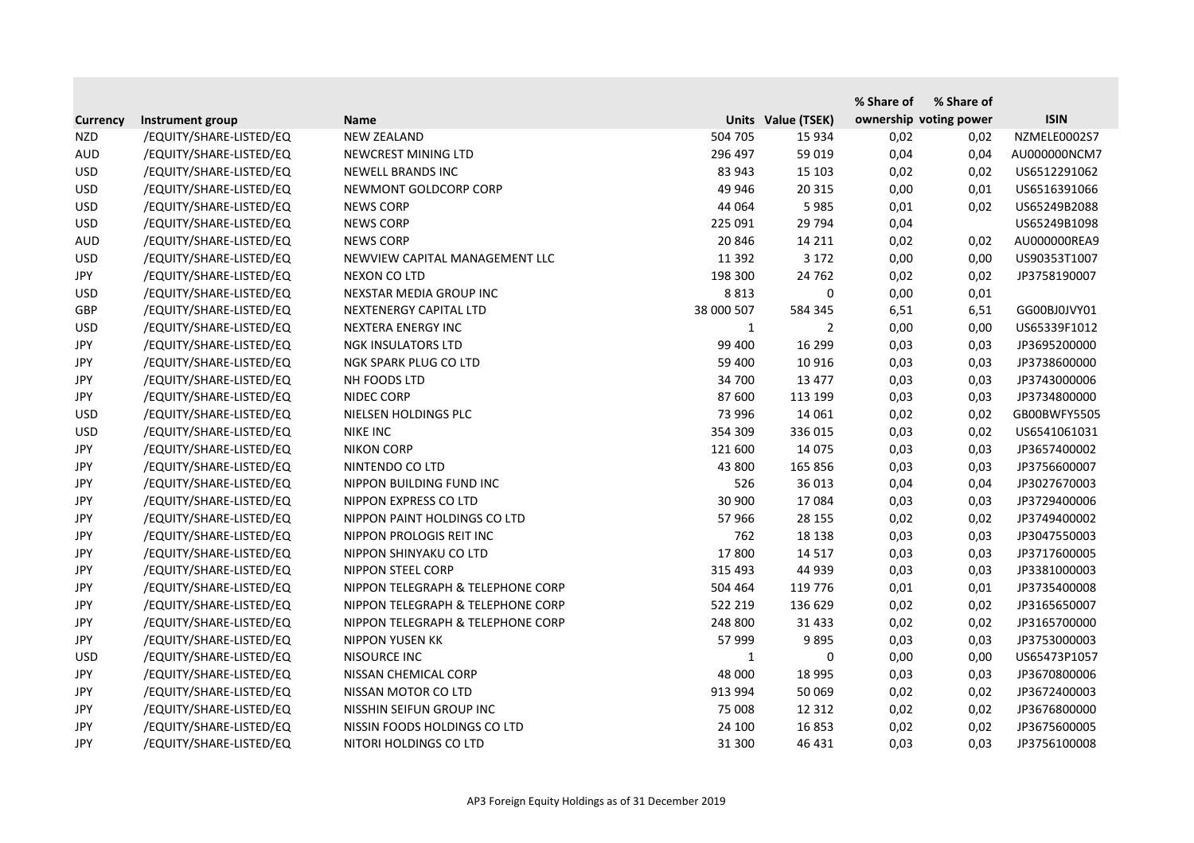| Currency | Instrument group | Name | Units | Value (TSEK) | % Share of ownership | % Share of voting power | ISIN |
|---|---|---|---|---|---|---|---|
| NZD | /EQUITY/SHARE-LISTED/EQ | NEW ZEALAND | 504 705 | 15 934 | 0,02 | 0,02 | NZMELE0002S7 |
| AUD | /EQUITY/SHARE-LISTED/EQ | NEWCREST MINING LTD | 296 497 | 59 019 | 0,04 | 0,04 | AU000000NCM7 |
| USD | /EQUITY/SHARE-LISTED/EQ | NEWELL BRANDS INC | 83 943 | 15 103 | 0,02 | 0,02 | US6512291062 |
| USD | /EQUITY/SHARE-LISTED/EQ | NEWMONT GOLDCORP CORP | 49 946 | 20 315 | 0,00 | 0,01 | US6516391066 |
| USD | /EQUITY/SHARE-LISTED/EQ | NEWS CORP | 44 064 | 5 985 | 0,01 | 0,02 | US65249B2088 |
| USD | /EQUITY/SHARE-LISTED/EQ | NEWS CORP | 225 091 | 29 794 | 0,04 | | US65249B1098 |
| AUD | /EQUITY/SHARE-LISTED/EQ | NEWS CORP | 20 846 | 14 211 | 0,02 | 0,02 | AU000000REA9 |
| USD | /EQUITY/SHARE-LISTED/EQ | NEWVIEW CAPITAL MANAGEMENT LLC | 11 392 | 3 172 | 0,00 | 0,00 | US90353T1007 |
| JPY | /EQUITY/SHARE-LISTED/EQ | NEXON CO LTD | 198 300 | 24 762 | 0,02 | 0,02 | JP3758190007 |
| USD | /EQUITY/SHARE-LISTED/EQ | NEXSTAR MEDIA GROUP INC | 8 813 | 0 | 0,00 | 0,01 | |
| GBP | /EQUITY/SHARE-LISTED/EQ | NEXTENERGY CAPITAL LTD | 38 000 507 | 584 345 | 6,51 | 6,51 | GG00BJ0JVY01 |
| USD | /EQUITY/SHARE-LISTED/EQ | NEXTERA ENERGY INC | 1 | 2 | 0,00 | 0,00 | US65339F1012 |
| JPY | /EQUITY/SHARE-LISTED/EQ | NGK INSULATORS LTD | 99 400 | 16 299 | 0,03 | 0,03 | JP3695200000 |
| JPY | /EQUITY/SHARE-LISTED/EQ | NGK SPARK PLUG CO LTD | 59 400 | 10 916 | 0,03 | 0,03 | JP3738600000 |
| JPY | /EQUITY/SHARE-LISTED/EQ | NH FOODS LTD | 34 700 | 13 477 | 0,03 | 0,03 | JP3743000006 |
| JPY | /EQUITY/SHARE-LISTED/EQ | NIDEC CORP | 87 600 | 113 199 | 0,03 | 0,03 | JP3734800000 |
| USD | /EQUITY/SHARE-LISTED/EQ | NIELSEN HOLDINGS PLC | 73 996 | 14 061 | 0,02 | 0,02 | GB00BWFY5505 |
| USD | /EQUITY/SHARE-LISTED/EQ | NIKE INC | 354 309 | 336 015 | 0,03 | 0,02 | US6541061031 |
| JPY | /EQUITY/SHARE-LISTED/EQ | NIKON CORP | 121 600 | 14 075 | 0,03 | 0,03 | JP3657400002 |
| JPY | /EQUITY/SHARE-LISTED/EQ | NINTENDO CO LTD | 43 800 | 165 856 | 0,03 | 0,03 | JP3756600007 |
| JPY | /EQUITY/SHARE-LISTED/EQ | NIPPON BUILDING FUND INC | 526 | 36 013 | 0,04 | 0,04 | JP3027670003 |
| JPY | /EQUITY/SHARE-LISTED/EQ | NIPPON EXPRESS CO LTD | 30 900 | 17 084 | 0,03 | 0,03 | JP3729400006 |
| JPY | /EQUITY/SHARE-LISTED/EQ | NIPPON PAINT HOLDINGS CO LTD | 57 966 | 28 155 | 0,02 | 0,02 | JP3749400002 |
| JPY | /EQUITY/SHARE-LISTED/EQ | NIPPON PROLOGIS REIT INC | 762 | 18 138 | 0,03 | 0,03 | JP3047550003 |
| JPY | /EQUITY/SHARE-LISTED/EQ | NIPPON SHINYAKU CO LTD | 17 800 | 14 517 | 0,03 | 0,03 | JP3717600005 |
| JPY | /EQUITY/SHARE-LISTED/EQ | NIPPON STEEL CORP | 315 493 | 44 939 | 0,03 | 0,03 | JP3381000003 |
| JPY | /EQUITY/SHARE-LISTED/EQ | NIPPON TELEGRAPH & TELEPHONE CORP | 504 464 | 119 776 | 0,01 | 0,01 | JP3735400008 |
| JPY | /EQUITY/SHARE-LISTED/EQ | NIPPON TELEGRAPH & TELEPHONE CORP | 522 219 | 136 629 | 0,02 | 0,02 | JP3165650007 |
| JPY | /EQUITY/SHARE-LISTED/EQ | NIPPON TELEGRAPH & TELEPHONE CORP | 248 800 | 31 433 | 0,02 | 0,02 | JP3165700000 |
| JPY | /EQUITY/SHARE-LISTED/EQ | NIPPON YUSEN KK | 57 999 | 9 895 | 0,03 | 0,03 | JP3753000003 |
| USD | /EQUITY/SHARE-LISTED/EQ | NISOURCE INC | 1 | 0 | 0,00 | 0,00 | US65473P1057 |
| JPY | /EQUITY/SHARE-LISTED/EQ | NISSAN CHEMICAL CORP | 48 000 | 18 995 | 0,03 | 0,03 | JP3670800006 |
| JPY | /EQUITY/SHARE-LISTED/EQ | NISSAN MOTOR CO LTD | 913 994 | 50 069 | 0,02 | 0,02 | JP3672400003 |
| JPY | /EQUITY/SHARE-LISTED/EQ | NISSHIN SEIFUN GROUP INC | 75 008 | 12 312 | 0,02 | 0,02 | JP3676800000 |
| JPY | /EQUITY/SHARE-LISTED/EQ | NISSIN FOODS HOLDINGS CO LTD | 24 100 | 16 853 | 0,02 | 0,02 | JP3675600005 |
| JPY | /EQUITY/SHARE-LISTED/EQ | NITORI HOLDINGS CO LTD | 31 300 | 46 431 | 0,03 | 0,03 | JP3756100008 |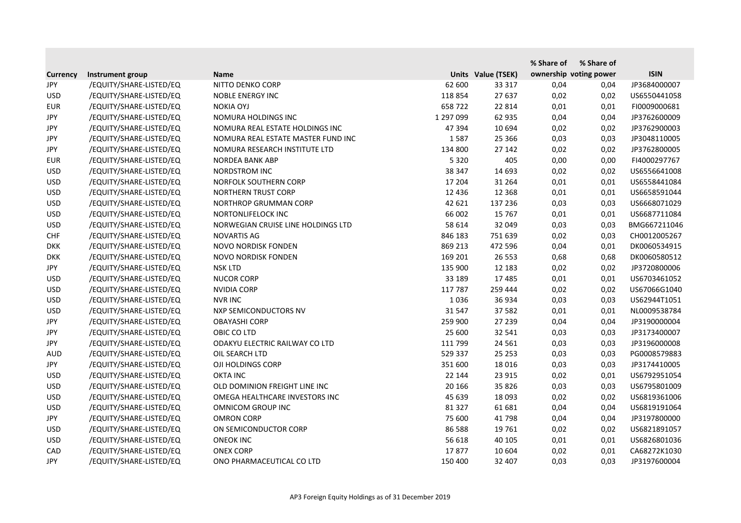| Currency | Instrument group | Name | Units | Value (TSEK) | % Share of ownership | % Share of voting power | ISIN |
|---|---|---|---|---|---|---|---|
| JPY | /EQUITY/SHARE-LISTED/EQ | NITTO DENKO CORP | 62 600 | 33 317 | 0,04 | 0,04 | JP3684000007 |
| USD | /EQUITY/SHARE-LISTED/EQ | NOBLE ENERGY INC | 118 854 | 27 637 | 0,02 | 0,02 | US6550441058 |
| EUR | /EQUITY/SHARE-LISTED/EQ | NOKIA OYJ | 658 722 | 22 814 | 0,01 | 0,01 | FI0009000681 |
| JPY | /EQUITY/SHARE-LISTED/EQ | NOMURA HOLDINGS INC | 1 297 099 | 62 935 | 0,04 | 0,04 | JP3762600009 |
| JPY | /EQUITY/SHARE-LISTED/EQ | NOMURA REAL ESTATE HOLDINGS INC | 47 394 | 10 694 | 0,02 | 0,02 | JP3762900003 |
| JPY | /EQUITY/SHARE-LISTED/EQ | NOMURA REAL ESTATE MASTER FUND INC | 1 587 | 25 366 | 0,03 | 0,03 | JP3048110005 |
| JPY | /EQUITY/SHARE-LISTED/EQ | NOMURA RESEARCH INSTITUTE LTD | 134 800 | 27 142 | 0,02 | 0,02 | JP3762800005 |
| EUR | /EQUITY/SHARE-LISTED/EQ | NORDEA BANK ABP | 5 320 | 405 | 0,00 | 0,00 | FI4000297767 |
| USD | /EQUITY/SHARE-LISTED/EQ | NORDSTROM INC | 38 347 | 14 693 | 0,02 | 0,02 | US6556641008 |
| USD | /EQUITY/SHARE-LISTED/EQ | NORFOLK SOUTHERN CORP | 17 204 | 31 264 | 0,01 | 0,01 | US6558441084 |
| USD | /EQUITY/SHARE-LISTED/EQ | NORTHERN TRUST CORP | 12 436 | 12 368 | 0,01 | 0,01 | US6658591044 |
| USD | /EQUITY/SHARE-LISTED/EQ | NORTHROP GRUMMAN CORP | 42 621 | 137 236 | 0,03 | 0,03 | US6668071029 |
| USD | /EQUITY/SHARE-LISTED/EQ | NORTONLIFELOCK INC | 66 002 | 15 767 | 0,01 | 0,01 | US6687711084 |
| USD | /EQUITY/SHARE-LISTED/EQ | NORWEGIAN CRUISE LINE HOLDINGS LTD | 58 614 | 32 049 | 0,03 | 0,03 | BMG667211046 |
| CHF | /EQUITY/SHARE-LISTED/EQ | NOVARTIS AG | 846 183 | 751 639 | 0,02 | 0,03 | CH0012005267 |
| DKK | /EQUITY/SHARE-LISTED/EQ | NOVO NORDISK FONDEN | 869 213 | 472 596 | 0,04 | 0,01 | DK0060534915 |
| DKK | /EQUITY/SHARE-LISTED/EQ | NOVO NORDISK FONDEN | 169 201 | 26 553 | 0,68 | 0,68 | DK0060580512 |
| JPY | /EQUITY/SHARE-LISTED/EQ | NSK LTD | 135 900 | 12 183 | 0,02 | 0,02 | JP3720800006 |
| USD | /EQUITY/SHARE-LISTED/EQ | NUCOR CORP | 33 189 | 17 485 | 0,01 | 0,01 | US6703461052 |
| USD | /EQUITY/SHARE-LISTED/EQ | NVIDIA CORP | 117 787 | 259 444 | 0,02 | 0,02 | US67066G1040 |
| USD | /EQUITY/SHARE-LISTED/EQ | NVR INC | 1 036 | 36 934 | 0,03 | 0,03 | US62944T1051 |
| USD | /EQUITY/SHARE-LISTED/EQ | NXP SEMICONDUCTORS NV | 31 547 | 37 582 | 0,01 | 0,01 | NL0009538784 |
| JPY | /EQUITY/SHARE-LISTED/EQ | OBAYASHI CORP | 259 900 | 27 239 | 0,04 | 0,04 | JP3190000004 |
| JPY | /EQUITY/SHARE-LISTED/EQ | OBIC CO LTD | 25 600 | 32 541 | 0,03 | 0,03 | JP3173400007 |
| JPY | /EQUITY/SHARE-LISTED/EQ | ODAKYU ELECTRIC RAILWAY CO LTD | 111 799 | 24 561 | 0,03 | 0,03 | JP3196000008 |
| AUD | /EQUITY/SHARE-LISTED/EQ | OIL SEARCH LTD | 529 337 | 25 253 | 0,03 | 0,03 | PG0008579883 |
| JPY | /EQUITY/SHARE-LISTED/EQ | OJI HOLDINGS CORP | 351 600 | 18 016 | 0,03 | 0,03 | JP3174410005 |
| USD | /EQUITY/SHARE-LISTED/EQ | OKTA INC | 22 144 | 23 915 | 0,02 | 0,01 | US6792951054 |
| USD | /EQUITY/SHARE-LISTED/EQ | OLD DOMINION FREIGHT LINE INC | 20 166 | 35 826 | 0,03 | 0,03 | US6795801009 |
| USD | /EQUITY/SHARE-LISTED/EQ | OMEGA HEALTHCARE INVESTORS INC | 45 639 | 18 093 | 0,02 | 0,02 | US6819361006 |
| USD | /EQUITY/SHARE-LISTED/EQ | OMNICOM GROUP INC | 81 327 | 61 681 | 0,04 | 0,04 | US6819191064 |
| JPY | /EQUITY/SHARE-LISTED/EQ | OMRON CORP | 75 600 | 41 798 | 0,04 | 0,04 | JP3197800000 |
| USD | /EQUITY/SHARE-LISTED/EQ | ON SEMICONDUCTOR CORP | 86 588 | 19 761 | 0,02 | 0,02 | US6821891057 |
| USD | /EQUITY/SHARE-LISTED/EQ | ONEOK INC | 56 618 | 40 105 | 0,01 | 0,01 | US6826801036 |
| CAD | /EQUITY/SHARE-LISTED/EQ | ONEX CORP | 17 877 | 10 604 | 0,02 | 0,01 | CA68272K1030 |
| JPY | /EQUITY/SHARE-LISTED/EQ | ONO PHARMACEUTICAL CO LTD | 150 400 | 32 407 | 0,03 | 0,03 | JP3197600004 |

AP3 Foreign Equity Holdings as of 31 December 2019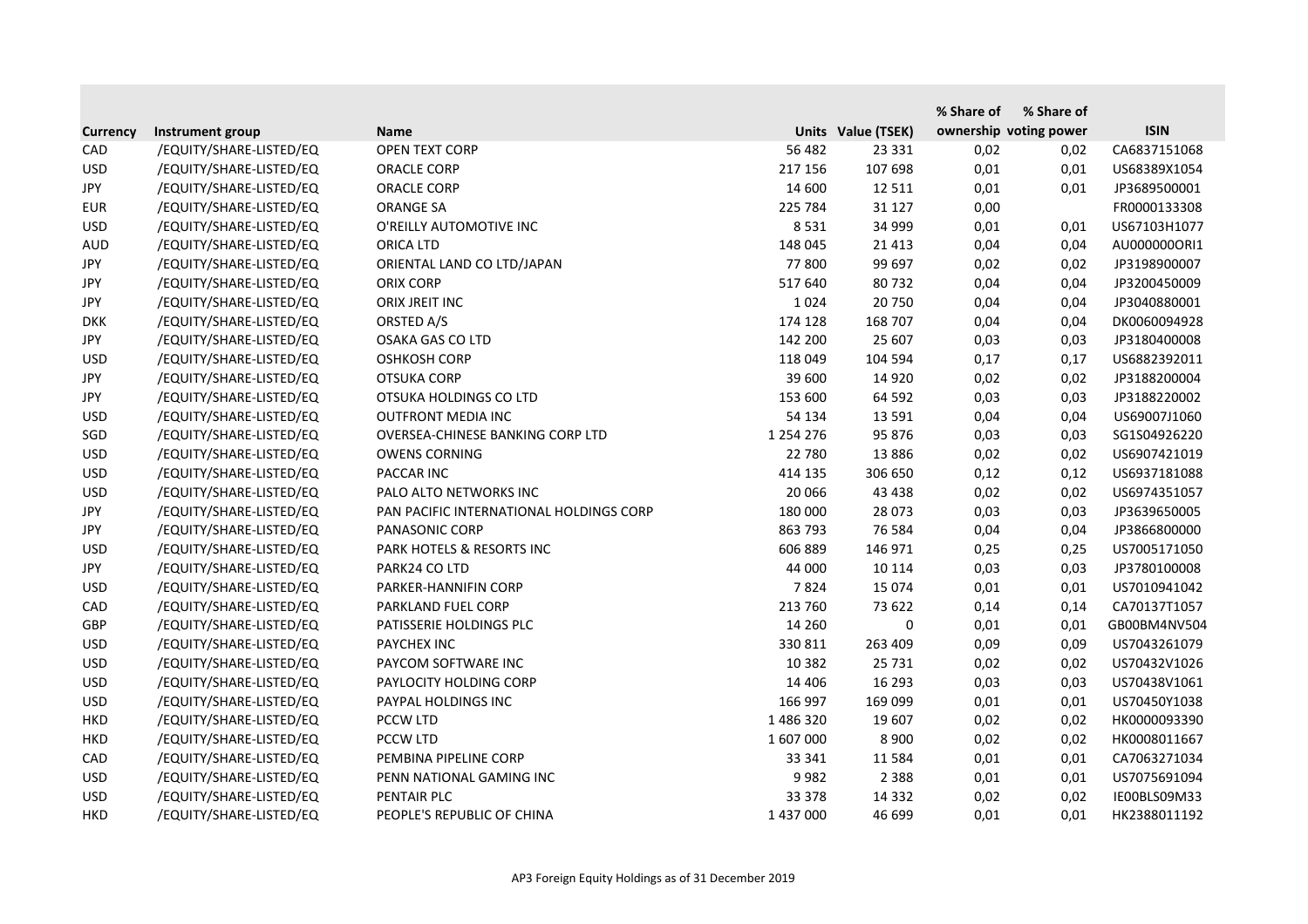| Currency | Instrument group | Name | Units | Value (TSEK) | % Share of ownership | % Share of voting power | ISIN |
|---|---|---|---|---|---|---|---|
| CAD | /EQUITY/SHARE-LISTED/EQ | OPEN TEXT CORP | 56 482 | 23 331 | 0,02 | 0,02 | CA6837151068 |
| USD | /EQUITY/SHARE-LISTED/EQ | ORACLE CORP | 217 156 | 107 698 | 0,01 | 0,01 | US68389X1054 |
| JPY | /EQUITY/SHARE-LISTED/EQ | ORACLE CORP | 14 600 | 12 511 | 0,01 | 0,01 | JP3689500001 |
| EUR | /EQUITY/SHARE-LISTED/EQ | ORANGE SA | 225 784 | 31 127 | 0,00 | | FR0000133308 |
| USD | /EQUITY/SHARE-LISTED/EQ | O'REILLY AUTOMOTIVE INC | 8 531 | 34 999 | 0,01 | 0,01 | US67103H1077 |
| AUD | /EQUITY/SHARE-LISTED/EQ | ORICA LTD | 148 045 | 21 413 | 0,04 | 0,04 | AU000000ORI1 |
| JPY | /EQUITY/SHARE-LISTED/EQ | ORIENTAL LAND CO LTD/JAPAN | 77 800 | 99 697 | 0,02 | 0,02 | JP3198900007 |
| JPY | /EQUITY/SHARE-LISTED/EQ | ORIX CORP | 517 640 | 80 732 | 0,04 | 0,04 | JP3200450009 |
| JPY | /EQUITY/SHARE-LISTED/EQ | ORIX JREIT INC | 1 024 | 20 750 | 0,04 | 0,04 | JP3040880001 |
| DKK | /EQUITY/SHARE-LISTED/EQ | ORSTED A/S | 174 128 | 168 707 | 0,04 | 0,04 | DK0060094928 |
| JPY | /EQUITY/SHARE-LISTED/EQ | OSAKA GAS CO LTD | 142 200 | 25 607 | 0,03 | 0,03 | JP3180400008 |
| USD | /EQUITY/SHARE-LISTED/EQ | OSHKOSH CORP | 118 049 | 104 594 | 0,17 | 0,17 | US6882392011 |
| JPY | /EQUITY/SHARE-LISTED/EQ | OTSUKA CORP | 39 600 | 14 920 | 0,02 | 0,02 | JP3188200004 |
| JPY | /EQUITY/SHARE-LISTED/EQ | OTSUKA HOLDINGS CO LTD | 153 600 | 64 592 | 0,03 | 0,03 | JP3188220002 |
| USD | /EQUITY/SHARE-LISTED/EQ | OUTFRONT MEDIA INC | 54 134 | 13 591 | 0,04 | 0,04 | US69007J1060 |
| SGD | /EQUITY/SHARE-LISTED/EQ | OVERSEA-CHINESE BANKING CORP LTD | 1 254 276 | 95 876 | 0,03 | 0,03 | SG1S04926220 |
| USD | /EQUITY/SHARE-LISTED/EQ | OWENS CORNING | 22 780 | 13 886 | 0,02 | 0,02 | US6907421019 |
| USD | /EQUITY/SHARE-LISTED/EQ | PACCAR INC | 414 135 | 306 650 | 0,12 | 0,12 | US6937181088 |
| USD | /EQUITY/SHARE-LISTED/EQ | PALO ALTO NETWORKS INC | 20 066 | 43 438 | 0,02 | 0,02 | US6974351057 |
| JPY | /EQUITY/SHARE-LISTED/EQ | PAN PACIFIC INTERNATIONAL HOLDINGS CORP | 180 000 | 28 073 | 0,03 | 0,03 | JP3639650005 |
| JPY | /EQUITY/SHARE-LISTED/EQ | PANASONIC CORP | 863 793 | 76 584 | 0,04 | 0,04 | JP3866800000 |
| USD | /EQUITY/SHARE-LISTED/EQ | PARK HOTELS & RESORTS INC | 606 889 | 146 971 | 0,25 | 0,25 | US7005171050 |
| JPY | /EQUITY/SHARE-LISTED/EQ | PARK24 CO LTD | 44 000 | 10 114 | 0,03 | 0,03 | JP3780100008 |
| USD | /EQUITY/SHARE-LISTED/EQ | PARKER-HANNIFIN CORP | 7 824 | 15 074 | 0,01 | 0,01 | US7010941042 |
| CAD | /EQUITY/SHARE-LISTED/EQ | PARKLAND FUEL CORP | 213 760 | 73 622 | 0,14 | 0,14 | CA70137T1057 |
| GBP | /EQUITY/SHARE-LISTED/EQ | PATISSERIE HOLDINGS PLC | 14 260 | 0 | 0,01 | 0,01 | GB00BM4NV504 |
| USD | /EQUITY/SHARE-LISTED/EQ | PAYCHEX INC | 330 811 | 263 409 | 0,09 | 0,09 | US7043261079 |
| USD | /EQUITY/SHARE-LISTED/EQ | PAYCOM SOFTWARE INC | 10 382 | 25 731 | 0,02 | 0,02 | US70432V1026 |
| USD | /EQUITY/SHARE-LISTED/EQ | PAYLOCITY HOLDING CORP | 14 406 | 16 293 | 0,03 | 0,03 | US70438V1061 |
| USD | /EQUITY/SHARE-LISTED/EQ | PAYPAL HOLDINGS INC | 166 997 | 169 099 | 0,01 | 0,01 | US70450Y1038 |
| HKD | /EQUITY/SHARE-LISTED/EQ | PCCW LTD | 1 486 320 | 19 607 | 0,02 | 0,02 | HK0000093390 |
| HKD | /EQUITY/SHARE-LISTED/EQ | PCCW LTD | 1 607 000 | 8 900 | 0,02 | 0,02 | HK0008011667 |
| CAD | /EQUITY/SHARE-LISTED/EQ | PEMBINA PIPELINE CORP | 33 341 | 11 584 | 0,01 | 0,01 | CA7063271034 |
| USD | /EQUITY/SHARE-LISTED/EQ | PENN NATIONAL GAMING INC | 9 982 | 2 388 | 0,01 | 0,01 | US7075691094 |
| USD | /EQUITY/SHARE-LISTED/EQ | PENTAIR PLC | 33 378 | 14 332 | 0,02 | 0,02 | IE00BLS09M33 |
| HKD | /EQUITY/SHARE-LISTED/EQ | PEOPLE'S REPUBLIC OF CHINA | 1 437 000 | 46 699 | 0,01 | 0,01 | HK2388011192 |

AP3 Foreign Equity Holdings as of 31 December 2019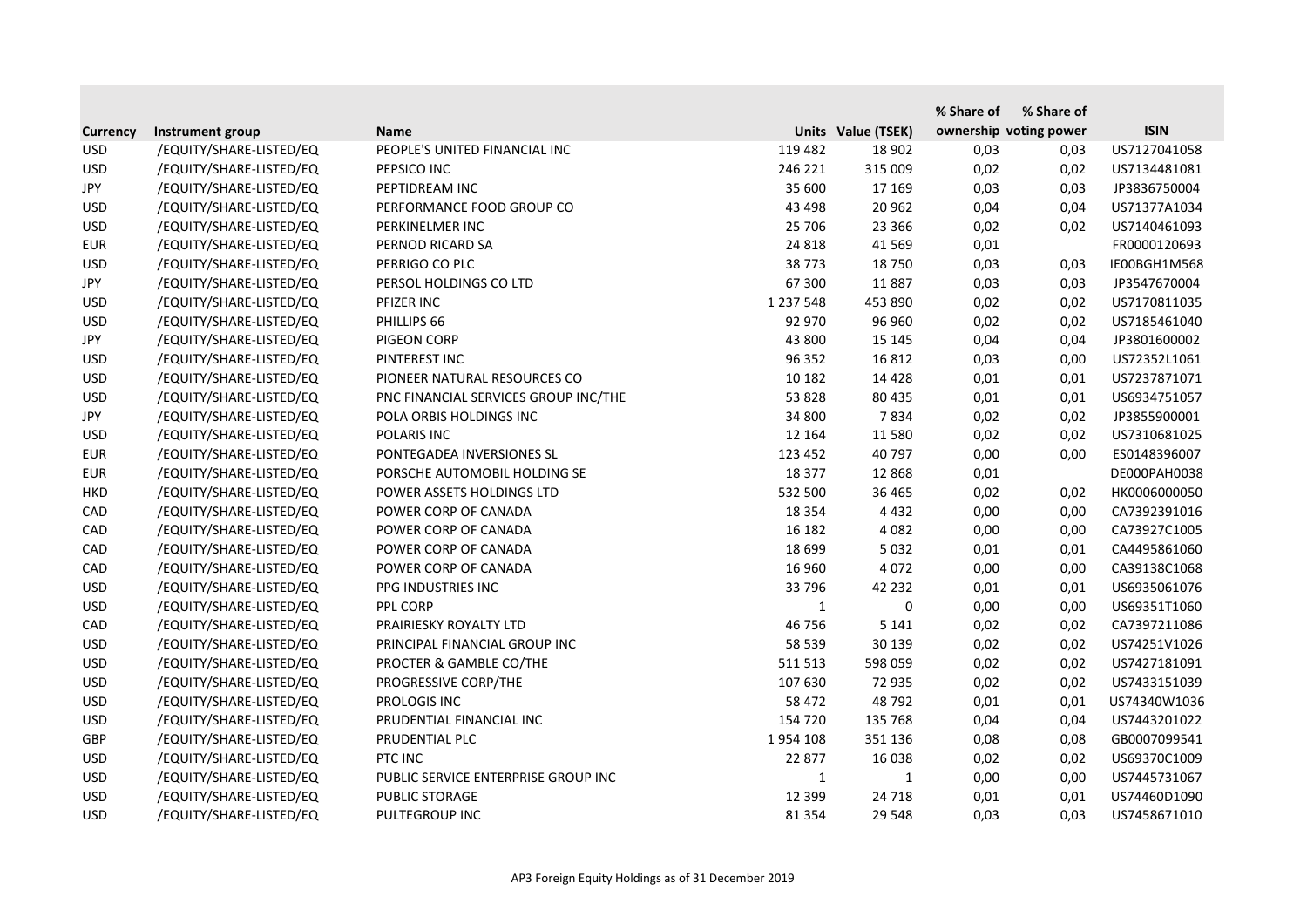| Currency | Instrument group | Name | Units | Value (TSEK) | % Share of ownership | % Share of voting power | ISIN |
|---|---|---|---|---|---|---|---|
| USD | /EQUITY/SHARE-LISTED/EQ | PEOPLE'S UNITED FINANCIAL INC | 119 482 | 18 902 | 0,03 | 0,03 | US7127041058 |
| USD | /EQUITY/SHARE-LISTED/EQ | PEPSICO INC | 246 221 | 315 009 | 0,02 | 0,02 | US7134481081 |
| JPY | /EQUITY/SHARE-LISTED/EQ | PEPTIDREAM INC | 35 600 | 17 169 | 0,03 | 0,03 | JP3836750004 |
| USD | /EQUITY/SHARE-LISTED/EQ | PERFORMANCE FOOD GROUP CO | 43 498 | 20 962 | 0,04 | 0,04 | US71377A1034 |
| USD | /EQUITY/SHARE-LISTED/EQ | PERKINELMER INC | 25 706 | 23 366 | 0,02 | 0,02 | US7140461093 |
| EUR | /EQUITY/SHARE-LISTED/EQ | PERNOD RICARD SA | 24 818 | 41 569 | 0,01 | | FR0000120693 |
| USD | /EQUITY/SHARE-LISTED/EQ | PERRIGO CO PLC | 38 773 | 18 750 | 0,03 | 0,03 | IE00BGH1M568 |
| JPY | /EQUITY/SHARE-LISTED/EQ | PERSOL HOLDINGS CO LTD | 67 300 | 11 887 | 0,03 | 0,03 | JP3547670004 |
| USD | /EQUITY/SHARE-LISTED/EQ | PFIZER INC | 1 237 548 | 453 890 | 0,02 | 0,02 | US7170811035 |
| USD | /EQUITY/SHARE-LISTED/EQ | PHILLIPS 66 | 92 970 | 96 960 | 0,02 | 0,02 | US7185461040 |
| JPY | /EQUITY/SHARE-LISTED/EQ | PIGEON CORP | 43 800 | 15 145 | 0,04 | 0,04 | JP3801600002 |
| USD | /EQUITY/SHARE-LISTED/EQ | PINTEREST INC | 96 352 | 16 812 | 0,03 | 0,00 | US72352L1061 |
| USD | /EQUITY/SHARE-LISTED/EQ | PIONEER NATURAL RESOURCES CO | 10 182 | 14 428 | 0,01 | 0,01 | US7237871071 |
| USD | /EQUITY/SHARE-LISTED/EQ | PNC FINANCIAL SERVICES GROUP INC/THE | 53 828 | 80 435 | 0,01 | 0,01 | US6934751057 |
| JPY | /EQUITY/SHARE-LISTED/EQ | POLA ORBIS HOLDINGS INC | 34 800 | 7 834 | 0,02 | 0,02 | JP3855900001 |
| USD | /EQUITY/SHARE-LISTED/EQ | POLARIS INC | 12 164 | 11 580 | 0,02 | 0,02 | US7310681025 |
| EUR | /EQUITY/SHARE-LISTED/EQ | PONTEGADEA INVERSIONES SL | 123 452 | 40 797 | 0,00 | 0,00 | ES0148396007 |
| EUR | /EQUITY/SHARE-LISTED/EQ | PORSCHE AUTOMOBIL HOLDING SE | 18 377 | 12 868 | 0,01 | | DE000PAH0038 |
| HKD | /EQUITY/SHARE-LISTED/EQ | POWER ASSETS HOLDINGS LTD | 532 500 | 36 465 | 0,02 | 0,02 | HK0006000050 |
| CAD | /EQUITY/SHARE-LISTED/EQ | POWER CORP OF CANADA | 18 354 | 4 432 | 0,00 | 0,00 | CA7392391016 |
| CAD | /EQUITY/SHARE-LISTED/EQ | POWER CORP OF CANADA | 16 182 | 4 082 | 0,00 | 0,00 | CA73927C1005 |
| CAD | /EQUITY/SHARE-LISTED/EQ | POWER CORP OF CANADA | 18 699 | 5 032 | 0,01 | 0,01 | CA4495861060 |
| CAD | /EQUITY/SHARE-LISTED/EQ | POWER CORP OF CANADA | 16 960 | 4 072 | 0,00 | 0,00 | CA39138C1068 |
| USD | /EQUITY/SHARE-LISTED/EQ | PPG INDUSTRIES INC | 33 796 | 42 232 | 0,01 | 0,01 | US6935061076 |
| USD | /EQUITY/SHARE-LISTED/EQ | PPL CORP | 1 | 0 | 0,00 | 0,00 | US69351T1060 |
| CAD | /EQUITY/SHARE-LISTED/EQ | PRAIRIESKY ROYALTY LTD | 46 756 | 5 141 | 0,02 | 0,02 | CA7397211086 |
| USD | /EQUITY/SHARE-LISTED/EQ | PRINCIPAL FINANCIAL GROUP INC | 58 539 | 30 139 | 0,02 | 0,02 | US74251V1026 |
| USD | /EQUITY/SHARE-LISTED/EQ | PROCTER & GAMBLE CO/THE | 511 513 | 598 059 | 0,02 | 0,02 | US7427181091 |
| USD | /EQUITY/SHARE-LISTED/EQ | PROGRESSIVE CORP/THE | 107 630 | 72 935 | 0,02 | 0,02 | US7433151039 |
| USD | /EQUITY/SHARE-LISTED/EQ | PROLOGIS INC | 58 472 | 48 792 | 0,01 | 0,01 | US74340W1036 |
| USD | /EQUITY/SHARE-LISTED/EQ | PRUDENTIAL FINANCIAL INC | 154 720 | 135 768 | 0,04 | 0,04 | US7443201022 |
| GBP | /EQUITY/SHARE-LISTED/EQ | PRUDENTIAL PLC | 1 954 108 | 351 136 | 0,08 | 0,08 | GB0007099541 |
| USD | /EQUITY/SHARE-LISTED/EQ | PTC INC | 22 877 | 16 038 | 0,02 | 0,02 | US69370C1009 |
| USD | /EQUITY/SHARE-LISTED/EQ | PUBLIC SERVICE ENTERPRISE GROUP INC | 1 | 1 | 0,00 | 0,00 | US7445731067 |
| USD | /EQUITY/SHARE-LISTED/EQ | PUBLIC STORAGE | 12 399 | 24 718 | 0,01 | 0,01 | US74460D1090 |
| USD | /EQUITY/SHARE-LISTED/EQ | PULTEGROUP INC | 81 354 | 29 548 | 0,03 | 0,03 | US7458671010 |

AP3 Foreign Equity Holdings as of 31 December 2019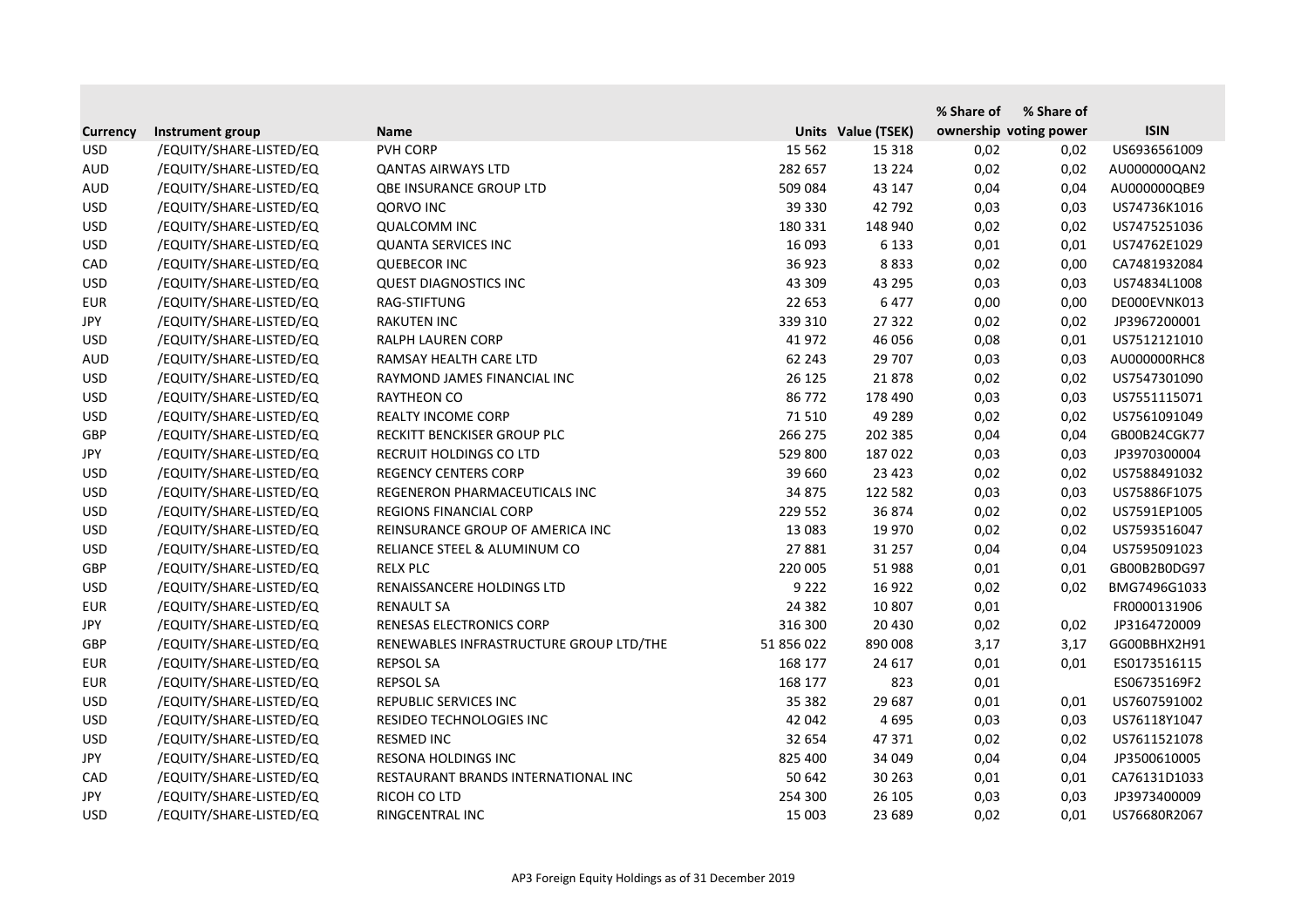| Currency | Instrument group | Name | Units | Value (TSEK) | % Share of ownership | % Share of voting power | ISIN |
|---|---|---|---|---|---|---|---|
| USD | /EQUITY/SHARE-LISTED/EQ | PVH CORP | 15 562 | 15 318 | 0,02 | 0,02 | US6936561009 |
| AUD | /EQUITY/SHARE-LISTED/EQ | QANTAS AIRWAYS LTD | 282 657 | 13 224 | 0,02 | 0,02 | AU000000QAN2 |
| AUD | /EQUITY/SHARE-LISTED/EQ | QBE INSURANCE GROUP LTD | 509 084 | 43 147 | 0,04 | 0,04 | AU000000QBE9 |
| USD | /EQUITY/SHARE-LISTED/EQ | QORVO INC | 39 330 | 42 792 | 0,03 | 0,03 | US74736K1016 |
| USD | /EQUITY/SHARE-LISTED/EQ | QUALCOMM INC | 180 331 | 148 940 | 0,02 | 0,02 | US7475251036 |
| USD | /EQUITY/SHARE-LISTED/EQ | QUANTA SERVICES INC | 16 093 | 6 133 | 0,01 | 0,01 | US74762E1029 |
| CAD | /EQUITY/SHARE-LISTED/EQ | QUEBECOR INC | 36 923 | 8 833 | 0,02 | 0,00 | CA7481932084 |
| USD | /EQUITY/SHARE-LISTED/EQ | QUEST DIAGNOSTICS INC | 43 309 | 43 295 | 0,03 | 0,03 | US74834L1008 |
| EUR | /EQUITY/SHARE-LISTED/EQ | RAG-STIFTUNG | 22 653 | 6 477 | 0,00 | 0,00 | DE000EVNK013 |
| JPY | /EQUITY/SHARE-LISTED/EQ | RAKUTEN INC | 339 310 | 27 322 | 0,02 | 0,02 | JP3967200001 |
| USD | /EQUITY/SHARE-LISTED/EQ | RALPH LAUREN CORP | 41 972 | 46 056 | 0,08 | 0,01 | US7512121010 |
| AUD | /EQUITY/SHARE-LISTED/EQ | RAMSAY HEALTH CARE LTD | 62 243 | 29 707 | 0,03 | 0,03 | AU000000RHC8 |
| USD | /EQUITY/SHARE-LISTED/EQ | RAYMOND JAMES FINANCIAL INC | 26 125 | 21 878 | 0,02 | 0,02 | US7547301090 |
| USD | /EQUITY/SHARE-LISTED/EQ | RAYTHEON CO | 86 772 | 178 490 | 0,03 | 0,03 | US7551115071 |
| USD | /EQUITY/SHARE-LISTED/EQ | REALTY INCOME CORP | 71 510 | 49 289 | 0,02 | 0,02 | US7561091049 |
| GBP | /EQUITY/SHARE-LISTED/EQ | RECKITT BENCKISER GROUP PLC | 266 275 | 202 385 | 0,04 | 0,04 | GB00B24CGK77 |
| JPY | /EQUITY/SHARE-LISTED/EQ | RECRUIT HOLDINGS CO LTD | 529 800 | 187 022 | 0,03 | 0,03 | JP3970300004 |
| USD | /EQUITY/SHARE-LISTED/EQ | REGENCY CENTERS CORP | 39 660 | 23 423 | 0,02 | 0,02 | US7588491032 |
| USD | /EQUITY/SHARE-LISTED/EQ | REGENERON PHARMACEUTICALS INC | 34 875 | 122 582 | 0,03 | 0,03 | US75886F1075 |
| USD | /EQUITY/SHARE-LISTED/EQ | REGIONS FINANCIAL CORP | 229 552 | 36 874 | 0,02 | 0,02 | US7591EP1005 |
| USD | /EQUITY/SHARE-LISTED/EQ | REINSURANCE GROUP OF AMERICA INC | 13 083 | 19 970 | 0,02 | 0,02 | US7593516047 |
| USD | /EQUITY/SHARE-LISTED/EQ | RELIANCE STEEL & ALUMINUM CO | 27 881 | 31 257 | 0,04 | 0,04 | US7595091023 |
| GBP | /EQUITY/SHARE-LISTED/EQ | RELX PLC | 220 005 | 51 988 | 0,01 | 0,01 | GB00B2B0DG97 |
| USD | /EQUITY/SHARE-LISTED/EQ | RENAISSANCERE HOLDINGS LTD | 9 222 | 16 922 | 0,02 | 0,02 | BMG7496G1033 |
| EUR | /EQUITY/SHARE-LISTED/EQ | RENAULT SA | 24 382 | 10 807 | 0,01 | | FR0000131906 |
| JPY | /EQUITY/SHARE-LISTED/EQ | RENESAS ELECTRONICS CORP | 316 300 | 20 430 | 0,02 | 0,02 | JP3164720009 |
| GBP | /EQUITY/SHARE-LISTED/EQ | RENEWABLES INFRASTRUCTURE GROUP LTD/THE | 51 856 022 | 890 008 | 3,17 | 3,17 | GG00BBHX2H91 |
| EUR | /EQUITY/SHARE-LISTED/EQ | REPSOL SA | 168 177 | 24 617 | 0,01 | 0,01 | ES0173516115 |
| EUR | /EQUITY/SHARE-LISTED/EQ | REPSOL SA | 168 177 | 823 | 0,01 | | ES06735169F2 |
| USD | /EQUITY/SHARE-LISTED/EQ | REPUBLIC SERVICES INC | 35 382 | 29 687 | 0,01 | 0,01 | US7607591002 |
| USD | /EQUITY/SHARE-LISTED/EQ | RESIDEO TECHNOLOGIES INC | 42 042 | 4 695 | 0,03 | 0,03 | US76118Y1047 |
| USD | /EQUITY/SHARE-LISTED/EQ | RESMED INC | 32 654 | 47 371 | 0,02 | 0,02 | US7611521078 |
| JPY | /EQUITY/SHARE-LISTED/EQ | RESONA HOLDINGS INC | 825 400 | 34 049 | 0,04 | 0,04 | JP3500610005 |
| CAD | /EQUITY/SHARE-LISTED/EQ | RESTAURANT BRANDS INTERNATIONAL INC | 50 642 | 30 263 | 0,01 | 0,01 | CA76131D1033 |
| JPY | /EQUITY/SHARE-LISTED/EQ | RICOH CO LTD | 254 300 | 26 105 | 0,03 | 0,03 | JP3973400009 |
| USD | /EQUITY/SHARE-LISTED/EQ | RINGCENTRAL INC | 15 003 | 23 689 | 0,02 | 0,01 | US76680R2067 |

AP3 Foreign Equity Holdings as of 31 December 2019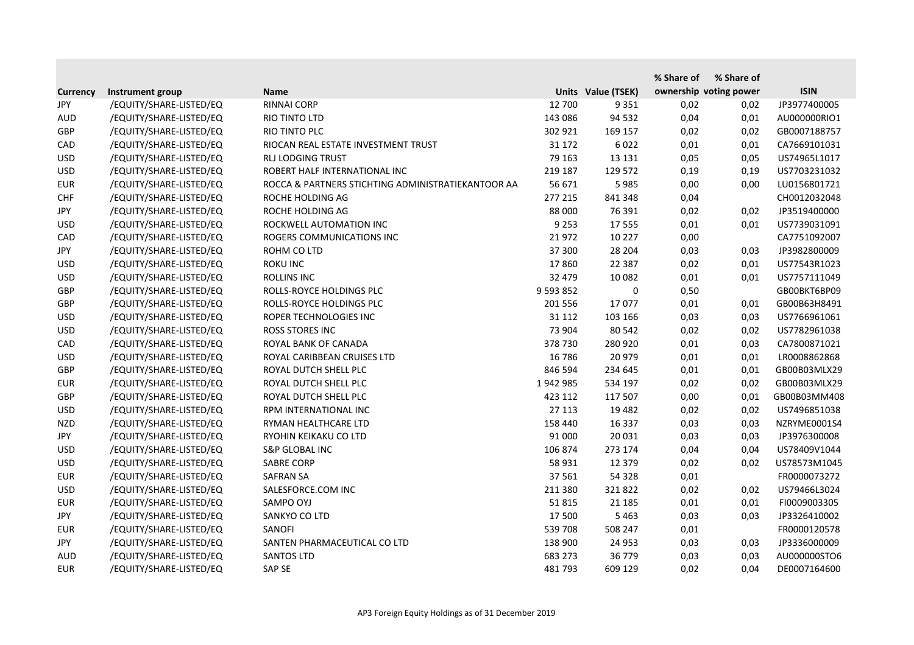| Currency | Instrument group | Name | Units | Value (TSEK) | % Share of ownership | % Share of voting power | ISIN |
|---|---|---|---|---|---|---|---|
| JPY | /EQUITY/SHARE-LISTED/EQ | RINNAI CORP | 12 700 | 9 351 | 0,02 | 0,02 | JP3977400005 |
| AUD | /EQUITY/SHARE-LISTED/EQ | RIO TINTO LTD | 143 086 | 94 532 | 0,04 | 0,01 | AU000000RIO1 |
| GBP | /EQUITY/SHARE-LISTED/EQ | RIO TINTO PLC | 302 921 | 169 157 | 0,02 | 0,02 | GB0007188757 |
| CAD | /EQUITY/SHARE-LISTED/EQ | RIOCAN REAL ESTATE INVESTMENT TRUST | 31 172 | 6 022 | 0,01 | 0,01 | CA7669101031 |
| USD | /EQUITY/SHARE-LISTED/EQ | RLJ LODGING TRUST | 79 163 | 13 131 | 0,05 | 0,05 | US74965L1017 |
| USD | /EQUITY/SHARE-LISTED/EQ | ROBERT HALF INTERNATIONAL INC | 219 187 | 129 572 | 0,19 | 0,19 | US7703231032 |
| EUR | /EQUITY/SHARE-LISTED/EQ | ROCCA & PARTNERS STICHTING ADMINISTRATIEKANTOOR AA | 56 671 | 5 985 | 0,00 | 0,00 | LU0156801721 |
| CHF | /EQUITY/SHARE-LISTED/EQ | ROCHE HOLDING AG | 277 215 | 841 348 | 0,04 | | CH0012032048 |
| JPY | /EQUITY/SHARE-LISTED/EQ | ROCHE HOLDING AG | 88 000 | 76 391 | 0,02 | 0,02 | JP3519400000 |
| USD | /EQUITY/SHARE-LISTED/EQ | ROCKWELL AUTOMATION INC | 9 253 | 17 555 | 0,01 | 0,01 | US7739031091 |
| CAD | /EQUITY/SHARE-LISTED/EQ | ROGERS COMMUNICATIONS INC | 21 972 | 10 227 | 0,00 | | CA7751092007 |
| JPY | /EQUITY/SHARE-LISTED/EQ | ROHM CO LTD | 37 300 | 28 204 | 0,03 | 0,03 | JP3982800009 |
| USD | /EQUITY/SHARE-LISTED/EQ | ROKU INC | 17 860 | 22 387 | 0,02 | 0,01 | US77543R1023 |
| USD | /EQUITY/SHARE-LISTED/EQ | ROLLINS INC | 32 479 | 10 082 | 0,01 | 0,01 | US7757111049 |
| GBP | /EQUITY/SHARE-LISTED/EQ | ROLLS-ROYCE HOLDINGS PLC | 9 593 852 | 0 | 0,50 | | GB00BKT6BP09 |
| GBP | /EQUITY/SHARE-LISTED/EQ | ROLLS-ROYCE HOLDINGS PLC | 201 556 | 17 077 | 0,01 | 0,01 | GB00B63H8491 |
| USD | /EQUITY/SHARE-LISTED/EQ | ROPER TECHNOLOGIES INC | 31 112 | 103 166 | 0,03 | 0,03 | US7766961061 |
| USD | /EQUITY/SHARE-LISTED/EQ | ROSS STORES INC | 73 904 | 80 542 | 0,02 | 0,02 | US7782961038 |
| CAD | /EQUITY/SHARE-LISTED/EQ | ROYAL BANK OF CANADA | 378 730 | 280 920 | 0,01 | 0,03 | CA7800871021 |
| USD | /EQUITY/SHARE-LISTED/EQ | ROYAL CARIBBEAN CRUISES LTD | 16 786 | 20 979 | 0,01 | 0,01 | LR0008862868 |
| GBP | /EQUITY/SHARE-LISTED/EQ | ROYAL DUTCH SHELL PLC | 846 594 | 234 645 | 0,01 | 0,01 | GB00B03MLX29 |
| EUR | /EQUITY/SHARE-LISTED/EQ | ROYAL DUTCH SHELL PLC | 1 942 985 | 534 197 | 0,02 | 0,02 | GB00B03MLX29 |
| GBP | /EQUITY/SHARE-LISTED/EQ | ROYAL DUTCH SHELL PLC | 423 112 | 117 507 | 0,00 | 0,01 | GB00B03MM408 |
| USD | /EQUITY/SHARE-LISTED/EQ | RPM INTERNATIONAL INC | 27 113 | 19 482 | 0,02 | 0,02 | US7496851038 |
| NZD | /EQUITY/SHARE-LISTED/EQ | RYMAN HEALTHCARE LTD | 158 440 | 16 337 | 0,03 | 0,03 | NZRYME0001S4 |
| JPY | /EQUITY/SHARE-LISTED/EQ | RYOHIN KEIKAKU CO LTD | 91 000 | 20 031 | 0,03 | 0,03 | JP3976300008 |
| USD | /EQUITY/SHARE-LISTED/EQ | S&P GLOBAL INC | 106 874 | 273 174 | 0,04 | 0,04 | US78409V1044 |
| USD | /EQUITY/SHARE-LISTED/EQ | SABRE CORP | 58 931 | 12 379 | 0,02 | 0,02 | US78573M1045 |
| EUR | /EQUITY/SHARE-LISTED/EQ | SAFRAN SA | 37 561 | 54 328 | 0,01 | | FR0000073272 |
| USD | /EQUITY/SHARE-LISTED/EQ | SALESFORCE.COM INC | 211 380 | 321 822 | 0,02 | 0,02 | US79466L3024 |
| EUR | /EQUITY/SHARE-LISTED/EQ | SAMPO OYJ | 51 815 | 21 185 | 0,01 | 0,01 | FI0009003305 |
| JPY | /EQUITY/SHARE-LISTED/EQ | SANKYO CO LTD | 17 500 | 5 463 | 0,03 | 0,03 | JP3326410002 |
| EUR | /EQUITY/SHARE-LISTED/EQ | SANOFI | 539 708 | 508 247 | 0,01 | | FR0000120578 |
| JPY | /EQUITY/SHARE-LISTED/EQ | SANTEN PHARMACEUTICAL CO LTD | 138 900 | 24 953 | 0,03 | 0,03 | JP3336000009 |
| AUD | /EQUITY/SHARE-LISTED/EQ | SANTOS LTD | 683 273 | 36 779 | 0,03 | 0,03 | AU000000STO6 |
| EUR | /EQUITY/SHARE-LISTED/EQ | SAP SE | 481 793 | 609 129 | 0,02 | 0,04 | DE0007164600 |

AP3 Foreign Equity Holdings as of 31 December 2019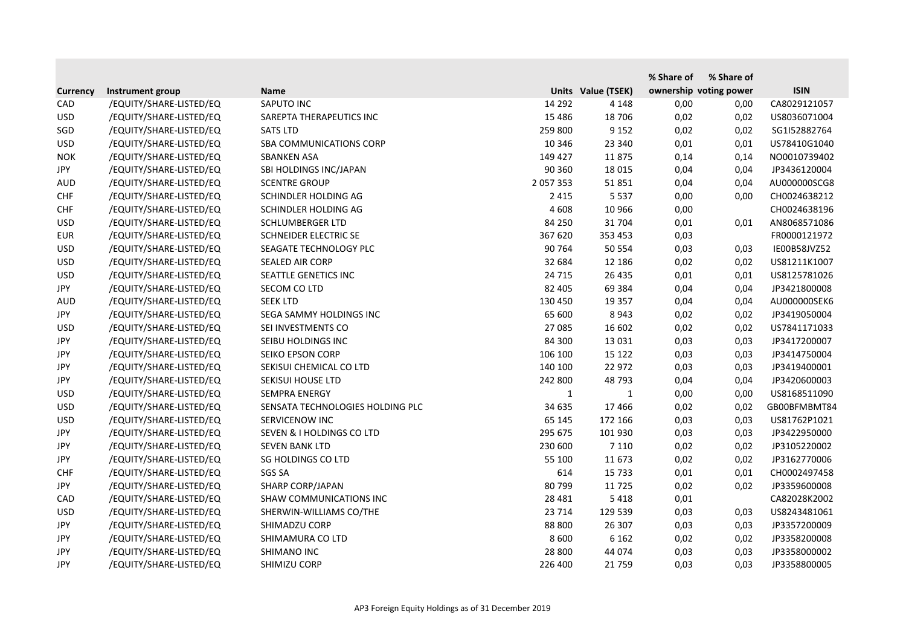| Currency | Instrument group | Name | Units | Value (TSEK) | % Share of ownership | % Share of voting power | ISIN |
|---|---|---|---|---|---|---|---|
| CAD | /EQUITY/SHARE-LISTED/EQ | SAPUTO INC | 14 292 | 4 148 | 0,00 | 0,00 | CA8029121057 |
| USD | /EQUITY/SHARE-LISTED/EQ | SAREPTA THERAPEUTICS INC | 15 486 | 18 706 | 0,02 | 0,02 | US8036071004 |
| SGD | /EQUITY/SHARE-LISTED/EQ | SATS LTD | 259 800 | 9 152 | 0,02 | 0,02 | SG1I52882764 |
| USD | /EQUITY/SHARE-LISTED/EQ | SBA COMMUNICATIONS CORP | 10 346 | 23 340 | 0,01 | 0,01 | US78410G1040 |
| NOK | /EQUITY/SHARE-LISTED/EQ | SBANKEN ASA | 149 427 | 11 875 | 0,14 | 0,14 | NO0010739402 |
| JPY | /EQUITY/SHARE-LISTED/EQ | SBI HOLDINGS INC/JAPAN | 90 360 | 18 015 | 0,04 | 0,04 | JP3436120004 |
| AUD | /EQUITY/SHARE-LISTED/EQ | SCENTRE GROUP | 2 057 353 | 51 851 | 0,04 | 0,04 | AU000000SCG8 |
| CHF | /EQUITY/SHARE-LISTED/EQ | SCHINDLER HOLDING AG | 2 415 | 5 537 | 0,00 | 0,00 | CH0024638212 |
| CHF | /EQUITY/SHARE-LISTED/EQ | SCHINDLER HOLDING AG | 4 608 | 10 966 | 0,00 | | CH0024638196 |
| USD | /EQUITY/SHARE-LISTED/EQ | SCHLUMBERGER LTD | 84 250 | 31 704 | 0,01 | 0,01 | AN8068571086 |
| EUR | /EQUITY/SHARE-LISTED/EQ | SCHNEIDER ELECTRIC SE | 367 620 | 353 453 | 0,03 | | FR0000121972 |
| USD | /EQUITY/SHARE-LISTED/EQ | SEAGATE TECHNOLOGY PLC | 90 764 | 50 554 | 0,03 | 0,03 | IE00B58JVZ52 |
| USD | /EQUITY/SHARE-LISTED/EQ | SEALED AIR CORP | 32 684 | 12 186 | 0,02 | 0,02 | US81211K1007 |
| USD | /EQUITY/SHARE-LISTED/EQ | SEATTLE GENETICS INC | 24 715 | 26 435 | 0,01 | 0,01 | US8125781026 |
| JPY | /EQUITY/SHARE-LISTED/EQ | SECOM CO LTD | 82 405 | 69 384 | 0,04 | 0,04 | JP3421800008 |
| AUD | /EQUITY/SHARE-LISTED/EQ | SEEK LTD | 130 450 | 19 357 | 0,04 | 0,04 | AU000000SEK6 |
| JPY | /EQUITY/SHARE-LISTED/EQ | SEGA SAMMY HOLDINGS INC | 65 600 | 8 943 | 0,02 | 0,02 | JP3419050004 |
| USD | /EQUITY/SHARE-LISTED/EQ | SEI INVESTMENTS CO | 27 085 | 16 602 | 0,02 | 0,02 | US7841171033 |
| JPY | /EQUITY/SHARE-LISTED/EQ | SEIBU HOLDINGS INC | 84 300 | 13 031 | 0,03 | 0,03 | JP3417200007 |
| JPY | /EQUITY/SHARE-LISTED/EQ | SEIKO EPSON CORP | 106 100 | 15 122 | 0,03 | 0,03 | JP3414750004 |
| JPY | /EQUITY/SHARE-LISTED/EQ | SEKISUI CHEMICAL CO LTD | 140 100 | 22 972 | 0,03 | 0,03 | JP3419400001 |
| JPY | /EQUITY/SHARE-LISTED/EQ | SEKISUI HOUSE LTD | 242 800 | 48 793 | 0,04 | 0,04 | JP3420600003 |
| USD | /EQUITY/SHARE-LISTED/EQ | SEMPRA ENERGY | 1 | 1 | 0,00 | 0,00 | US8168511090 |
| USD | /EQUITY/SHARE-LISTED/EQ | SENSATA TECHNOLOGIES HOLDING PLC | 34 635 | 17 466 | 0,02 | 0,02 | GB00BFMBMT84 |
| USD | /EQUITY/SHARE-LISTED/EQ | SERVICENOW INC | 65 145 | 172 166 | 0,03 | 0,03 | US81762P1021 |
| JPY | /EQUITY/SHARE-LISTED/EQ | SEVEN & I HOLDINGS CO LTD | 295 675 | 101 930 | 0,03 | 0,03 | JP3422950000 |
| JPY | /EQUITY/SHARE-LISTED/EQ | SEVEN BANK LTD | 230 600 | 7 110 | 0,02 | 0,02 | JP3105220002 |
| JPY | /EQUITY/SHARE-LISTED/EQ | SG HOLDINGS CO LTD | 55 100 | 11 673 | 0,02 | 0,02 | JP3162770006 |
| CHF | /EQUITY/SHARE-LISTED/EQ | SGS SA | 614 | 15 733 | 0,01 | 0,01 | CH0002497458 |
| JPY | /EQUITY/SHARE-LISTED/EQ | SHARP CORP/JAPAN | 80 799 | 11 725 | 0,02 | 0,02 | JP3359600008 |
| CAD | /EQUITY/SHARE-LISTED/EQ | SHAW COMMUNICATIONS INC | 28 481 | 5 418 | 0,01 | | CA82028K2002 |
| USD | /EQUITY/SHARE-LISTED/EQ | SHERWIN-WILLIAMS CO/THE | 23 714 | 129 539 | 0,03 | 0,03 | US8243481061 |
| JPY | /EQUITY/SHARE-LISTED/EQ | SHIMADZU CORP | 88 800 | 26 307 | 0,03 | 0,03 | JP3357200009 |
| JPY | /EQUITY/SHARE-LISTED/EQ | SHIMAMURA CO LTD | 8 600 | 6 162 | 0,02 | 0,02 | JP3358200008 |
| JPY | /EQUITY/SHARE-LISTED/EQ | SHIMANO INC | 28 800 | 44 074 | 0,03 | 0,03 | JP3358000002 |
| JPY | /EQUITY/SHARE-LISTED/EQ | SHIMIZU CORP | 226 400 | 21 759 | 0,03 | 0,03 | JP3358800005 |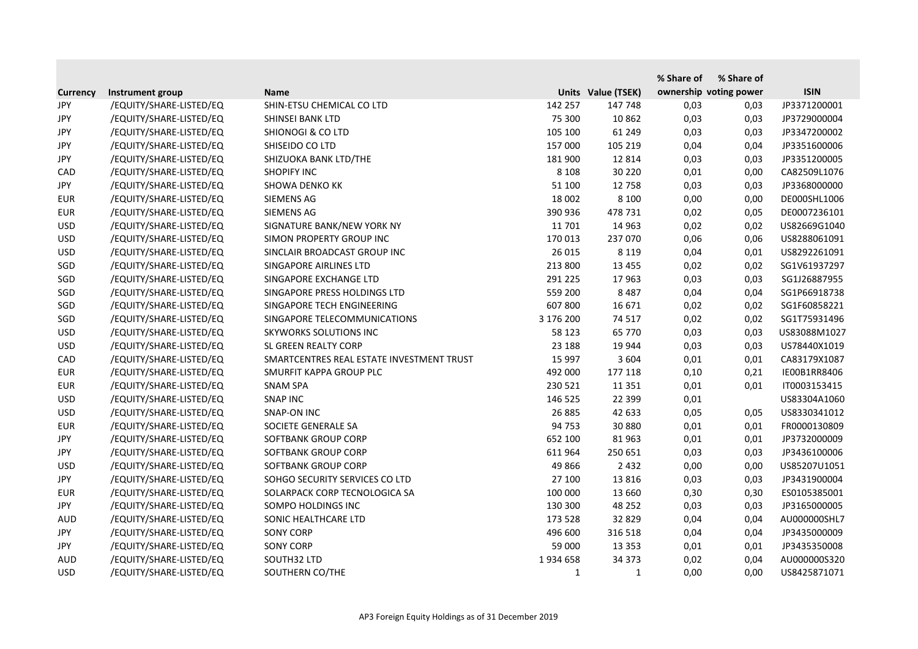| Currency | Instrument group | Name | Units | Value (TSEK) | % Share of ownership | % Share of voting power | ISIN |
|---|---|---|---|---|---|---|---|
| JPY | /EQUITY/SHARE-LISTED/EQ | SHIN-ETSU CHEMICAL CO LTD | 142 257 | 147 748 | 0,03 | 0,03 | JP3371200001 |
| JPY | /EQUITY/SHARE-LISTED/EQ | SHINSEI BANK LTD | 75 300 | 10 862 | 0,03 | 0,03 | JP3729000004 |
| JPY | /EQUITY/SHARE-LISTED/EQ | SHIONOGI & CO LTD | 105 100 | 61 249 | 0,03 | 0,03 | JP3347200002 |
| JPY | /EQUITY/SHARE-LISTED/EQ | SHISEIDO CO LTD | 157 000 | 105 219 | 0,04 | 0,04 | JP3351600006 |
| JPY | /EQUITY/SHARE-LISTED/EQ | SHIZUOKA BANK LTD/THE | 181 900 | 12 814 | 0,03 | 0,03 | JP3351200005 |
| CAD | /EQUITY/SHARE-LISTED/EQ | SHOPIFY INC | 8 108 | 30 220 | 0,01 | 0,00 | CA82509L1076 |
| JPY | /EQUITY/SHARE-LISTED/EQ | SHOWA DENKO KK | 51 100 | 12 758 | 0,03 | 0,03 | JP3368000000 |
| EUR | /EQUITY/SHARE-LISTED/EQ | SIEMENS AG | 18 002 | 8 100 | 0,00 | 0,00 | DE000SHL1006 |
| EUR | /EQUITY/SHARE-LISTED/EQ | SIEMENS AG | 390 936 | 478 731 | 0,02 | 0,05 | DE0007236101 |
| USD | /EQUITY/SHARE-LISTED/EQ | SIGNATURE BANK/NEW YORK NY | 11 701 | 14 963 | 0,02 | 0,02 | US82669G1040 |
| USD | /EQUITY/SHARE-LISTED/EQ | SIMON PROPERTY GROUP INC | 170 013 | 237 070 | 0,06 | 0,06 | US8288061091 |
| USD | /EQUITY/SHARE-LISTED/EQ | SINCLAIR BROADCAST GROUP INC | 26 015 | 8 119 | 0,04 | 0,01 | US8292261091 |
| SGD | /EQUITY/SHARE-LISTED/EQ | SINGAPORE AIRLINES LTD | 213 800 | 13 455 | 0,02 | 0,02 | SG1V61937297 |
| SGD | /EQUITY/SHARE-LISTED/EQ | SINGAPORE EXCHANGE LTD | 291 225 | 17 963 | 0,03 | 0,03 | SG1J26887955 |
| SGD | /EQUITY/SHARE-LISTED/EQ | SINGAPORE PRESS HOLDINGS LTD | 559 200 | 8 487 | 0,04 | 0,04 | SG1P66918738 |
| SGD | /EQUITY/SHARE-LISTED/EQ | SINGAPORE TECH ENGINEERING | 607 800 | 16 671 | 0,02 | 0,02 | SG1F60858221 |
| SGD | /EQUITY/SHARE-LISTED/EQ | SINGAPORE TELECOMMUNICATIONS | 3 176 200 | 74 517 | 0,02 | 0,02 | SG1T75931496 |
| USD | /EQUITY/SHARE-LISTED/EQ | SKYWORKS SOLUTIONS INC | 58 123 | 65 770 | 0,03 | 0,03 | US83088M1027 |
| USD | /EQUITY/SHARE-LISTED/EQ | SL GREEN REALTY CORP | 23 188 | 19 944 | 0,03 | 0,03 | US78440X1019 |
| CAD | /EQUITY/SHARE-LISTED/EQ | SMARTCENTRES REAL ESTATE INVESTMENT TRUST | 15 997 | 3 604 | 0,01 | 0,01 | CA83179X1087 |
| EUR | /EQUITY/SHARE-LISTED/EQ | SMURFIT KAPPA GROUP PLC | 492 000 | 177 118 | 0,10 | 0,21 | IE00B1RR8406 |
| EUR | /EQUITY/SHARE-LISTED/EQ | SNAM SPA | 230 521 | 11 351 | 0,01 | 0,01 | IT0003153415 |
| USD | /EQUITY/SHARE-LISTED/EQ | SNAP INC | 146 525 | 22 399 | 0,01 | | US83304A1060 |
| USD | /EQUITY/SHARE-LISTED/EQ | SNAP-ON INC | 26 885 | 42 633 | 0,05 | 0,05 | US8330341012 |
| EUR | /EQUITY/SHARE-LISTED/EQ | SOCIETE GENERALE SA | 94 753 | 30 880 | 0,01 | 0,01 | FR0000130809 |
| JPY | /EQUITY/SHARE-LISTED/EQ | SOFTBANK GROUP CORP | 652 100 | 81 963 | 0,01 | 0,01 | JP3732000009 |
| JPY | /EQUITY/SHARE-LISTED/EQ | SOFTBANK GROUP CORP | 611 964 | 250 651 | 0,03 | 0,03 | JP3436100006 |
| USD | /EQUITY/SHARE-LISTED/EQ | SOFTBANK GROUP CORP | 49 866 | 2 432 | 0,00 | 0,00 | US85207U1051 |
| JPY | /EQUITY/SHARE-LISTED/EQ | SOHGO SECURITY SERVICES CO LTD | 27 100 | 13 816 | 0,03 | 0,03 | JP3431900004 |
| EUR | /EQUITY/SHARE-LISTED/EQ | SOLARPACK CORP TECNOLOGICA SA | 100 000 | 13 660 | 0,30 | 0,30 | ES0105385001 |
| JPY | /EQUITY/SHARE-LISTED/EQ | SOMPO HOLDINGS INC | 130 300 | 48 252 | 0,03 | 0,03 | JP3165000005 |
| AUD | /EQUITY/SHARE-LISTED/EQ | SONIC HEALTHCARE LTD | 173 528 | 32 829 | 0,04 | 0,04 | AU000000SHL7 |
| JPY | /EQUITY/SHARE-LISTED/EQ | SONY CORP | 496 600 | 316 518 | 0,04 | 0,04 | JP3435000009 |
| JPY | /EQUITY/SHARE-LISTED/EQ | SONY CORP | 59 000 | 13 353 | 0,01 | 0,01 | JP3435350008 |
| AUD | /EQUITY/SHARE-LISTED/EQ | SOUTH32 LTD | 1 934 658 | 34 373 | 0,02 | 0,04 | AU000000S320 |
| USD | /EQUITY/SHARE-LISTED/EQ | SOUTHERN CO/THE | 1 | 1 | 0,00 | 0,00 | US8425871071 |

AP3 Foreign Equity Holdings as of 31 December 2019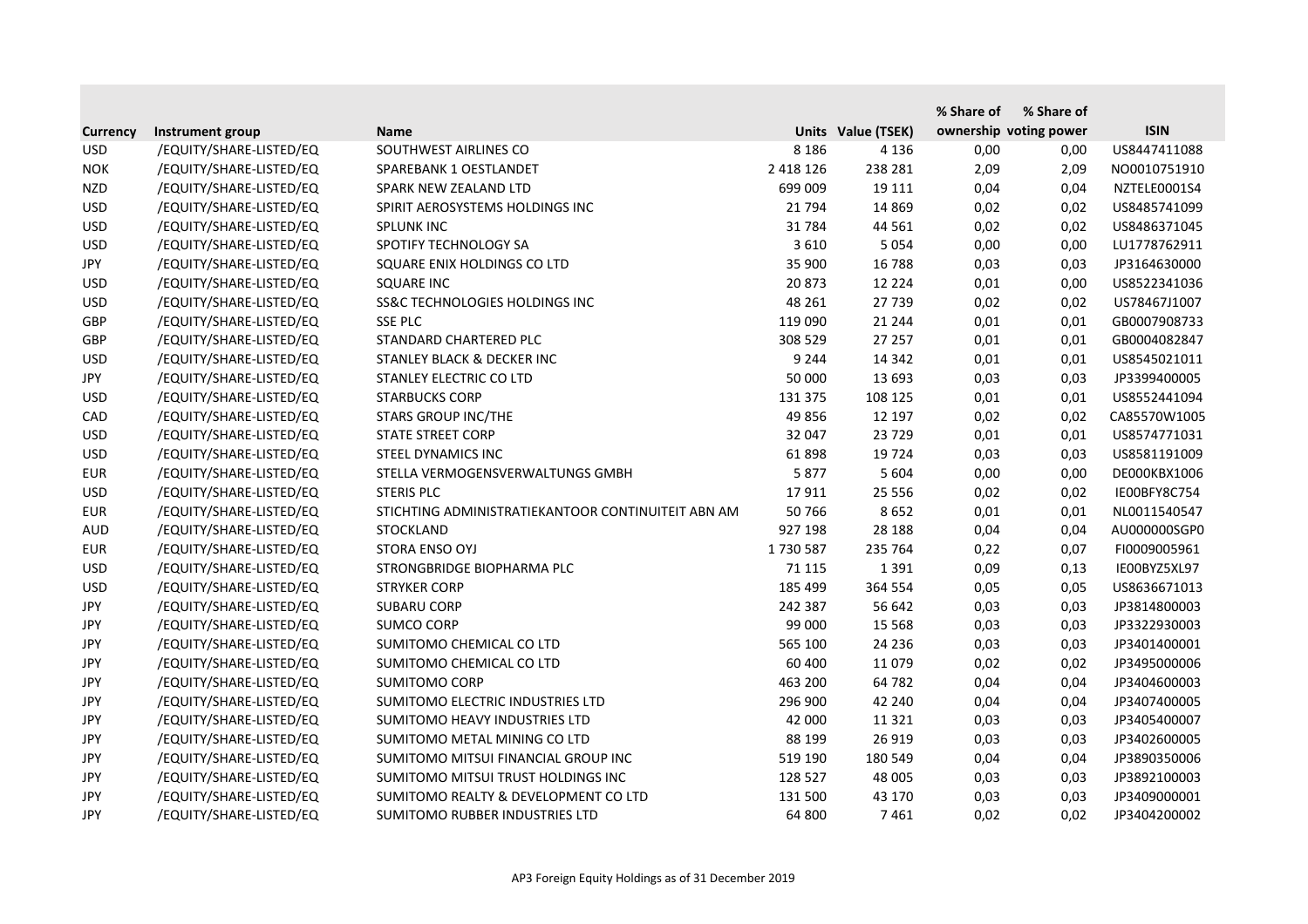| Currency | Instrument group | Name | Units | Value (TSEK) | % Share of ownership | % Share of voting power | ISIN |
|---|---|---|---|---|---|---|---|
| USD | /EQUITY/SHARE-LISTED/EQ | SOUTHWEST AIRLINES CO | 8 186 | 4 136 | 0,00 | 0,00 | US8447411088 |
| NOK | /EQUITY/SHARE-LISTED/EQ | SPAREBANK 1 OESTLANDET | 2 418 126 | 238 281 | 2,09 | 2,09 | NO0010751910 |
| NZD | /EQUITY/SHARE-LISTED/EQ | SPARK NEW ZEALAND LTD | 699 009 | 19 111 | 0,04 | 0,04 | NZTELE0001S4 |
| USD | /EQUITY/SHARE-LISTED/EQ | SPIRIT AEROSYSTEMS HOLDINGS INC | 21 794 | 14 869 | 0,02 | 0,02 | US8485741099 |
| USD | /EQUITY/SHARE-LISTED/EQ | SPLUNK INC | 31 784 | 44 561 | 0,02 | 0,02 | US8486371045 |
| USD | /EQUITY/SHARE-LISTED/EQ | SPOTIFY TECHNOLOGY SA | 3 610 | 5 054 | 0,00 | 0,00 | LU1778762911 |
| JPY | /EQUITY/SHARE-LISTED/EQ | SQUARE ENIX HOLDINGS CO LTD | 35 900 | 16 788 | 0,03 | 0,03 | JP3164630000 |
| USD | /EQUITY/SHARE-LISTED/EQ | SQUARE INC | 20 873 | 12 224 | 0,01 | 0,00 | US8522341036 |
| USD | /EQUITY/SHARE-LISTED/EQ | SS&C TECHNOLOGIES HOLDINGS INC | 48 261 | 27 739 | 0,02 | 0,02 | US78467J1007 |
| GBP | /EQUITY/SHARE-LISTED/EQ | SSE PLC | 119 090 | 21 244 | 0,01 | 0,01 | GB0007908733 |
| GBP | /EQUITY/SHARE-LISTED/EQ | STANDARD CHARTERED PLC | 308 529 | 27 257 | 0,01 | 0,01 | GB0004082847 |
| USD | /EQUITY/SHARE-LISTED/EQ | STANLEY BLACK & DECKER INC | 9 244 | 14 342 | 0,01 | 0,01 | US8545021011 |
| JPY | /EQUITY/SHARE-LISTED/EQ | STANLEY ELECTRIC CO LTD | 50 000 | 13 693 | 0,03 | 0,03 | JP3399400005 |
| USD | /EQUITY/SHARE-LISTED/EQ | STARBUCKS CORP | 131 375 | 108 125 | 0,01 | 0,01 | US8552441094 |
| CAD | /EQUITY/SHARE-LISTED/EQ | STARS GROUP INC/THE | 49 856 | 12 197 | 0,02 | 0,02 | CA85570W1005 |
| USD | /EQUITY/SHARE-LISTED/EQ | STATE STREET CORP | 32 047 | 23 729 | 0,01 | 0,01 | US8574771031 |
| USD | /EQUITY/SHARE-LISTED/EQ | STEEL DYNAMICS INC | 61 898 | 19 724 | 0,03 | 0,03 | US8581191009 |
| EUR | /EQUITY/SHARE-LISTED/EQ | STELLA VERMOGENSVERWALTUNGS GMBH | 5 877 | 5 604 | 0,00 | 0,00 | DE000KBX1006 |
| USD | /EQUITY/SHARE-LISTED/EQ | STERIS PLC | 17 911 | 25 556 | 0,02 | 0,02 | IE00BFY8C754 |
| EUR | /EQUITY/SHARE-LISTED/EQ | STICHTING ADMINISTRATIEKANTOOR CONTINUITEIT ABN AM | 50 766 | 8 652 | 0,01 | 0,01 | NL0011540547 |
| AUD | /EQUITY/SHARE-LISTED/EQ | STOCKLAND | 927 198 | 28 188 | 0,04 | 0,04 | AU000000SGP0 |
| EUR | /EQUITY/SHARE-LISTED/EQ | STORA ENSO OYJ | 1 730 587 | 235 764 | 0,22 | 0,07 | FI0009005961 |
| USD | /EQUITY/SHARE-LISTED/EQ | STRONGBRIDGE BIOPHARMA PLC | 71 115 | 1 391 | 0,09 | 0,13 | IE00BYZ5XL97 |
| USD | /EQUITY/SHARE-LISTED/EQ | STRYKER CORP | 185 499 | 364 554 | 0,05 | 0,05 | US8636671013 |
| JPY | /EQUITY/SHARE-LISTED/EQ | SUBARU CORP | 242 387 | 56 642 | 0,03 | 0,03 | JP3814800003 |
| JPY | /EQUITY/SHARE-LISTED/EQ | SUMCO CORP | 99 000 | 15 568 | 0,03 | 0,03 | JP3322930003 |
| JPY | /EQUITY/SHARE-LISTED/EQ | SUMITOMO CHEMICAL CO LTD | 565 100 | 24 236 | 0,03 | 0,03 | JP3401400001 |
| JPY | /EQUITY/SHARE-LISTED/EQ | SUMITOMO CHEMICAL CO LTD | 60 400 | 11 079 | 0,02 | 0,02 | JP3495000006 |
| JPY | /EQUITY/SHARE-LISTED/EQ | SUMITOMO CORP | 463 200 | 64 782 | 0,04 | 0,04 | JP3404600003 |
| JPY | /EQUITY/SHARE-LISTED/EQ | SUMITOMO ELECTRIC INDUSTRIES LTD | 296 900 | 42 240 | 0,04 | 0,04 | JP3407400005 |
| JPY | /EQUITY/SHARE-LISTED/EQ | SUMITOMO HEAVY INDUSTRIES LTD | 42 000 | 11 321 | 0,03 | 0,03 | JP3405400007 |
| JPY | /EQUITY/SHARE-LISTED/EQ | SUMITOMO METAL MINING CO LTD | 88 199 | 26 919 | 0,03 | 0,03 | JP3402600005 |
| JPY | /EQUITY/SHARE-LISTED/EQ | SUMITOMO MITSUI FINANCIAL GROUP INC | 519 190 | 180 549 | 0,04 | 0,04 | JP3890350006 |
| JPY | /EQUITY/SHARE-LISTED/EQ | SUMITOMO MITSUI TRUST HOLDINGS INC | 128 527 | 48 005 | 0,03 | 0,03 | JP3892100003 |
| JPY | /EQUITY/SHARE-LISTED/EQ | SUMITOMO REALTY & DEVELOPMENT CO LTD | 131 500 | 43 170 | 0,03 | 0,03 | JP3409000001 |
| JPY | /EQUITY/SHARE-LISTED/EQ | SUMITOMO RUBBER INDUSTRIES LTD | 64 800 | 7 461 | 0,02 | 0,02 | JP3404200002 |

AP3 Foreign Equity Holdings as of 31 December 2019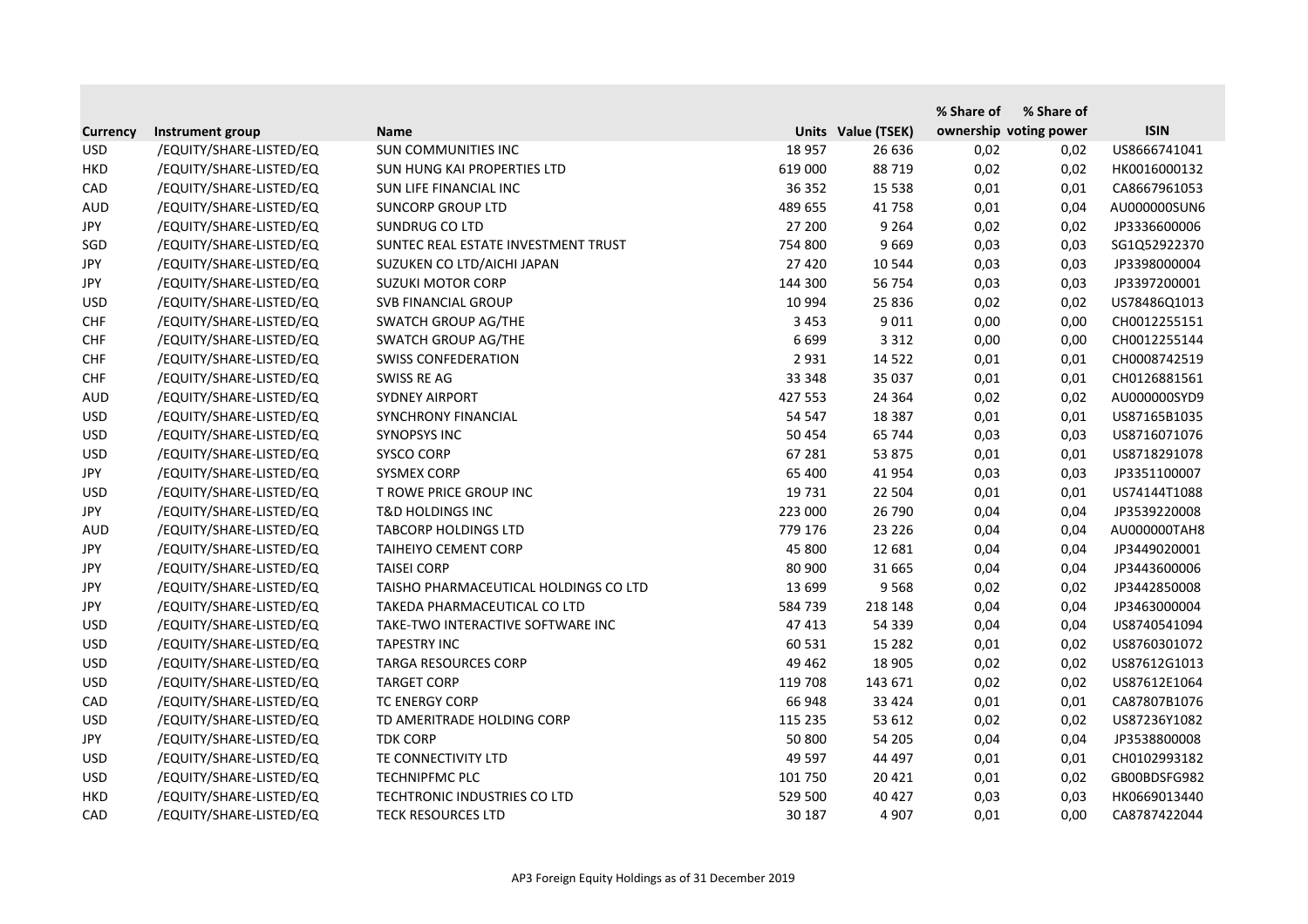| Currency | Instrument group | Name | Units | Value (TSEK) | % Share of ownership | % Share of voting power | ISIN |
|---|---|---|---|---|---|---|---|
| USD | /EQUITY/SHARE-LISTED/EQ | SUN COMMUNITIES INC | 18 957 | 26 636 | 0,02 | 0,02 | US8666741041 |
| HKD | /EQUITY/SHARE-LISTED/EQ | SUN HUNG KAI PROPERTIES LTD | 619 000 | 88 719 | 0,02 | 0,02 | HK0016000132 |
| CAD | /EQUITY/SHARE-LISTED/EQ | SUN LIFE FINANCIAL INC | 36 352 | 15 538 | 0,01 | 0,01 | CA8667961053 |
| AUD | /EQUITY/SHARE-LISTED/EQ | SUNCORP GROUP LTD | 489 655 | 41 758 | 0,01 | 0,04 | AU000000SUN6 |
| JPY | /EQUITY/SHARE-LISTED/EQ | SUNDRUG CO LTD | 27 200 | 9 264 | 0,02 | 0,02 | JP3336600006 |
| SGD | /EQUITY/SHARE-LISTED/EQ | SUNTEC REAL ESTATE INVESTMENT TRUST | 754 800 | 9 669 | 0,03 | 0,03 | SG1Q52922370 |
| JPY | /EQUITY/SHARE-LISTED/EQ | SUZUKEN CO LTD/AICHI JAPAN | 27 420 | 10 544 | 0,03 | 0,03 | JP3398000004 |
| JPY | /EQUITY/SHARE-LISTED/EQ | SUZUKI MOTOR CORP | 144 300 | 56 754 | 0,03 | 0,03 | JP3397200001 |
| USD | /EQUITY/SHARE-LISTED/EQ | SVB FINANCIAL GROUP | 10 994 | 25 836 | 0,02 | 0,02 | US78486Q1013 |
| CHF | /EQUITY/SHARE-LISTED/EQ | SWATCH GROUP AG/THE | 3 453 | 9 011 | 0,00 | 0,00 | CH0012255151 |
| CHF | /EQUITY/SHARE-LISTED/EQ | SWATCH GROUP AG/THE | 6 699 | 3 312 | 0,00 | 0,00 | CH0012255144 |
| CHF | /EQUITY/SHARE-LISTED/EQ | SWISS CONFEDERATION | 2 931 | 14 522 | 0,01 | 0,01 | CH0008742519 |
| CHF | /EQUITY/SHARE-LISTED/EQ | SWISS RE AG | 33 348 | 35 037 | 0,01 | 0,01 | CH0126881561 |
| AUD | /EQUITY/SHARE-LISTED/EQ | SYDNEY AIRPORT | 427 553 | 24 364 | 0,02 | 0,02 | AU000000SYD9 |
| USD | /EQUITY/SHARE-LISTED/EQ | SYNCHRONY FINANCIAL | 54 547 | 18 387 | 0,01 | 0,01 | US87165B1035 |
| USD | /EQUITY/SHARE-LISTED/EQ | SYNOPSYS INC | 50 454 | 65 744 | 0,03 | 0,03 | US8716071076 |
| USD | /EQUITY/SHARE-LISTED/EQ | SYSCO CORP | 67 281 | 53 875 | 0,01 | 0,01 | US8718291078 |
| JPY | /EQUITY/SHARE-LISTED/EQ | SYSMEX CORP | 65 400 | 41 954 | 0,03 | 0,03 | JP3351100007 |
| USD | /EQUITY/SHARE-LISTED/EQ | T ROWE PRICE GROUP INC | 19 731 | 22 504 | 0,01 | 0,01 | US74144T1088 |
| JPY | /EQUITY/SHARE-LISTED/EQ | T&D HOLDINGS INC | 223 000 | 26 790 | 0,04 | 0,04 | JP3539220008 |
| AUD | /EQUITY/SHARE-LISTED/EQ | TABCORP HOLDINGS LTD | 779 176 | 23 226 | 0,04 | 0,04 | AU000000TAH8 |
| JPY | /EQUITY/SHARE-LISTED/EQ | TAIHEIYO CEMENT CORP | 45 800 | 12 681 | 0,04 | 0,04 | JP3449020001 |
| JPY | /EQUITY/SHARE-LISTED/EQ | TAISEI CORP | 80 900 | 31 665 | 0,04 | 0,04 | JP3443600006 |
| JPY | /EQUITY/SHARE-LISTED/EQ | TAISHO PHARMACEUTICAL HOLDINGS CO LTD | 13 699 | 9 568 | 0,02 | 0,02 | JP3442850008 |
| JPY | /EQUITY/SHARE-LISTED/EQ | TAKEDA PHARMACEUTICAL CO LTD | 584 739 | 218 148 | 0,04 | 0,04 | JP3463000004 |
| USD | /EQUITY/SHARE-LISTED/EQ | TAKE-TWO INTERACTIVE SOFTWARE INC | 47 413 | 54 339 | 0,04 | 0,04 | US8740541094 |
| USD | /EQUITY/SHARE-LISTED/EQ | TAPESTRY INC | 60 531 | 15 282 | 0,01 | 0,02 | US8760301072 |
| USD | /EQUITY/SHARE-LISTED/EQ | TARGA RESOURCES CORP | 49 462 | 18 905 | 0,02 | 0,02 | US87612G1013 |
| USD | /EQUITY/SHARE-LISTED/EQ | TARGET CORP | 119 708 | 143 671 | 0,02 | 0,02 | US87612E1064 |
| CAD | /EQUITY/SHARE-LISTED/EQ | TC ENERGY CORP | 66 948 | 33 424 | 0,01 | 0,01 | CA87807B1076 |
| USD | /EQUITY/SHARE-LISTED/EQ | TD AMERITRADE HOLDING CORP | 115 235 | 53 612 | 0,02 | 0,02 | US87236Y1082 |
| JPY | /EQUITY/SHARE-LISTED/EQ | TDK CORP | 50 800 | 54 205 | 0,04 | 0,04 | JP3538800008 |
| USD | /EQUITY/SHARE-LISTED/EQ | TE CONNECTIVITY LTD | 49 597 | 44 497 | 0,01 | 0,01 | CH0102993182 |
| USD | /EQUITY/SHARE-LISTED/EQ | TECHNIPFMC PLC | 101 750 | 20 421 | 0,01 | 0,02 | GB00BDSFG982 |
| HKD | /EQUITY/SHARE-LISTED/EQ | TECHTRONIC INDUSTRIES CO LTD | 529 500 | 40 427 | 0,03 | 0,03 | HK0669013440 |
| CAD | /EQUITY/SHARE-LISTED/EQ | TECK RESOURCES LTD | 30 187 | 4 907 | 0,01 | 0,00 | CA8787422044 |

AP3 Foreign Equity Holdings as of 31 December 2019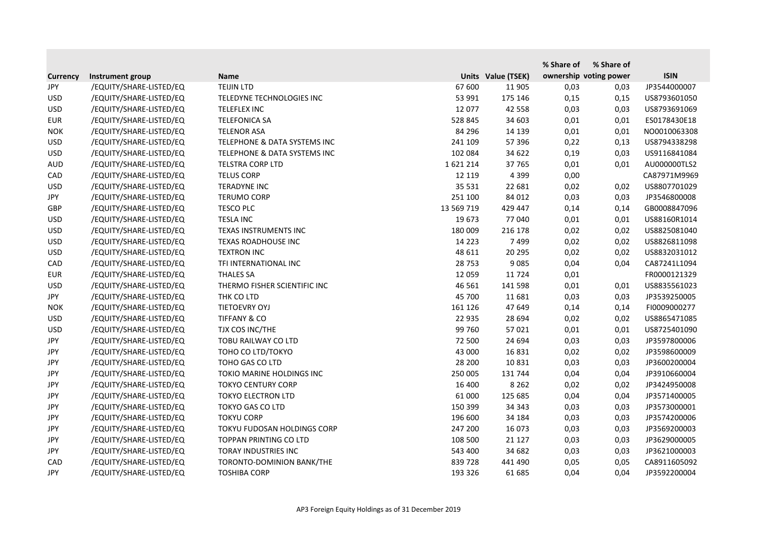| Currency | Instrument group | Name | Units | Value (TSEK) | % Share of ownership | % Share of voting power | ISIN |
|---|---|---|---|---|---|---|---|
| JPY | /EQUITY/SHARE-LISTED/EQ | TEIJIN LTD | 67 600 | 11 905 | 0,03 | 0,03 | JP3544000007 |
| USD | /EQUITY/SHARE-LISTED/EQ | TELEDYNE TECHNOLOGIES INC | 53 991 | 175 146 | 0,15 | 0,15 | US8793601050 |
| USD | /EQUITY/SHARE-LISTED/EQ | TELEFLEX INC | 12 077 | 42 558 | 0,03 | 0,03 | US8793691069 |
| EUR | /EQUITY/SHARE-LISTED/EQ | TELEFONICA SA | 528 845 | 34 603 | 0,01 | 0,01 | ES0178430E18 |
| NOK | /EQUITY/SHARE-LISTED/EQ | TELENOR ASA | 84 296 | 14 139 | 0,01 | 0,01 | NO0010063308 |
| USD | /EQUITY/SHARE-LISTED/EQ | TELEPHONE & DATA SYSTEMS INC | 241 109 | 57 396 | 0,22 | 0,13 | US8794338298 |
| USD | /EQUITY/SHARE-LISTED/EQ | TELEPHONE & DATA SYSTEMS INC | 102 084 | 34 622 | 0,19 | 0,03 | US9116841084 |
| AUD | /EQUITY/SHARE-LISTED/EQ | TELSTRA CORP LTD | 1 621 214 | 37 765 | 0,01 | 0,01 | AU000000TLS2 |
| CAD | /EQUITY/SHARE-LISTED/EQ | TELUS CORP | 12 119 | 4 399 | 0,00 | | CA87971M9969 |
| USD | /EQUITY/SHARE-LISTED/EQ | TERADYNE INC | 35 531 | 22 681 | 0,02 | 0,02 | US8807701029 |
| JPY | /EQUITY/SHARE-LISTED/EQ | TERUMO CORP | 251 100 | 84 012 | 0,03 | 0,03 | JP3546800008 |
| GBP | /EQUITY/SHARE-LISTED/EQ | TESCO PLC | 13 569 719 | 429 447 | 0,14 | 0,14 | GB0008847096 |
| USD | /EQUITY/SHARE-LISTED/EQ | TESLA INC | 19 673 | 77 040 | 0,01 | 0,01 | US88160R1014 |
| USD | /EQUITY/SHARE-LISTED/EQ | TEXAS INSTRUMENTS INC | 180 009 | 216 178 | 0,02 | 0,02 | US8825081040 |
| USD | /EQUITY/SHARE-LISTED/EQ | TEXAS ROADHOUSE INC | 14 223 | 7 499 | 0,02 | 0,02 | US8826811098 |
| USD | /EQUITY/SHARE-LISTED/EQ | TEXTRON INC | 48 611 | 20 295 | 0,02 | 0,02 | US8832031012 |
| CAD | /EQUITY/SHARE-LISTED/EQ | TFI INTERNATIONAL INC | 28 753 | 9 085 | 0,04 | 0,04 | CA87241L1094 |
| EUR | /EQUITY/SHARE-LISTED/EQ | THALES SA | 12 059 | 11 724 | 0,01 | | FR0000121329 |
| USD | /EQUITY/SHARE-LISTED/EQ | THERMO FISHER SCIENTIFIC INC | 46 561 | 141 598 | 0,01 | 0,01 | US8835561023 |
| JPY | /EQUITY/SHARE-LISTED/EQ | THK CO LTD | 45 700 | 11 681 | 0,03 | 0,03 | JP3539250005 |
| NOK | /EQUITY/SHARE-LISTED/EQ | TIETOEVRY OYJ | 161 126 | 47 649 | 0,14 | 0,14 | FI0009000277 |
| USD | /EQUITY/SHARE-LISTED/EQ | TIFFANY & CO | 22 935 | 28 694 | 0,02 | 0,02 | US8865471085 |
| USD | /EQUITY/SHARE-LISTED/EQ | TJX COS INC/THE | 99 760 | 57 021 | 0,01 | 0,01 | US8725401090 |
| JPY | /EQUITY/SHARE-LISTED/EQ | TOBU RAILWAY CO LTD | 72 500 | 24 694 | 0,03 | 0,03 | JP3597800006 |
| JPY | /EQUITY/SHARE-LISTED/EQ | TOHO CO LTD/TOKYO | 43 000 | 16 831 | 0,02 | 0,02 | JP3598600009 |
| JPY | /EQUITY/SHARE-LISTED/EQ | TOHO GAS CO LTD | 28 200 | 10 831 | 0,03 | 0,03 | JP3600200004 |
| JPY | /EQUITY/SHARE-LISTED/EQ | TOKIO MARINE HOLDINGS INC | 250 005 | 131 744 | 0,04 | 0,04 | JP3910660004 |
| JPY | /EQUITY/SHARE-LISTED/EQ | TOKYO CENTURY CORP | 16 400 | 8 262 | 0,02 | 0,02 | JP3424950008 |
| JPY | /EQUITY/SHARE-LISTED/EQ | TOKYO ELECTRON LTD | 61 000 | 125 685 | 0,04 | 0,04 | JP3571400005 |
| JPY | /EQUITY/SHARE-LISTED/EQ | TOKYO GAS CO LTD | 150 399 | 34 343 | 0,03 | 0,03 | JP3573000001 |
| JPY | /EQUITY/SHARE-LISTED/EQ | TOKYU CORP | 196 600 | 34 184 | 0,03 | 0,03 | JP3574200006 |
| JPY | /EQUITY/SHARE-LISTED/EQ | TOKYU FUDOSAN HOLDINGS CORP | 247 200 | 16 073 | 0,03 | 0,03 | JP3569200003 |
| JPY | /EQUITY/SHARE-LISTED/EQ | TOPPAN PRINTING CO LTD | 108 500 | 21 127 | 0,03 | 0,03 | JP3629000005 |
| JPY | /EQUITY/SHARE-LISTED/EQ | TORAY INDUSTRIES INC | 543 400 | 34 682 | 0,03 | 0,03 | JP3621000003 |
| CAD | /EQUITY/SHARE-LISTED/EQ | TORONTO-DOMINION BANK/THE | 839 728 | 441 490 | 0,05 | 0,05 | CA8911605092 |
| JPY | /EQUITY/SHARE-LISTED/EQ | TOSHIBA CORP | 193 326 | 61 685 | 0,04 | 0,04 | JP3592200004 |

AP3 Foreign Equity Holdings as of 31 December 2019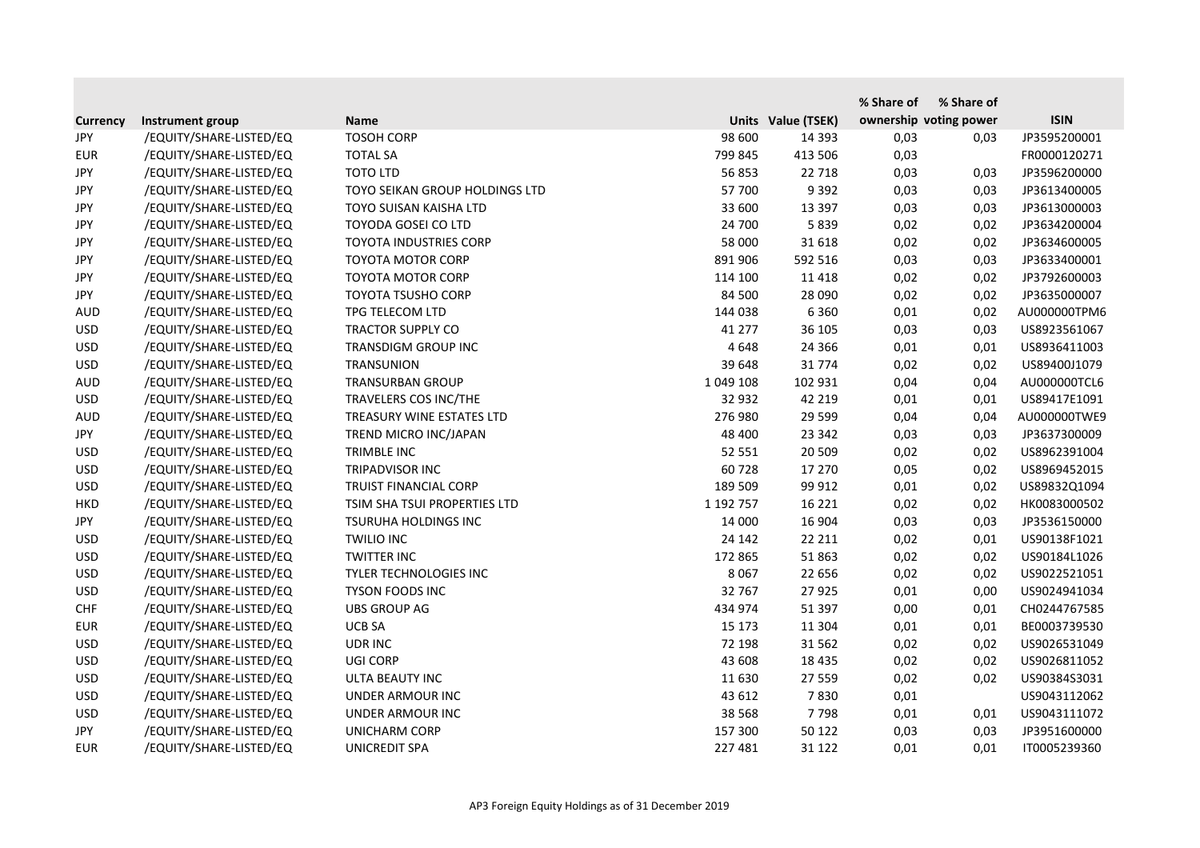| Currency | Instrument group | Name | Units | Value (TSEK) | % Share of ownership | % Share of voting power | ISIN |
|---|---|---|---|---|---|---|---|
| JPY | /EQUITY/SHARE-LISTED/EQ | TOSOH CORP | 98 600 | 14 393 | 0,03 | 0,03 | JP3595200001 |
| EUR | /EQUITY/SHARE-LISTED/EQ | TOTAL SA | 799 845 | 413 506 | 0,03 | | FR0000120271 |
| JPY | /EQUITY/SHARE-LISTED/EQ | TOTO LTD | 56 853 | 22 718 | 0,03 | 0,03 | JP3596200000 |
| JPY | /EQUITY/SHARE-LISTED/EQ | TOYO SEIKAN GROUP HOLDINGS LTD | 57 700 | 9 392 | 0,03 | 0,03 | JP3613400005 |
| JPY | /EQUITY/SHARE-LISTED/EQ | TOYO SUISAN KAISHA LTD | 33 600 | 13 397 | 0,03 | 0,03 | JP3613000003 |
| JPY | /EQUITY/SHARE-LISTED/EQ | TOYODA GOSEI CO LTD | 24 700 | 5 839 | 0,02 | 0,02 | JP3634200004 |
| JPY | /EQUITY/SHARE-LISTED/EQ | TOYOTA INDUSTRIES CORP | 58 000 | 31 618 | 0,02 | 0,02 | JP3634600005 |
| JPY | /EQUITY/SHARE-LISTED/EQ | TOYOTA MOTOR CORP | 891 906 | 592 516 | 0,03 | 0,03 | JP3633400001 |
| JPY | /EQUITY/SHARE-LISTED/EQ | TOYOTA MOTOR CORP | 114 100 | 11 418 | 0,02 | 0,02 | JP3792600003 |
| JPY | /EQUITY/SHARE-LISTED/EQ | TOYOTA TSUSHO CORP | 84 500 | 28 090 | 0,02 | 0,02 | JP3635000007 |
| AUD | /EQUITY/SHARE-LISTED/EQ | TPG TELECOM LTD | 144 038 | 6 360 | 0,01 | 0,02 | AU000000TPM6 |
| USD | /EQUITY/SHARE-LISTED/EQ | TRACTOR SUPPLY CO | 41 277 | 36 105 | 0,03 | 0,03 | US8923561067 |
| USD | /EQUITY/SHARE-LISTED/EQ | TRANSDIGM GROUP INC | 4 648 | 24 366 | 0,01 | 0,01 | US8936411003 |
| USD | /EQUITY/SHARE-LISTED/EQ | TRANSUNION | 39 648 | 31 774 | 0,02 | 0,02 | US89400J1079 |
| AUD | /EQUITY/SHARE-LISTED/EQ | TRANSURBAN GROUP | 1 049 108 | 102 931 | 0,04 | 0,04 | AU000000TCL6 |
| USD | /EQUITY/SHARE-LISTED/EQ | TRAVELERS COS INC/THE | 32 932 | 42 219 | 0,01 | 0,01 | US89417E1091 |
| AUD | /EQUITY/SHARE-LISTED/EQ | TREASURY WINE ESTATES LTD | 276 980 | 29 599 | 0,04 | 0,04 | AU000000TWE9 |
| JPY | /EQUITY/SHARE-LISTED/EQ | TREND MICRO INC/JAPAN | 48 400 | 23 342 | 0,03 | 0,03 | JP3637300009 |
| USD | /EQUITY/SHARE-LISTED/EQ | TRIMBLE INC | 52 551 | 20 509 | 0,02 | 0,02 | US8962391004 |
| USD | /EQUITY/SHARE-LISTED/EQ | TRIPADVISOR INC | 60 728 | 17 270 | 0,05 | 0,02 | US8969452015 |
| USD | /EQUITY/SHARE-LISTED/EQ | TRUIST FINANCIAL CORP | 189 509 | 99 912 | 0,01 | 0,02 | US89832Q1094 |
| HKD | /EQUITY/SHARE-LISTED/EQ | TSIM SHA TSUI PROPERTIES LTD | 1 192 757 | 16 221 | 0,02 | 0,02 | HK0083000502 |
| JPY | /EQUITY/SHARE-LISTED/EQ | TSURUHA HOLDINGS INC | 14 000 | 16 904 | 0,03 | 0,03 | JP3536150000 |
| USD | /EQUITY/SHARE-LISTED/EQ | TWILIO INC | 24 142 | 22 211 | 0,02 | 0,01 | US90138F1021 |
| USD | /EQUITY/SHARE-LISTED/EQ | TWITTER INC | 172 865 | 51 863 | 0,02 | 0,02 | US90184L1026 |
| USD | /EQUITY/SHARE-LISTED/EQ | TYLER TECHNOLOGIES INC | 8 067 | 22 656 | 0,02 | 0,02 | US9022521051 |
| USD | /EQUITY/SHARE-LISTED/EQ | TYSON FOODS INC | 32 767 | 27 925 | 0,01 | 0,00 | US9024941034 |
| CHF | /EQUITY/SHARE-LISTED/EQ | UBS GROUP AG | 434 974 | 51 397 | 0,00 | 0,01 | CH0244767585 |
| EUR | /EQUITY/SHARE-LISTED/EQ | UCB SA | 15 173 | 11 304 | 0,01 | 0,01 | BE0003739530 |
| USD | /EQUITY/SHARE-LISTED/EQ | UDR INC | 72 198 | 31 562 | 0,02 | 0,02 | US9026531049 |
| USD | /EQUITY/SHARE-LISTED/EQ | UGI CORP | 43 608 | 18 435 | 0,02 | 0,02 | US9026811052 |
| USD | /EQUITY/SHARE-LISTED/EQ | ULTA BEAUTY INC | 11 630 | 27 559 | 0,02 | 0,02 | US90384S3031 |
| USD | /EQUITY/SHARE-LISTED/EQ | UNDER ARMOUR INC | 43 612 | 7 830 | 0,01 | | US9043112062 |
| USD | /EQUITY/SHARE-LISTED/EQ | UNDER ARMOUR INC | 38 568 | 7 798 | 0,01 | 0,01 | US9043111072 |
| JPY | /EQUITY/SHARE-LISTED/EQ | UNICHARM CORP | 157 300 | 50 122 | 0,03 | 0,03 | JP3951600000 |
| EUR | /EQUITY/SHARE-LISTED/EQ | UNICREDIT SPA | 227 481 | 31 122 | 0,01 | 0,01 | IT0005239360 |

AP3 Foreign Equity Holdings as of 31 December 2019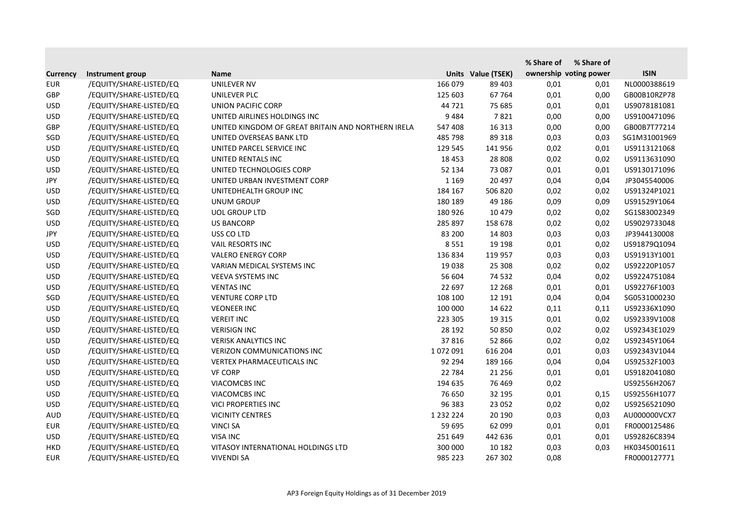| Currency | Instrument group | Name | Units | Value (TSEK) | % Share of ownership | % Share of voting power | ISIN |
|---|---|---|---|---|---|---|---|
| EUR | /EQUITY/SHARE-LISTED/EQ | UNILEVER NV | 166 079 | 89 403 | 0,01 | 0,01 | NL0000388619 |
| GBP | /EQUITY/SHARE-LISTED/EQ | UNILEVER PLC | 125 603 | 67 764 | 0,01 | 0,00 | GB00B10RZP78 |
| USD | /EQUITY/SHARE-LISTED/EQ | UNION PACIFIC CORP | 44 721 | 75 685 | 0,01 | 0,01 | US9078181081 |
| USD | /EQUITY/SHARE-LISTED/EQ | UNITED AIRLINES HOLDINGS INC | 9 484 | 7 821 | 0,00 | 0,00 | US9100471096 |
| GBP | /EQUITY/SHARE-LISTED/EQ | UNITED KINGDOM OF GREAT BRITAIN AND NORTHERN IRELA | 547 408 | 16 313 | 0,00 | 0,00 | GB00B7T77214 |
| SGD | /EQUITY/SHARE-LISTED/EQ | UNITED OVERSEAS BANK LTD | 485 798 | 89 318 | 0,03 | 0,03 | SG1M31001969 |
| USD | /EQUITY/SHARE-LISTED/EQ | UNITED PARCEL SERVICE INC | 129 545 | 141 956 | 0,02 | 0,01 | US9113121068 |
| USD | /EQUITY/SHARE-LISTED/EQ | UNITED RENTALS INC | 18 453 | 28 808 | 0,02 | 0,02 | US9113631090 |
| USD | /EQUITY/SHARE-LISTED/EQ | UNITED TECHNOLOGIES CORP | 52 134 | 73 087 | 0,01 | 0,01 | US9130171096 |
| JPY | /EQUITY/SHARE-LISTED/EQ | UNITED URBAN INVESTMENT CORP | 1 169 | 20 497 | 0,04 | 0,04 | JP3045540006 |
| USD | /EQUITY/SHARE-LISTED/EQ | UNITEDHEALTH GROUP INC | 184 167 | 506 820 | 0,02 | 0,02 | US91324P1021 |
| USD | /EQUITY/SHARE-LISTED/EQ | UNUM GROUP | 180 189 | 49 186 | 0,09 | 0,09 | US91529Y1064 |
| SGD | /EQUITY/SHARE-LISTED/EQ | UOL GROUP LTD | 180 926 | 10 479 | 0,02 | 0,02 | SG1S83002349 |
| USD | /EQUITY/SHARE-LISTED/EQ | US BANCORP | 285 897 | 158 678 | 0,02 | 0,02 | US9029733048 |
| JPY | /EQUITY/SHARE-LISTED/EQ | USS CO LTD | 83 200 | 14 803 | 0,03 | 0,03 | JP3944130008 |
| USD | /EQUITY/SHARE-LISTED/EQ | VAIL RESORTS INC | 8 551 | 19 198 | 0,01 | 0,02 | US91879Q1094 |
| USD | /EQUITY/SHARE-LISTED/EQ | VALERO ENERGY CORP | 136 834 | 119 957 | 0,03 | 0,03 | US91913Y1001 |
| USD | /EQUITY/SHARE-LISTED/EQ | VARIAN MEDICAL SYSTEMS INC | 19 038 | 25 308 | 0,02 | 0,02 | US92220P1057 |
| USD | /EQUITY/SHARE-LISTED/EQ | VEEVA SYSTEMS INC | 56 604 | 74 532 | 0,04 | 0,02 | US9224751084 |
| USD | /EQUITY/SHARE-LISTED/EQ | VENTAS INC | 22 697 | 12 268 | 0,01 | 0,01 | US92276F1003 |
| SGD | /EQUITY/SHARE-LISTED/EQ | VENTURE CORP LTD | 108 100 | 12 191 | 0,04 | 0,04 | SG0531000230 |
| USD | /EQUITY/SHARE-LISTED/EQ | VEONEER INC | 100 000 | 14 622 | 0,11 | 0,11 | US92336X1090 |
| USD | /EQUITY/SHARE-LISTED/EQ | VEREIT INC | 223 305 | 19 315 | 0,01 | 0,02 | US92339V1008 |
| USD | /EQUITY/SHARE-LISTED/EQ | VERISIGN INC | 28 192 | 50 850 | 0,02 | 0,02 | US92343E1029 |
| USD | /EQUITY/SHARE-LISTED/EQ | VERISK ANALYTICS INC | 37 816 | 52 866 | 0,02 | 0,02 | US92345Y1064 |
| USD | /EQUITY/SHARE-LISTED/EQ | VERIZON COMMUNICATIONS INC | 1 072 091 | 616 204 | 0,01 | 0,03 | US92343V1044 |
| USD | /EQUITY/SHARE-LISTED/EQ | VERTEX PHARMACEUTICALS INC | 92 294 | 189 166 | 0,04 | 0,04 | US92532F1003 |
| USD | /EQUITY/SHARE-LISTED/EQ | VF CORP | 22 784 | 21 256 | 0,01 | 0,01 | US9182041080 |
| USD | /EQUITY/SHARE-LISTED/EQ | VIACOMCBS INC | 194 635 | 76 469 | 0,02 | | US92556H2067 |
| USD | /EQUITY/SHARE-LISTED/EQ | VIACOMCBS INC | 76 650 | 32 195 | 0,01 | 0,15 | US92556H1077 |
| USD | /EQUITY/SHARE-LISTED/EQ | VICI PROPERTIES INC | 96 383 | 23 052 | 0,02 | 0,02 | US9256521090 |
| AUD | /EQUITY/SHARE-LISTED/EQ | VICINITY CENTRES | 1 232 224 | 20 190 | 0,03 | 0,03 | AU000000VCX7 |
| EUR | /EQUITY/SHARE-LISTED/EQ | VINCI SA | 59 695 | 62 099 | 0,01 | 0,01 | FR0000125486 |
| USD | /EQUITY/SHARE-LISTED/EQ | VISA INC | 251 649 | 442 636 | 0,01 | 0,01 | US92826C8394 |
| HKD | /EQUITY/SHARE-LISTED/EQ | VITASOY INTERNATIONAL HOLDINGS LTD | 300 000 | 10 182 | 0,03 | 0,03 | HK0345001611 |
| EUR | /EQUITY/SHARE-LISTED/EQ | VIVENDI SA | 985 223 | 267 302 | 0,08 | | FR0000127771 |

AP3 Foreign Equity Holdings as of 31 December 2019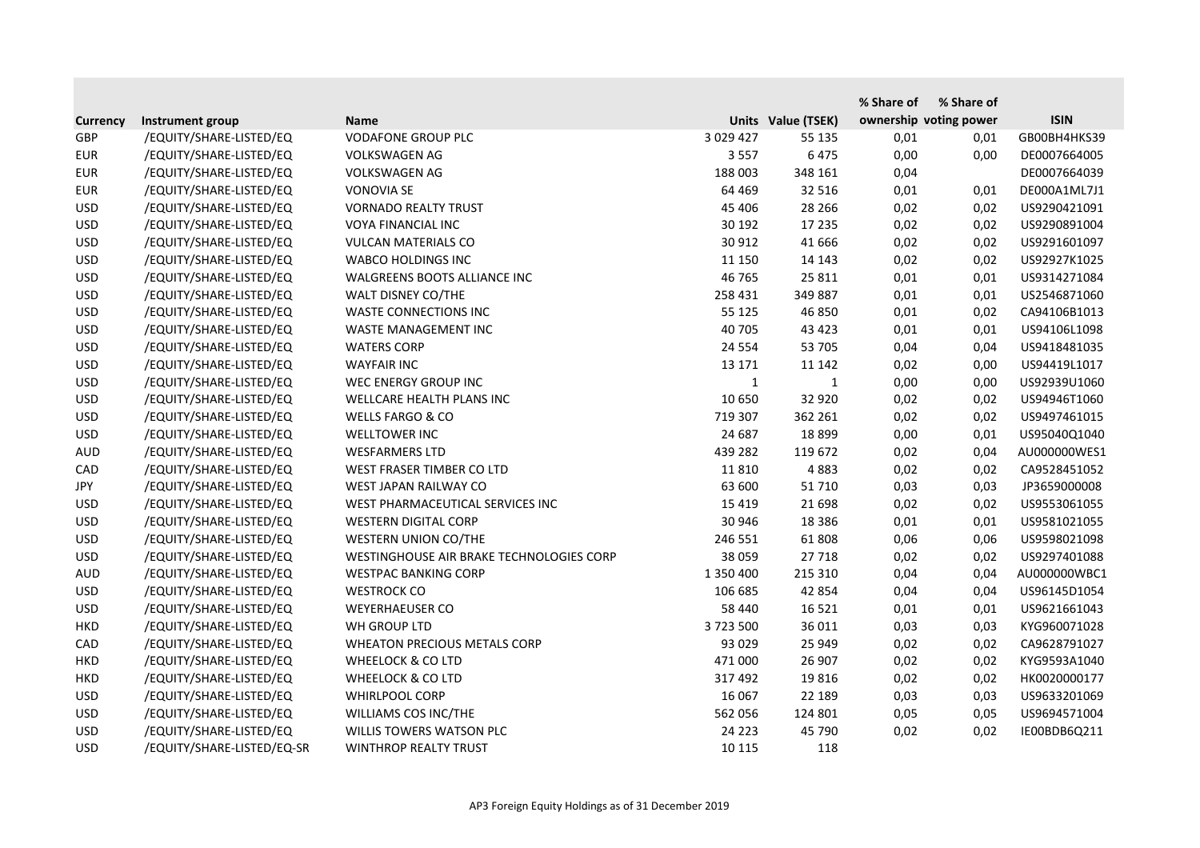| Currency | Instrument group | Name | Units | Value (TSEK) | % Share of ownership | % Share of voting power | ISIN |
|---|---|---|---|---|---|---|---|
| GBP | /EQUITY/SHARE-LISTED/EQ | VODAFONE GROUP PLC | 3 029 427 | 55 135 | 0,01 | 0,01 | GB00BH4HKS39 |
| EUR | /EQUITY/SHARE-LISTED/EQ | VOLKSWAGEN AG | 3 557 | 6 475 | 0,00 | 0,00 | DE0007664005 |
| EUR | /EQUITY/SHARE-LISTED/EQ | VOLKSWAGEN AG | 188 003 | 348 161 | 0,04 | | DE0007664039 |
| EUR | /EQUITY/SHARE-LISTED/EQ | VONOVIA SE | 64 469 | 32 516 | 0,01 | 0,01 | DE000A1ML7J1 |
| USD | /EQUITY/SHARE-LISTED/EQ | VORNADO REALTY TRUST | 45 406 | 28 266 | 0,02 | 0,02 | US9290421091 |
| USD | /EQUITY/SHARE-LISTED/EQ | VOYA FINANCIAL INC | 30 192 | 17 235 | 0,02 | 0,02 | US9290891004 |
| USD | /EQUITY/SHARE-LISTED/EQ | VULCAN MATERIALS CO | 30 912 | 41 666 | 0,02 | 0,02 | US9291601097 |
| USD | /EQUITY/SHARE-LISTED/EQ | WABCO HOLDINGS INC | 11 150 | 14 143 | 0,02 | 0,02 | US92927K1025 |
| USD | /EQUITY/SHARE-LISTED/EQ | WALGREENS BOOTS ALLIANCE INC | 46 765 | 25 811 | 0,01 | 0,01 | US9314271084 |
| USD | /EQUITY/SHARE-LISTED/EQ | WALT DISNEY CO/THE | 258 431 | 349 887 | 0,01 | 0,01 | US2546871060 |
| USD | /EQUITY/SHARE-LISTED/EQ | WASTE CONNECTIONS INC | 55 125 | 46 850 | 0,01 | 0,02 | CA94106B1013 |
| USD | /EQUITY/SHARE-LISTED/EQ | WASTE MANAGEMENT INC | 40 705 | 43 423 | 0,01 | 0,01 | US94106L1098 |
| USD | /EQUITY/SHARE-LISTED/EQ | WATERS CORP | 24 554 | 53 705 | 0,04 | 0,04 | US9418481035 |
| USD | /EQUITY/SHARE-LISTED/EQ | WAYFAIR INC | 13 171 | 11 142 | 0,02 | 0,00 | US94419L1017 |
| USD | /EQUITY/SHARE-LISTED/EQ | WEC ENERGY GROUP INC | 1 | 1 | 0,00 | 0,00 | US92939U1060 |
| USD | /EQUITY/SHARE-LISTED/EQ | WELLCARE HEALTH PLANS INC | 10 650 | 32 920 | 0,02 | 0,02 | US94946T1060 |
| USD | /EQUITY/SHARE-LISTED/EQ | WELLS FARGO & CO | 719 307 | 362 261 | 0,02 | 0,02 | US9497461015 |
| USD | /EQUITY/SHARE-LISTED/EQ | WELLTOWER INC | 24 687 | 18 899 | 0,00 | 0,01 | US95040Q1040 |
| AUD | /EQUITY/SHARE-LISTED/EQ | WESFARMERS LTD | 439 282 | 119 672 | 0,02 | 0,04 | AU000000WES1 |
| CAD | /EQUITY/SHARE-LISTED/EQ | WEST FRASER TIMBER CO LTD | 11 810 | 4 883 | 0,02 | 0,02 | CA9528451052 |
| JPY | /EQUITY/SHARE-LISTED/EQ | WEST JAPAN RAILWAY CO | 63 600 | 51 710 | 0,03 | 0,03 | JP3659000008 |
| USD | /EQUITY/SHARE-LISTED/EQ | WEST PHARMACEUTICAL SERVICES INC | 15 419 | 21 698 | 0,02 | 0,02 | US9553061055 |
| USD | /EQUITY/SHARE-LISTED/EQ | WESTERN DIGITAL CORP | 30 946 | 18 386 | 0,01 | 0,01 | US9581021055 |
| USD | /EQUITY/SHARE-LISTED/EQ | WESTERN UNION CO/THE | 246 551 | 61 808 | 0,06 | 0,06 | US9598021098 |
| USD | /EQUITY/SHARE-LISTED/EQ | WESTINGHOUSE AIR BRAKE TECHNOLOGIES CORP | 38 059 | 27 718 | 0,02 | 0,02 | US9297401088 |
| AUD | /EQUITY/SHARE-LISTED/EQ | WESTPAC BANKING CORP | 1 350 400 | 215 310 | 0,04 | 0,04 | AU000000WBC1 |
| USD | /EQUITY/SHARE-LISTED/EQ | WESTROCK CO | 106 685 | 42 854 | 0,04 | 0,04 | US96145D1054 |
| USD | /EQUITY/SHARE-LISTED/EQ | WEYERHAEUSER CO | 58 440 | 16 521 | 0,01 | 0,01 | US9621661043 |
| HKD | /EQUITY/SHARE-LISTED/EQ | WH GROUP LTD | 3 723 500 | 36 011 | 0,03 | 0,03 | KYG960071028 |
| CAD | /EQUITY/SHARE-LISTED/EQ | WHEATON PRECIOUS METALS CORP | 93 029 | 25 949 | 0,02 | 0,02 | CA9628791027 |
| HKD | /EQUITY/SHARE-LISTED/EQ | WHEELOCK & CO LTD | 471 000 | 26 907 | 0,02 | 0,02 | KYG9593A1040 |
| HKD | /EQUITY/SHARE-LISTED/EQ | WHEELOCK & CO LTD | 317 492 | 19 816 | 0,02 | 0,02 | HK0020000177 |
| USD | /EQUITY/SHARE-LISTED/EQ | WHIRLPOOL CORP | 16 067 | 22 189 | 0,03 | 0,03 | US9633201069 |
| USD | /EQUITY/SHARE-LISTED/EQ | WILLIAMS COS INC/THE | 562 056 | 124 801 | 0,05 | 0,05 | US9694571004 |
| USD | /EQUITY/SHARE-LISTED/EQ | WILLIS TOWERS WATSON PLC | 24 223 | 45 790 | 0,02 | 0,02 | IE00BDB6Q211 |
| USD | /EQUITY/SHARE-LISTED/EQ-SR | WINTHROP REALTY TRUST | 10 115 | 118 | | | |

AP3 Foreign Equity Holdings as of 31 December 2019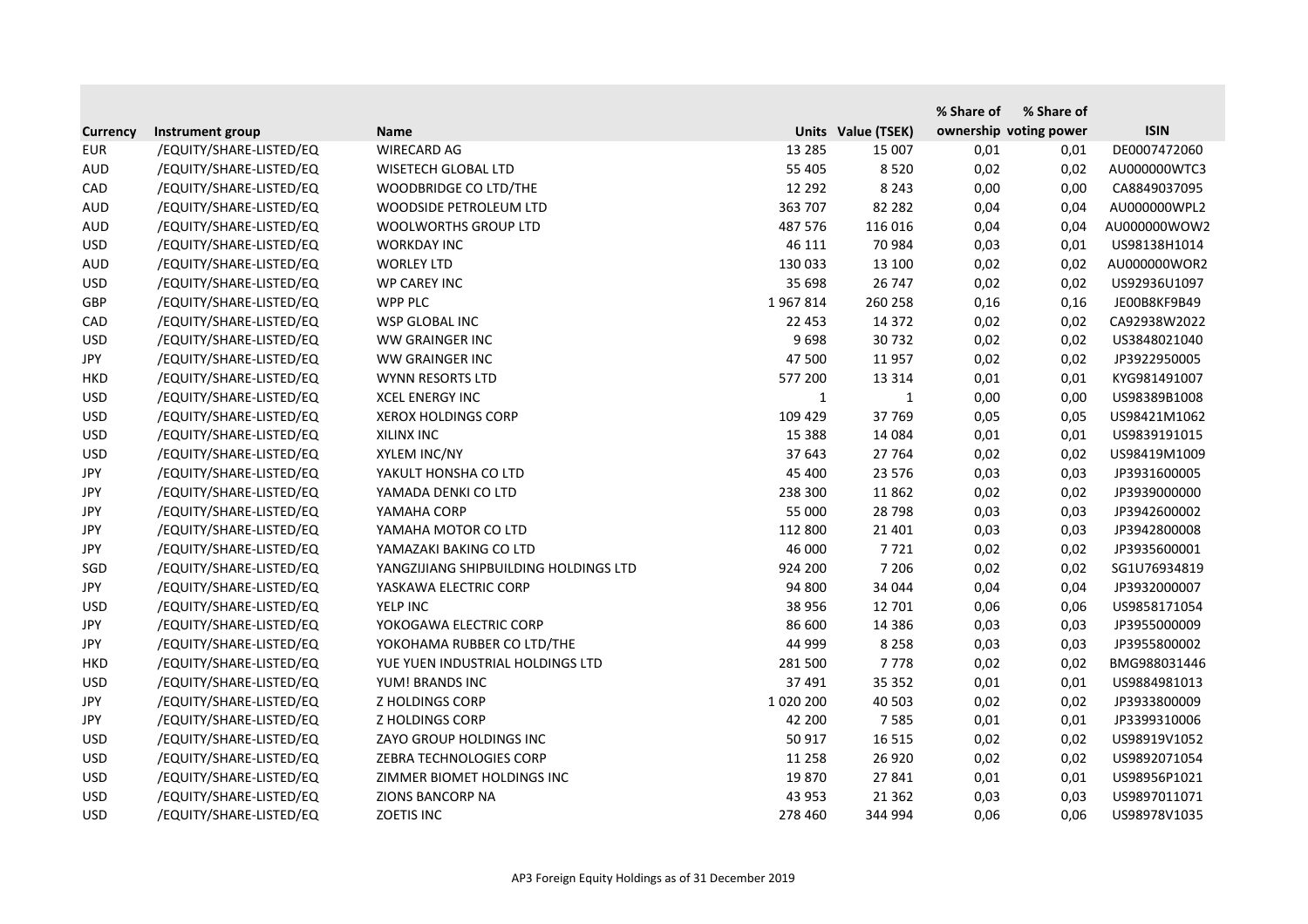| Currency | Instrument group | Name | Units | Value (TSEK) | % Share of ownership | % Share of voting power | ISIN |
|---|---|---|---|---|---|---|---|
| EUR | /EQUITY/SHARE-LISTED/EQ | WIRECARD AG | 13 285 | 15 007 | 0,01 | 0,01 | DE0007472060 |
| AUD | /EQUITY/SHARE-LISTED/EQ | WISETECH GLOBAL LTD | 55 405 | 8 520 | 0,02 | 0,02 | AU000000WTC3 |
| CAD | /EQUITY/SHARE-LISTED/EQ | WOODBRIDGE CO LTD/THE | 12 292 | 8 243 | 0,00 | 0,00 | CA8849037095 |
| AUD | /EQUITY/SHARE-LISTED/EQ | WOODSIDE PETROLEUM LTD | 363 707 | 82 282 | 0,04 | 0,04 | AU000000WPL2 |
| AUD | /EQUITY/SHARE-LISTED/EQ | WOOLWORTHS GROUP LTD | 487 576 | 116 016 | 0,04 | 0,04 | AU000000WOW2 |
| USD | /EQUITY/SHARE-LISTED/EQ | WORKDAY INC | 46 111 | 70 984 | 0,03 | 0,01 | US98138H1014 |
| AUD | /EQUITY/SHARE-LISTED/EQ | WORLEY LTD | 130 033 | 13 100 | 0,02 | 0,02 | AU000000WOR2 |
| USD | /EQUITY/SHARE-LISTED/EQ | WP CAREY INC | 35 698 | 26 747 | 0,02 | 0,02 | US92936U1097 |
| GBP | /EQUITY/SHARE-LISTED/EQ | WPP PLC | 1 967 814 | 260 258 | 0,16 | 0,16 | JE00B8KF9B49 |
| CAD | /EQUITY/SHARE-LISTED/EQ | WSP GLOBAL INC | 22 453 | 14 372 | 0,02 | 0,02 | CA92938W2022 |
| USD | /EQUITY/SHARE-LISTED/EQ | WW GRAINGER INC | 9 698 | 30 732 | 0,02 | 0,02 | US3848021040 |
| JPY | /EQUITY/SHARE-LISTED/EQ | WW GRAINGER INC | 47 500 | 11 957 | 0,02 | 0,02 | JP3922950005 |
| HKD | /EQUITY/SHARE-LISTED/EQ | WYNN RESORTS LTD | 577 200 | 13 314 | 0,01 | 0,01 | KYG981491007 |
| USD | /EQUITY/SHARE-LISTED/EQ | XCEL ENERGY INC | 1 | 1 | 0,00 | 0,00 | US98389B1008 |
| USD | /EQUITY/SHARE-LISTED/EQ | XEROX HOLDINGS CORP | 109 429 | 37 769 | 0,05 | 0,05 | US98421M1062 |
| USD | /EQUITY/SHARE-LISTED/EQ | XILINX INC | 15 388 | 14 084 | 0,01 | 0,01 | US9839191015 |
| USD | /EQUITY/SHARE-LISTED/EQ | XYLEM INC/NY | 37 643 | 27 764 | 0,02 | 0,02 | US98419M1009 |
| JPY | /EQUITY/SHARE-LISTED/EQ | YAKULT HONSHA CO LTD | 45 400 | 23 576 | 0,03 | 0,03 | JP3931600005 |
| JPY | /EQUITY/SHARE-LISTED/EQ | YAMADA DENKI CO LTD | 238 300 | 11 862 | 0,02 | 0,02 | JP3939000000 |
| JPY | /EQUITY/SHARE-LISTED/EQ | YAMAHA CORP | 55 000 | 28 798 | 0,03 | 0,03 | JP3942600002 |
| JPY | /EQUITY/SHARE-LISTED/EQ | YAMAHA MOTOR CO LTD | 112 800 | 21 401 | 0,03 | 0,03 | JP3942800008 |
| JPY | /EQUITY/SHARE-LISTED/EQ | YAMAZAKI BAKING CO LTD | 46 000 | 7 721 | 0,02 | 0,02 | JP3935600001 |
| SGD | /EQUITY/SHARE-LISTED/EQ | YANGZIJIANG SHIPBUILDING HOLDINGS LTD | 924 200 | 7 206 | 0,02 | 0,02 | SG1U76934819 |
| JPY | /EQUITY/SHARE-LISTED/EQ | YASKAWA ELECTRIC CORP | 94 800 | 34 044 | 0,04 | 0,04 | JP3932000007 |
| USD | /EQUITY/SHARE-LISTED/EQ | YELP INC | 38 956 | 12 701 | 0,06 | 0,06 | US9858171054 |
| JPY | /EQUITY/SHARE-LISTED/EQ | YOKOGAWA ELECTRIC CORP | 86 600 | 14 386 | 0,03 | 0,03 | JP3955000009 |
| JPY | /EQUITY/SHARE-LISTED/EQ | YOKOHAMA RUBBER CO LTD/THE | 44 999 | 8 258 | 0,03 | 0,03 | JP3955800002 |
| HKD | /EQUITY/SHARE-LISTED/EQ | YUE YUEN INDUSTRIAL HOLDINGS LTD | 281 500 | 7 778 | 0,02 | 0,02 | BMG988031446 |
| USD | /EQUITY/SHARE-LISTED/EQ | YUM! BRANDS INC | 37 491 | 35 352 | 0,01 | 0,01 | US9884981013 |
| JPY | /EQUITY/SHARE-LISTED/EQ | Z HOLDINGS CORP | 1 020 200 | 40 503 | 0,02 | 0,02 | JP3933800009 |
| JPY | /EQUITY/SHARE-LISTED/EQ | Z HOLDINGS CORP | 42 200 | 7 585 | 0,01 | 0,01 | JP3399310006 |
| USD | /EQUITY/SHARE-LISTED/EQ | ZAYO GROUP HOLDINGS INC | 50 917 | 16 515 | 0,02 | 0,02 | US98919V1052 |
| USD | /EQUITY/SHARE-LISTED/EQ | ZEBRA TECHNOLOGIES CORP | 11 258 | 26 920 | 0,02 | 0,02 | US9892071054 |
| USD | /EQUITY/SHARE-LISTED/EQ | ZIMMER BIOMET HOLDINGS INC | 19 870 | 27 841 | 0,01 | 0,01 | US98956P1021 |
| USD | /EQUITY/SHARE-LISTED/EQ | ZIONS BANCORP NA | 43 953 | 21 362 | 0,03 | 0,03 | US9897011071 |
| USD | /EQUITY/SHARE-LISTED/EQ | ZOETIS INC | 278 460 | 344 994 | 0,06 | 0,06 | US98978V1035 |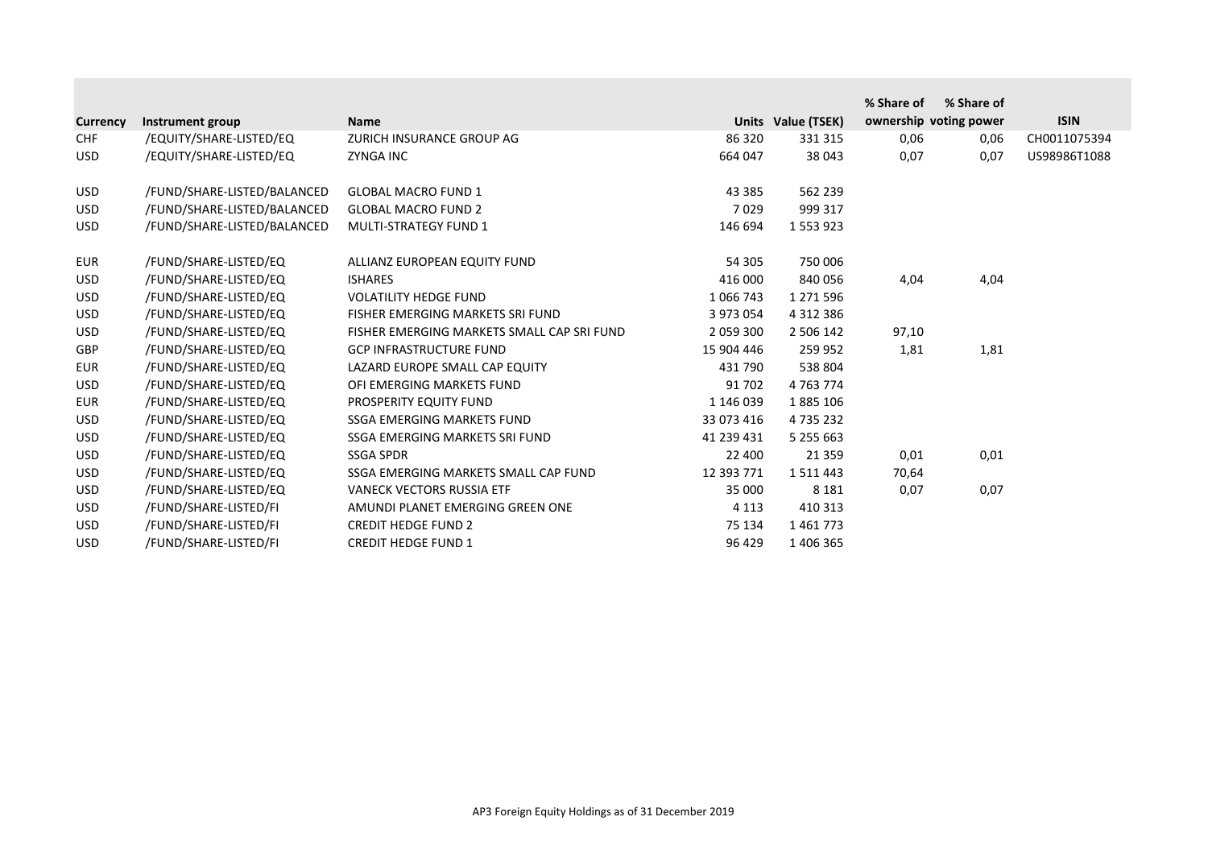| Currency | Instrument group | Name | Units | Value (TSEK) | % Share of ownership | % Share of voting power | ISIN |
|---|---|---|---|---|---|---|---|
| CHF | /EQUITY/SHARE-LISTED/EQ | ZURICH INSURANCE GROUP AG | 86 320 | 331 315 | 0,06 | 0,06 | CH0011075394 |
| USD | /EQUITY/SHARE-LISTED/EQ | ZYNGA INC | 664 047 | 38 043 | 0,07 | 0,07 | US98986T1088 |
| USD | /FUND/SHARE-LISTED/BALANCED | GLOBAL MACRO FUND 1 | 43 385 | 562 239 | | | |
| USD | /FUND/SHARE-LISTED/BALANCED | GLOBAL MACRO FUND 2 | 7 029 | 999 317 | | | |
| USD | /FUND/SHARE-LISTED/BALANCED | MULTI-STRATEGY FUND 1 | 146 694 | 1 553 923 | | | |
| EUR | /FUND/SHARE-LISTED/EQ | ALLIANZ EUROPEAN EQUITY FUND | 54 305 | 750 006 | | | |
| USD | /FUND/SHARE-LISTED/EQ | ISHARES | 416 000 | 840 056 | 4,04 | 4,04 | |
| USD | /FUND/SHARE-LISTED/EQ | VOLATILITY HEDGE FUND | 1 066 743 | 1 271 596 | | | |
| USD | /FUND/SHARE-LISTED/EQ | FISHER EMERGING MARKETS SRI FUND | 3 973 054 | 4 312 386 | | | |
| USD | /FUND/SHARE-LISTED/EQ | FISHER EMERGING MARKETS SMALL CAP SRI FUND | 2 059 300 | 2 506 142 | 97,10 | | |
| GBP | /FUND/SHARE-LISTED/EQ | GCP INFRASTRUCTURE FUND | 15 904 446 | 259 952 | 1,81 | 1,81 | |
| EUR | /FUND/SHARE-LISTED/EQ | LAZARD EUROPE SMALL CAP EQUITY | 431 790 | 538 804 | | | |
| USD | /FUND/SHARE-LISTED/EQ | OFI EMERGING MARKETS FUND | 91 702 | 4 763 774 | | | |
| EUR | /FUND/SHARE-LISTED/EQ | PROSPERITY EQUITY FUND | 1 146 039 | 1 885 106 | | | |
| USD | /FUND/SHARE-LISTED/EQ | SSGA EMERGING MARKETS FUND | 33 073 416 | 4 735 232 | | | |
| USD | /FUND/SHARE-LISTED/EQ | SSGA EMERGING MARKETS SRI FUND | 41 239 431 | 5 255 663 | | | |
| USD | /FUND/SHARE-LISTED/EQ | SSGA SPDR | 22 400 | 21 359 | 0,01 | 0,01 | |
| USD | /FUND/SHARE-LISTED/EQ | SSGA EMERGING MARKETS SMALL CAP FUND | 12 393 771 | 1 511 443 | 70,64 | | |
| USD | /FUND/SHARE-LISTED/EQ | VANECK VECTORS RUSSIA ETF | 35 000 | 8 181 | 0,07 | 0,07 | |
| USD | /FUND/SHARE-LISTED/FI | AMUNDI PLANET EMERGING GREEN ONE | 4 113 | 410 313 | | | |
| USD | /FUND/SHARE-LISTED/FI | CREDIT HEDGE FUND 2 | 75 134 | 1 461 773 | | | |
| USD | /FUND/SHARE-LISTED/FI | CREDIT HEDGE FUND 1 | 96 429 | 1 406 365 | | | |